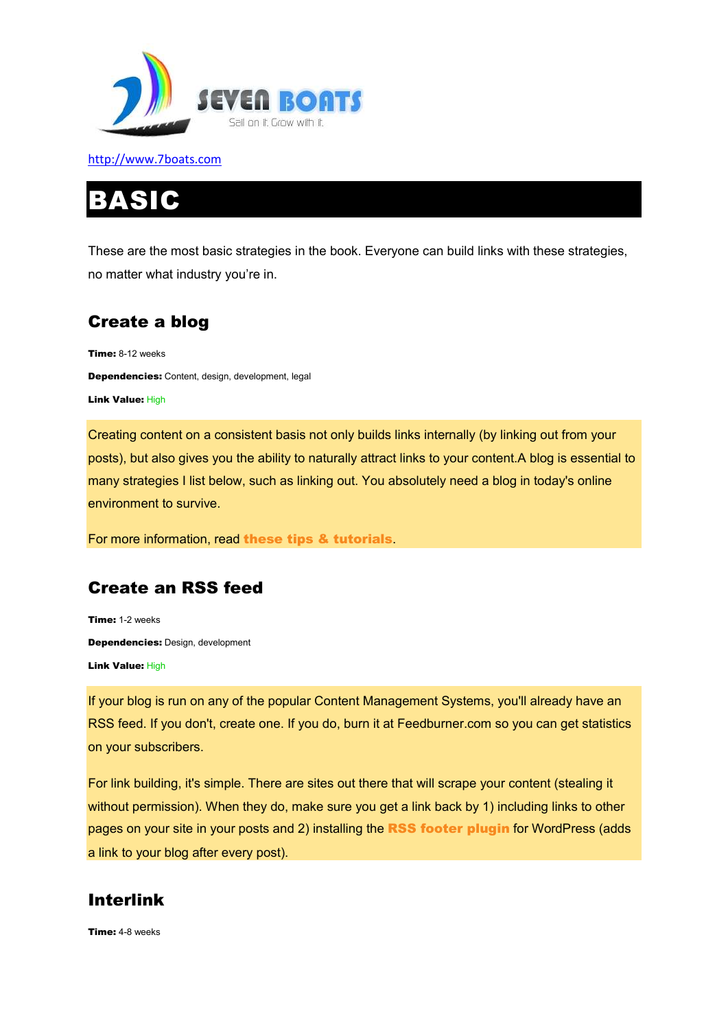SEVEN BOATS

Sail on it. Grow with it.

http://www.7boats.com

# BASIC

These are the most basic strategies in the book. Everyone can build links with these strategies, no matter what industry you're in.

## Create a blog

**Time:** 8-12 weeks

**Dependencies:** Content, design, development, legal

**Link Value:** High

Creating content on a consistent basis not only builds links internally (by linking out from your posts), but also gives you the ability to naturally attract links to your content.A blog is essential to many strategies I list below, such as linking out. You absolutely need a blog in today's online environment to survive.

For more information, read **these tips & tutorials**.

## Create an RSS feed

**Time:** 1-2 weeks

**Dependencies:** Design, development

**Link Value:** High

If your blog is run on any of the popular Content Management Systems, you'll already have an RSS feed. If you don't, create one. If you do, burn it at Feedburner.com so you can get statistics on your subscribers.

For link building, it's simple. There are sites out there that will scrape your content (stealing it without permission). When they do, make sure you get a link back by 1) including links to other pages on your site in your posts and 2) installing the **RSS footer plugin** for WordPress (adds a link to your blog after every post).

## Interlink

**Time:** 4-8 weeks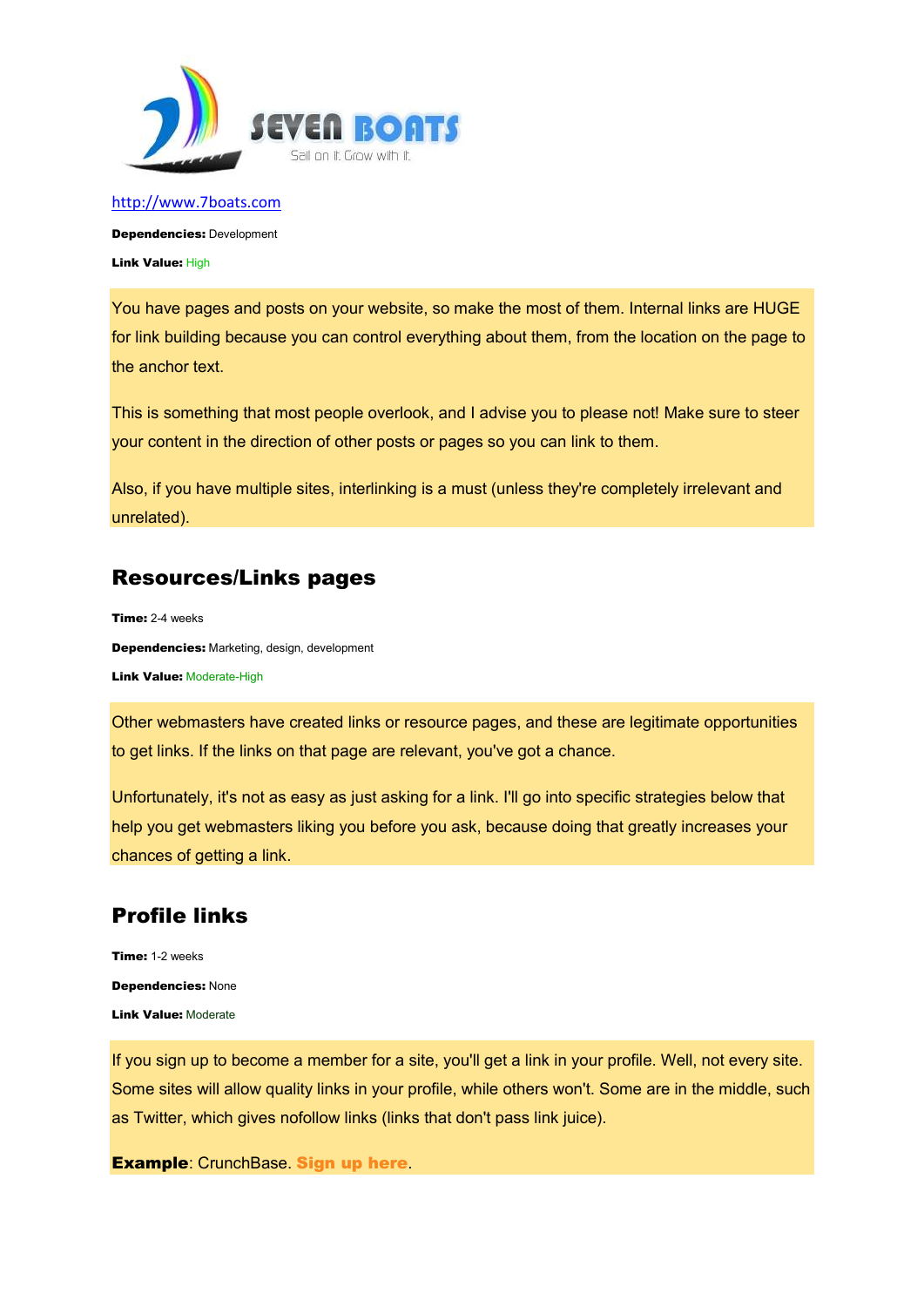SEVEN BOATS

Sail on it. Grow with it.

http://www.7boats.com

**Dependencies:** Development

**Link Value:** High

You have pages and posts on your website, so make the most of them. Internal links are HUGE for link building because you can control everything about them, from the location on the page to the anchor text.

This is something that most people overlook, and I advise you to please not! Make sure to steer your content in the direction of other posts or pages so you can link to them.

Also, if you have multiple sites, interlinking is a must (unless they're completely irrelevant and unrelated).

## Resources/Links pages

**Time:** 2-4 weeks

**Dependencies:** Marketing, design, development

**Link Value:** Moderate-High

Other webmasters have created links or resource pages, and these are legitimate opportunities to get links. If the links on that page are relevant, you've got a chance.

Unfortunately, it's not as easy as just asking for a link. I'll go into specific strategies below that help you get webmasters liking you before you ask, because doing that greatly increases your chances of getting a link.

## Profile links

**Time:** 1-2 weeks

**Dependencies:** None

**Link Value:** Moderate

If you sign up to become a member for a site, you'll get a link in your profile. Well, not every site. Some sites will allow quality links in your profile, while others won't. Some are in the middle, such as Twitter, which gives nofollow links (links that don't pass link juice).

**Example**: CrunchBase. **Sign up here**.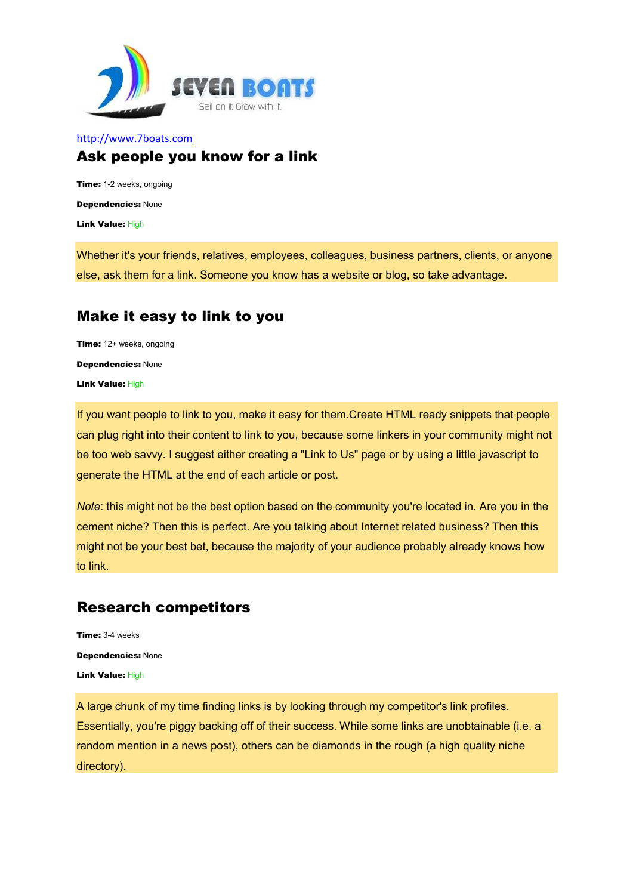http://www.7boats.com

## Ask people you know for a link

**Time:** 1-2 weeks, ongoing

**Dependencies:** None

**Link Value:** High

Whether it's your friends, relatives, employees, colleagues, business partners, clients, or anyone else, ask them for a link. Someone you know has a website or blog, so take advantage.

## Make it easy to link to you

**Time:** 12+ weeks, ongoing

**Dependencies:** None

**Link Value:** High

If you want people to link to you, make it easy for them.Create HTML ready snippets that people can plug right into their content to link to you, because some linkers in your community might not be too web savvy. I suggest either creating a "Link to Us" page or by using a little javascript to generate the HTML at the end of each article or post.

*Note*: this might not be the best option based on the community you're located in. Are you in the cement niche? Then this is perfect. Are you talking about Internet related business? Then this might not be your best bet, because the majority of your audience probably already knows how to link.

## Research competitors

**Time:** 3-4 weeks

**Dependencies:** None

**Link Value:** High

A large chunk of my time finding links is by looking through my competitor's link profiles. Essentially, you're piggy backing off of their success. While some links are unobtainable (i.e. a random mention in a news post), others can be diamonds in the rough (a high quality niche directory).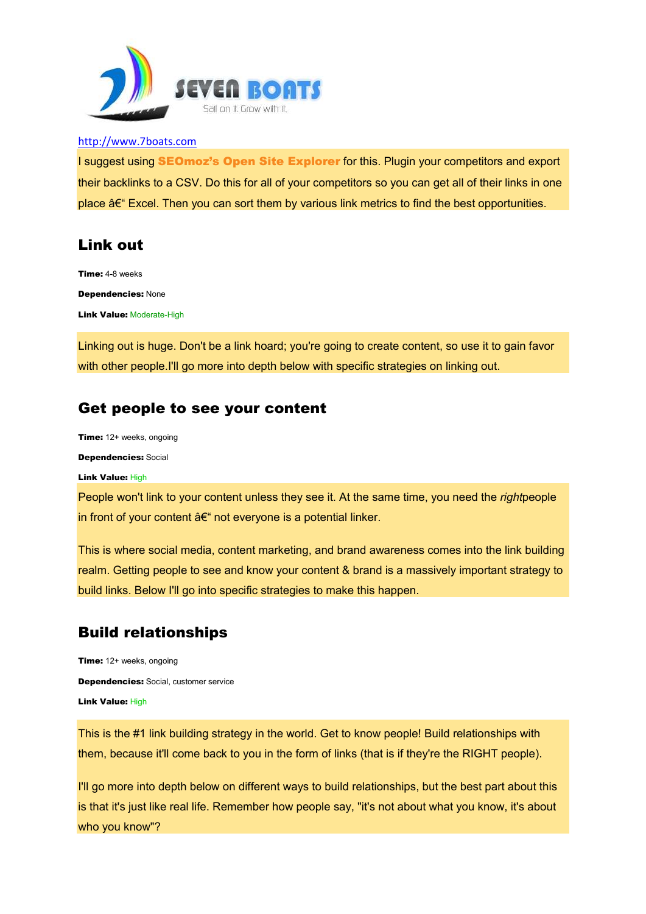http://www.7boats.com

I suggest using **SEOmoz's Open Site Explorer** for this. Plugin your competitors and export their backlinks to a CSV. Do this for all of your competitors so you can get all of their links in one place â€" Excel. Then you can sort them by various link metrics to find the best opportunities.

## Link out

**Time:** 4-8 weeks

**Dependencies:** None

**Link Value:** Moderate-High

Linking out is huge. Don't be a link hoard; you're going to create content, so use it to gain favor with other people.I'll go more into depth below with specific strategies on linking out.

## Get people to see your content

**Time:** 12+ weeks, ongoing

**Dependencies:** Social

**Link Value:** High

People won't link to your content unless they see it. At the same time, you need the *right*people in front of your content â€" not everyone is a potential linker.

This is where social media, content marketing, and brand awareness comes into the link building realm. Getting people to see and know your content & brand is a massively important strategy to build links. Below I'll go into specific strategies to make this happen.

## Build relationships

**Time:** 12+ weeks, ongoing

**Dependencies:** Social, customer service

**Link Value:** High

This is the #1 link building strategy in the world. Get to know people! Build relationships with them, because it'll come back to you in the form of links (that is if they're the RIGHT people).

I'll go more into depth below on different ways to build relationships, but the best part about this is that it's just like real life. Remember how people say, "it's not about what you know, it's about who you know"?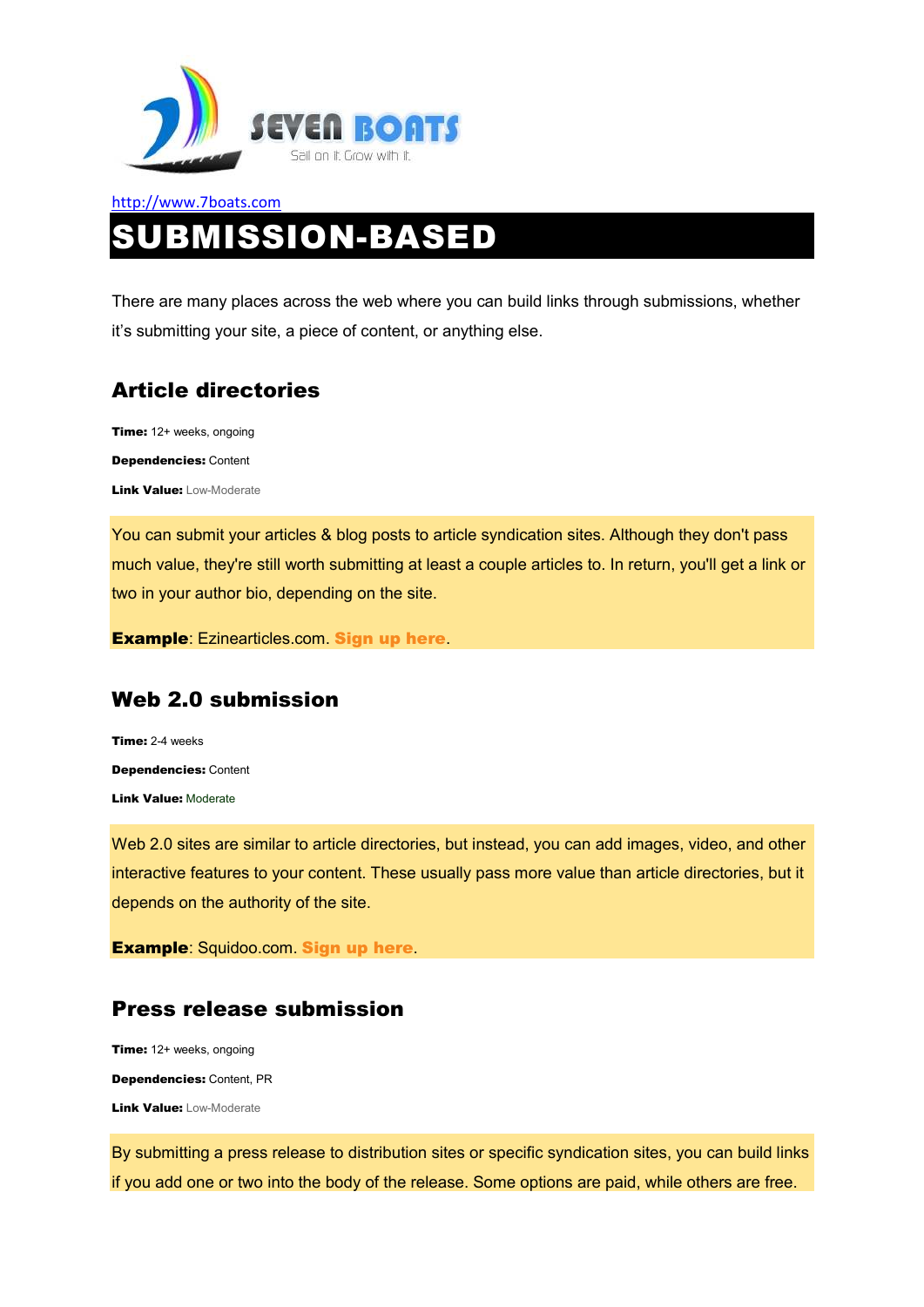http://www.7boats.com

# SUBMISSION-BASED

There are many places across the web where you can build links through submissions, whether it's submitting your site, a piece of content, or anything else.

## Article directories

**Time:** 12+ weeks, ongoing

**Dependencies:** Content

**Link Value:** Low-Moderate

You can submit your articles & blog posts to article syndication sites. Although they don't pass much value, they're still worth submitting at least a couple articles to. In return, you'll get a link or two in your author bio, depending on the site.

**Example**: Ezinearticles.com. **Sign up here**.

## Web 2.0 submission

**Time:** 2-4 weeks

**Dependencies:** Content

**Link Value:** Moderate

Web 2.0 sites are similar to article directories, but instead, you can add images, video, and other interactive features to your content. These usually pass more value than article directories, but it depends on the authority of the site.

**Example**: Squidoo.com. **Sign up here**.

## Press release submission

**Time:** 12+ weeks, ongoing

**Dependencies:** Content, PR

**Link Value:** Low-Moderate

By submitting a press release to distribution sites or specific syndication sites, you can build links if you add one or two into the body of the release. Some options are paid, while others are free.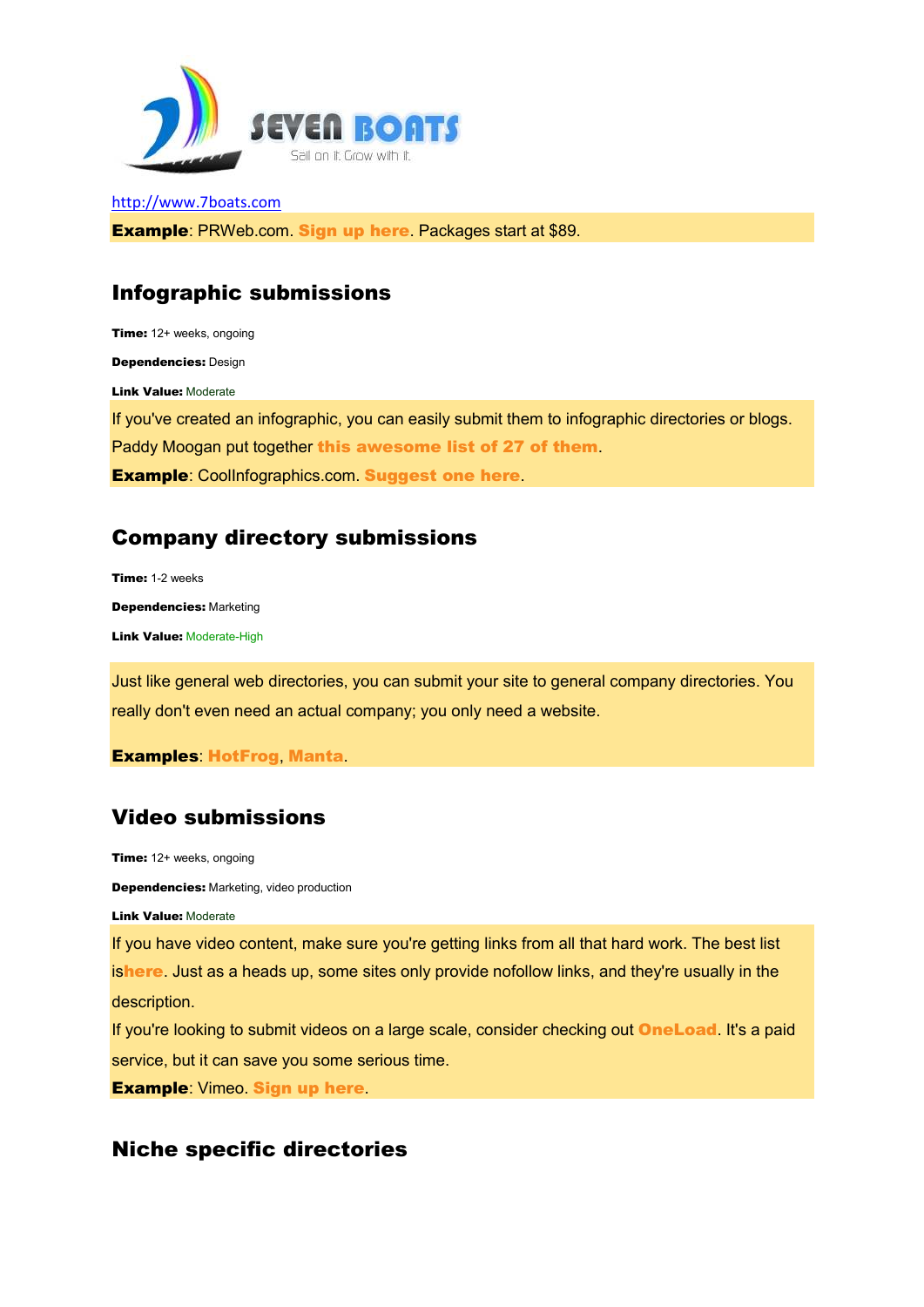http://www.7boats.com

**Example**: PRWeb.com. **Sign up here**. Packages start at $89.

## Infographic submissions

**Time:** 12+ weeks, ongoing

**Dependencies:** Design

**Link Value:** Moderate

If you've created an infographic, you can easily submit them to infographic directories or blogs. Paddy Moogan put together **this awesome list of 27 of them**.

**Example**: CoolInfographics.com. **Suggest one here**.

## Company directory submissions

**Time:** 1-2 weeks

**Dependencies:** Marketing

**Link Value:** Moderate-High

Just like general web directories, you can submit your site to general company directories. You really don't even need an actual company; you only need a website.

**Examples**: **HotFrog**, **Manta**.

## Video submissions

**Time:** 12+ weeks, ongoing

**Dependencies:** Marketing, video production

**Link Value:** Moderate

If you have video content, make sure you're getting links from all that hard work. The best list is**here**. Just as a heads up, some sites only provide nofollow links, and they're usually in the description.

If you're looking to submit videos on a large scale, consider checking out **OneLoad**. It's a paid service, but it can save you some serious time.

**Example**: Vimeo. **Sign up here**.

## Niche specific directories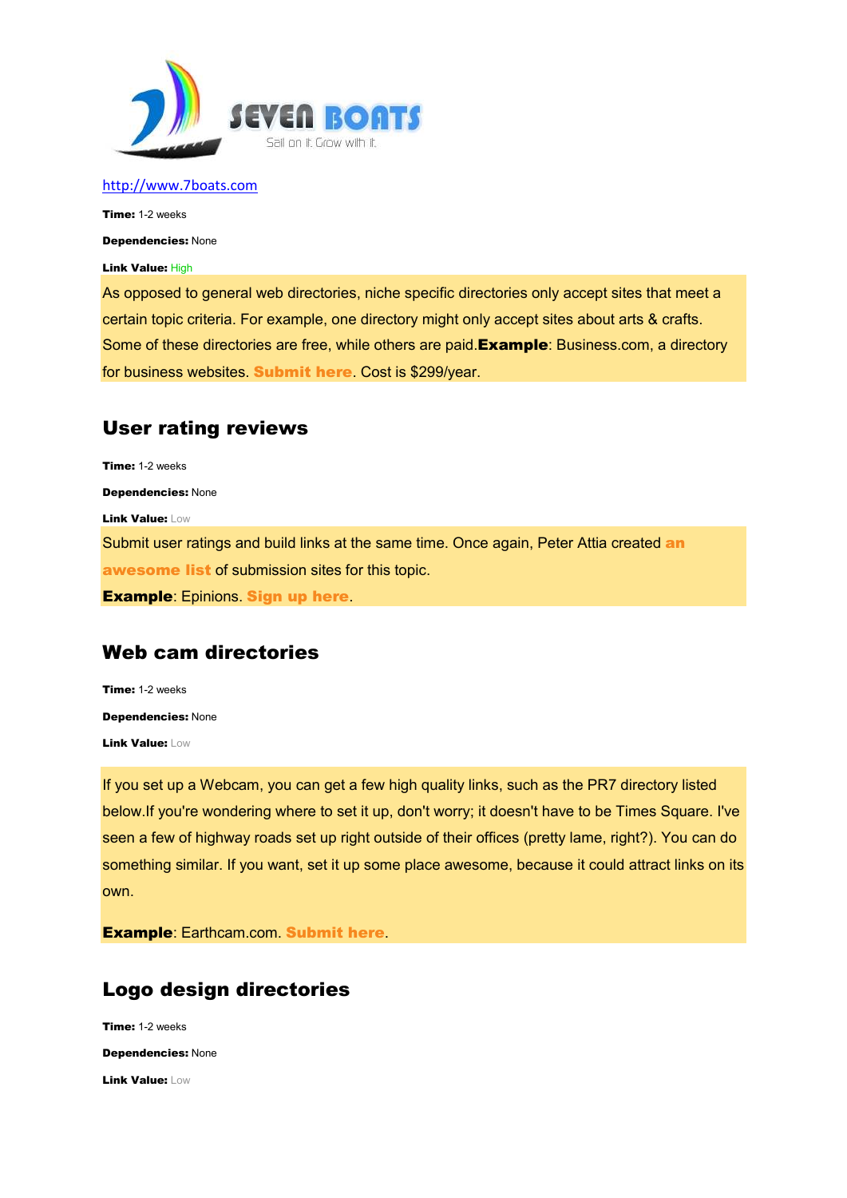http://www.7boats.com

**Time:** 1-2 weeks

**Dependencies:** None

**Link Value:** High

As opposed to general web directories, niche specific directories only accept sites that meet a certain topic criteria. For example, one directory might only accept sites about arts & crafts. Some of these directories are free, while others are paid.**Example**: Business.com, a directory for business websites. **Submit here**. Cost is $299/year.

## User rating reviews

**Time:** 1-2 weeks

**Dependencies:** None

**Link Value:** Low

Submit user ratings and build links at the same time. Once again, Peter Attia created **an awesome list** of submission sites for this topic.

**Example**: Epinions. **Sign up here**.

## Web cam directories

**Time:** 1-2 weeks

**Dependencies:** None

**Link Value:** Low

If you set up a Webcam, you can get a few high quality links, such as the PR7 directory listed below.If you're wondering where to set it up, don't worry; it doesn't have to be Times Square. I've seen a few of highway roads set up right outside of their offices (pretty lame, right?). You can do something similar. If you want, set it up some place awesome, because it could attract links on its own.

**Example**: Earthcam.com. **Submit here**.

## Logo design directories

**Time:** 1-2 weeks

**Dependencies:** None

**Link Value:** Low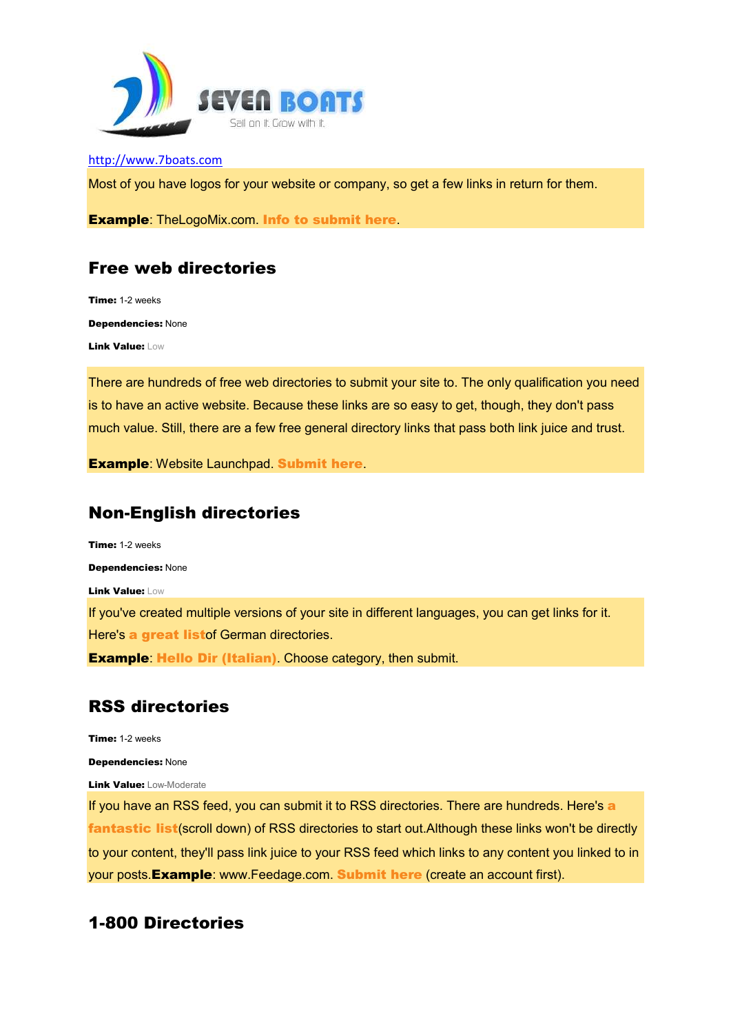http://www.7boats.com

Most of you have logos for your website or company, so get a few links in return for them.

**Example**: TheLogoMix.com. **Info to submit here**.

## Free web directories

**Time:** 1-2 weeks

**Dependencies:** None

**Link Value:** Low

There are hundreds of free web directories to submit your site to. The only qualification you need is to have an active website. Because these links are so easy to get, though, they don't pass much value. Still, there are a few free general directory links that pass both link juice and trust.

**Example**: Website Launchpad. **Submit here**.

## Non-English directories

**Time:** 1-2 weeks

**Dependencies:** None

**Link Value:** Low

If you've created multiple versions of your site in different languages, you can get links for it. Here's **a great list**of German directories.

**Example**: **Hello Dir (Italian)**. Choose category, then submit.

## RSS directories

**Time:** 1-2 weeks

**Dependencies:** None

**Link Value:** Low-Moderate

If you have an RSS feed, you can submit it to RSS directories. There are hundreds. Here's **a fantastic list**(scroll down) of RSS directories to start out.Although these links won't be directly to your content, they'll pass link juice to your RSS feed which links to any content you linked to in your posts.**Example**: www.Feedage.com. **Submit here** (create an account first).

## 1-800 Directories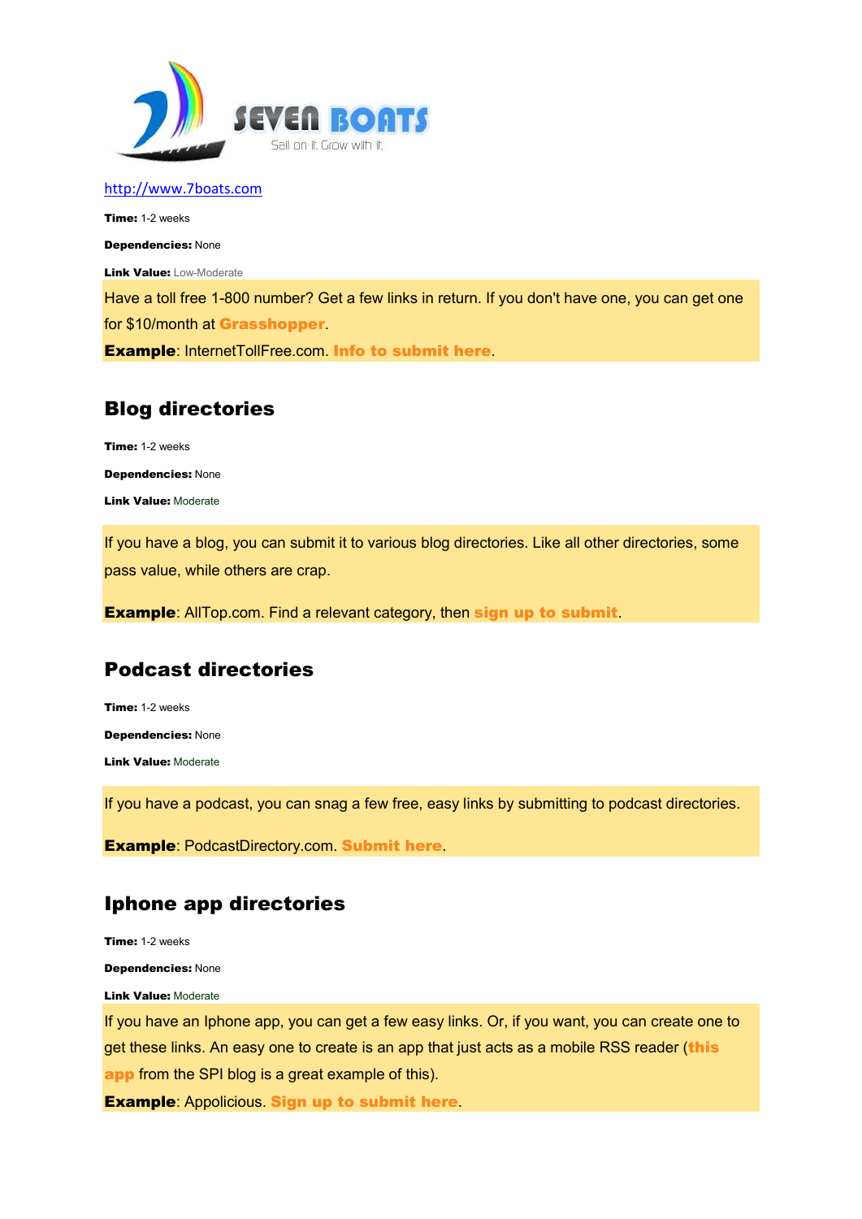http://www.7boats.com

**Time:** 1-2 weeks

**Dependencies:** None

**Link Value:** Low-Moderate

Have a toll free 1-800 number? Get a few links in return. If you don't have one, you can get one for $10/month at **Grasshopper**.

**Example**: InternetTollFree.com. **Info to submit here**.

## Blog directories

**Time:** 1-2 weeks

**Dependencies:** None

**Link Value:** Moderate

If you have a blog, you can submit it to various blog directories. Like all other directories, some pass value, while others are crap.

**Example**: AllTop.com. Find a relevant category, then **sign up to submit**.

## Podcast directories

**Time:** 1-2 weeks

**Dependencies:** None

**Link Value:** Moderate

If you have a podcast, you can snag a few free, easy links by submitting to podcast directories.

**Example**: PodcastDirectory.com. **Submit here**.

## Iphone app directories

**Time:** 1-2 weeks

**Dependencies:** None

**Link Value:** Moderate

If you have an Iphone app, you can get a few easy links. Or, if you want, you can create one to get these links. An easy one to create is an app that just acts as a mobile RSS reader (**this app** from the SPI blog is a great example of this).

**Example**: Applicious. **Sign up to submit here**.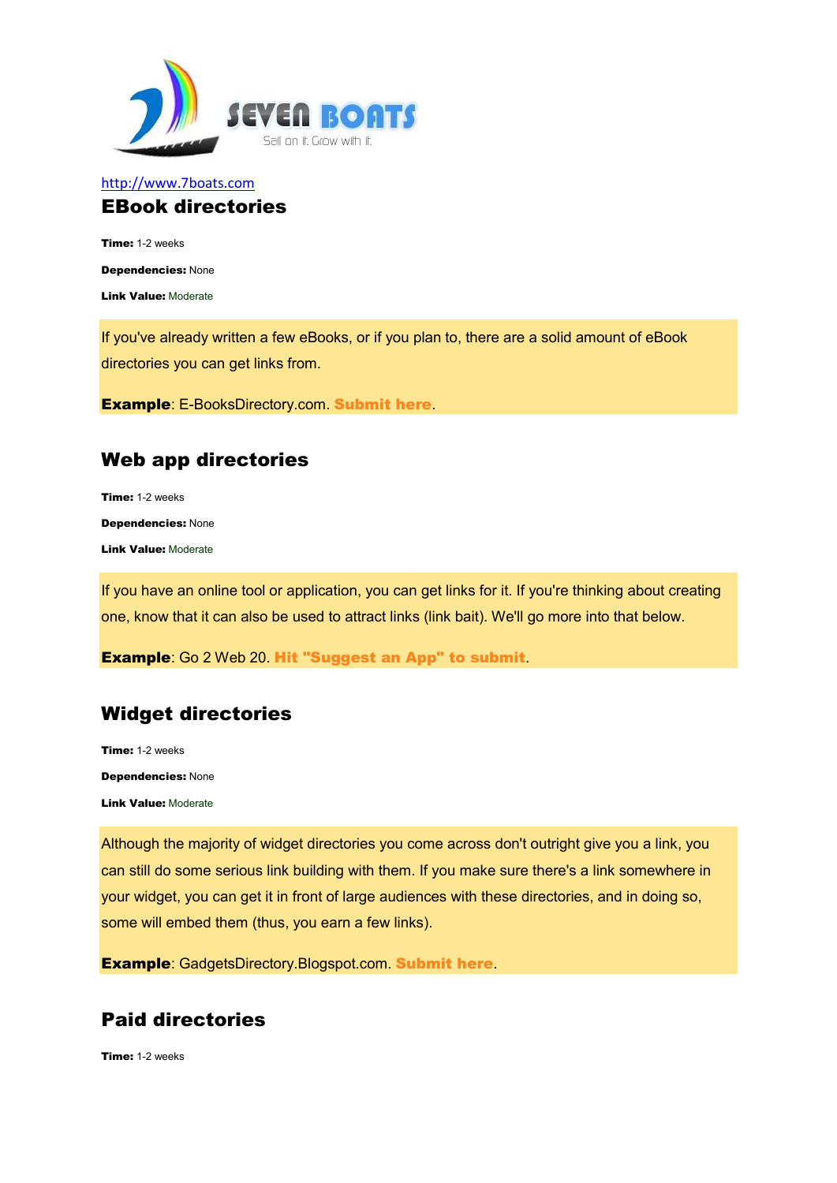http://www.7boats.com

## EBook directories

**Time:** 1-2 weeks

**Dependencies:** None

**Link Value:** Moderate

If you've already written a few eBooks, or if you plan to, there are a solid amount of eBook directories you can get links from.

**Example**: E-BooksDirectory.com. **Submit here**.

## Web app directories

**Time:** 1-2 weeks

**Dependencies:** None

**Link Value:** Moderate

If you have an online tool or application, you can get links for it. If you're thinking about creating one, know that it can also be used to attract links (link bait). We'll go more into that below.

**Example**: Go 2 Web 20. **Hit "Suggest an App" to submit**.

## Widget directories

**Time:** 1-2 weeks

**Dependencies:** None

**Link Value:** Moderate

Although the majority of widget directories you come across don't outright give you a link, you can still do some serious link building with them. If you make sure there's a link somewhere in your widget, you can get it in front of large audiences with these directories, and in doing so, some will embed them (thus, you earn a few links).

**Example**: GadgetsDirectory.Blogspot.com. **Submit here**.

## Paid directories

**Time:** 1-2 weeks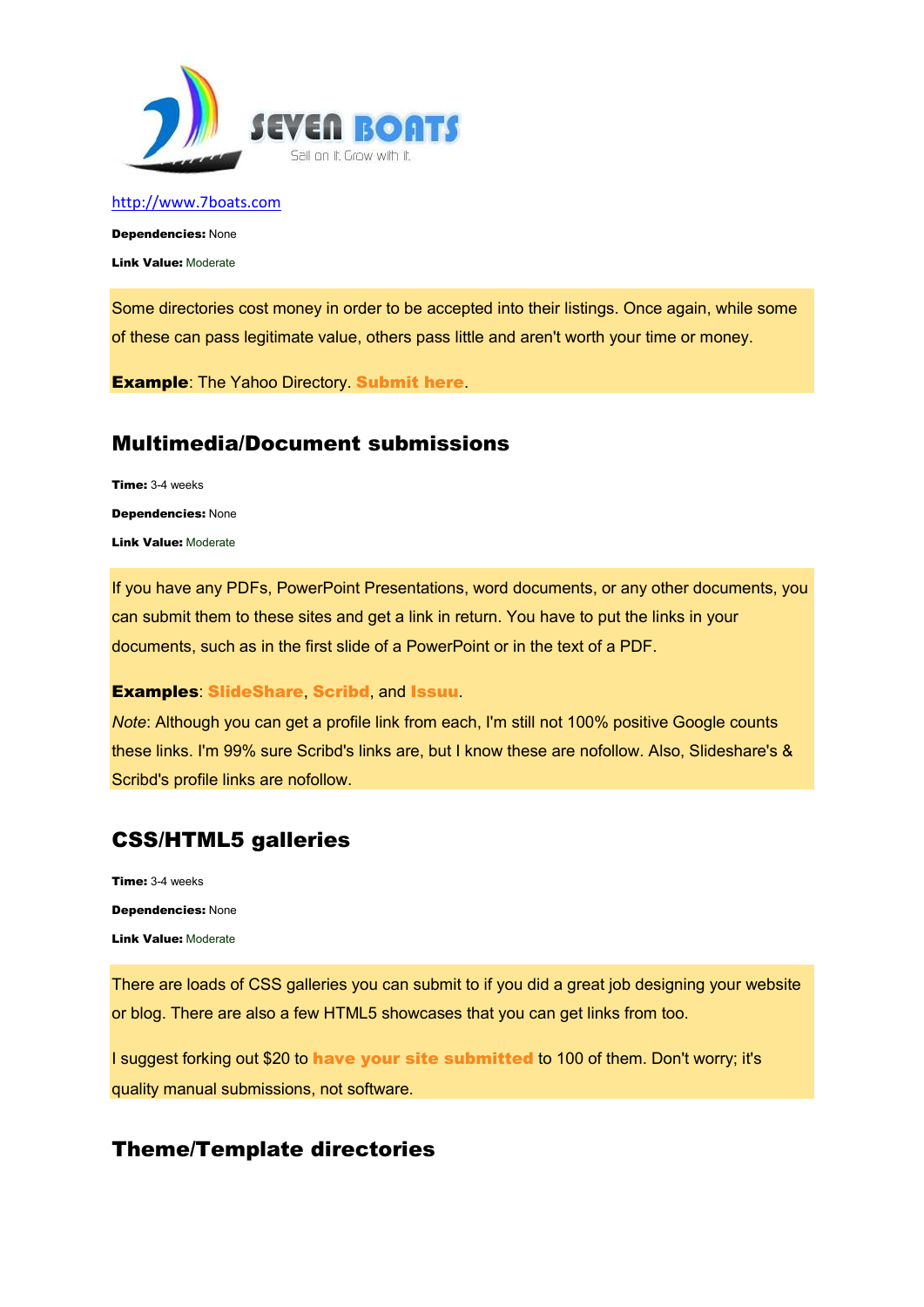http://www.7boats.com

**Dependencies:** None

**Link Value:** Moderate

Some directories cost money in order to be accepted into their listings. Once again, while some of these can pass legitimate value, others pass little and aren't worth your time or money.

**Example**: The Yahoo Directory. **Submit here**.

## Multimedia/Document submissions

**Time:** 3-4 weeks

**Dependencies:** None

**Link Value:** Moderate

If you have any PDFs, PowerPoint Presentations, word documents, or any other documents, you can submit them to these sites and get a link in return. You have to put the links in your documents, such as in the first slide of a PowerPoint or in the text of a PDF.

**Examples**: **SlideShare**, **Scribd**, and **Issuu**.

*Note*: Although you can get a profile link from each, I'm still not 100% positive Google counts these links. I'm 99% sure Scribd's links are, but I know these are nofollow. Also, Slideshare's & Scribd's profile links are nofollow.

## CSS/HTML5 galleries

**Time:** 3-4 weeks

**Dependencies:** None

**Link Value:** Moderate

There are loads of CSS galleries you can submit to if you did a great job designing your website or blog. There are also a few HTML5 showcases that you can get links from too.

I suggest forking out $20 to **have your site submitted** to 100 of them. Don't worry; it's quality manual submissions, not software.

## Theme/Template directories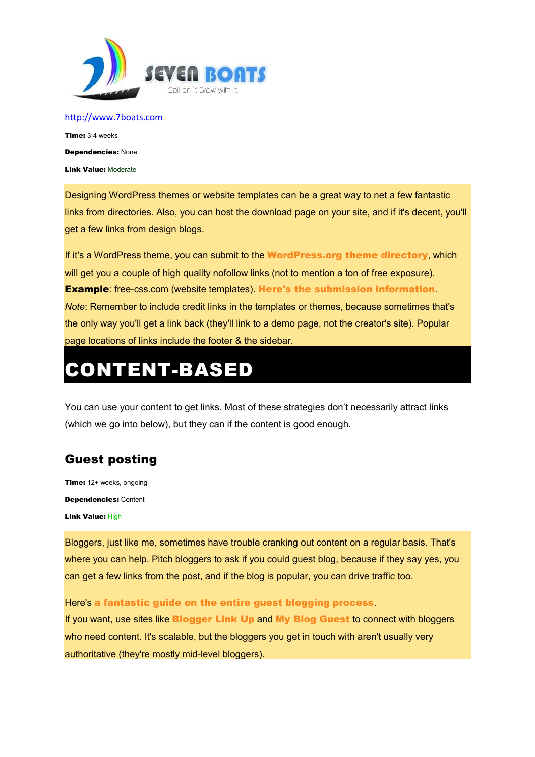http://www.7boats.com

**Time:** 3-4 weeks

**Dependencies:** None

**Link Value:** Moderate

Designing WordPress themes or website templates can be a great way to net a few fantastic links from directories. Also, you can host the download page on your site, and if it's decent, you'll get a few links from design blogs.

If it's a WordPress theme, you can submit to the **WordPress.org theme directory**, which will get you a couple of high quality nofollow links (not to mention a ton of free exposure). **Example**: free-css.com (website templates). **Here's the submission information**. *Note*: Remember to include credit links in the templates or themes, because sometimes that's the only way you'll get a link back (they'll link to a demo page, not the creator's site). Popular page locations of links include the footer & the sidebar.

# CONTENT-BASED

You can use your content to get links. Most of these strategies don't necessarily attract links (which we go into below), but they can if the content is good enough.

## Guest posting

**Time:** 12+ weeks, ongoing

**Dependencies:** Content

**Link Value:** High

Bloggers, just like me, sometimes have trouble cranking out content on a regular basis. That's where you can help. Pitch bloggers to ask if you could guest blog, because if they say yes, you can get a few links from the post, and if the blog is popular, you can drive traffic too.

Here's **a fantastic guide on the entire guest blogging process**.
If you want, use sites like **Blogger Link Up** and **My Blog Guest** to connect with bloggers who need content. It's scalable, but the bloggers you get in touch with aren't usually very authoritative (they're mostly mid-level bloggers).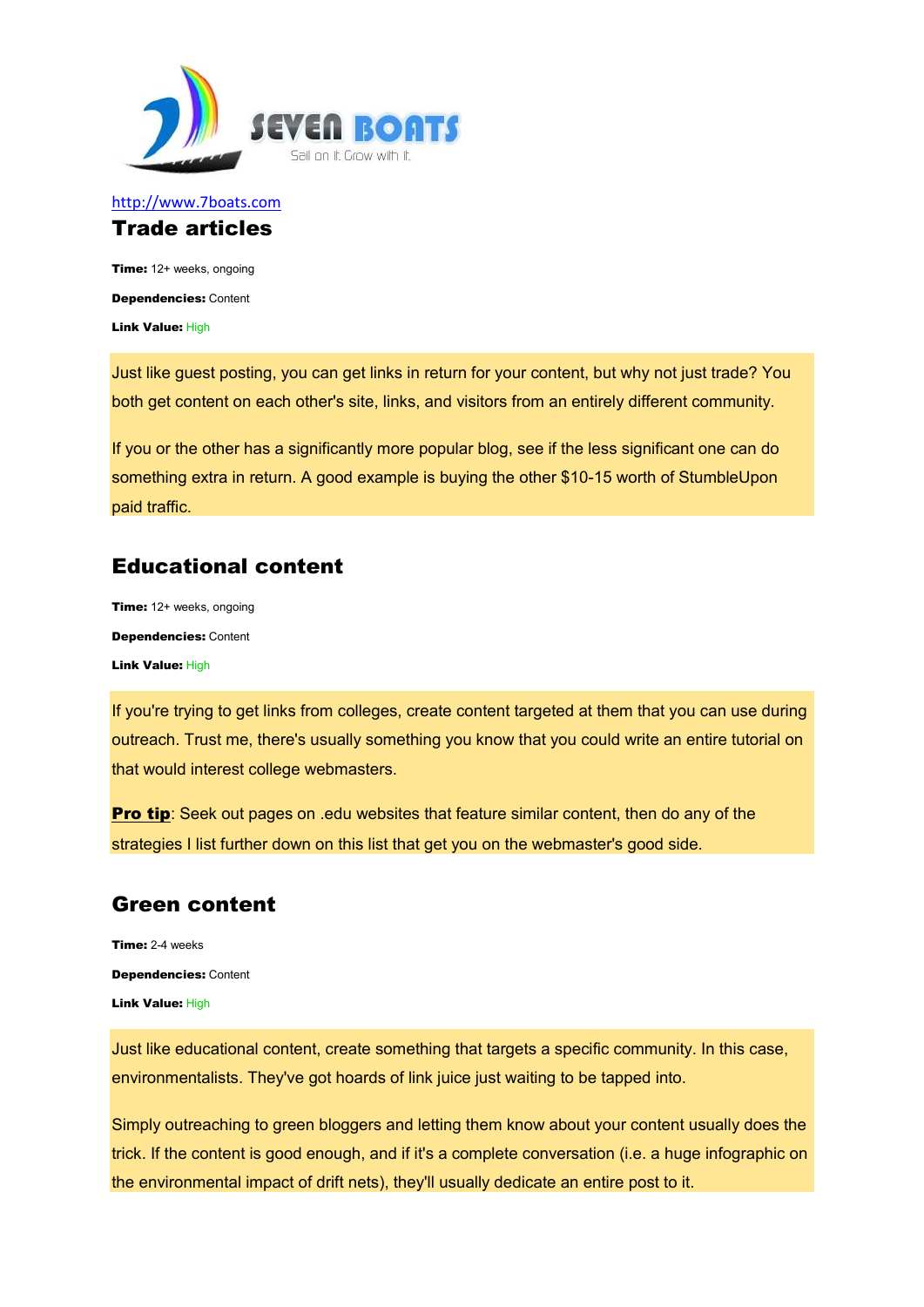http://www.7boats.com

## Trade articles

**Time:** 12+ weeks, ongoing

**Dependencies:** Content

**Link Value:** High

Just like guest posting, you can get links in return for your content, but why not just trade? You both get content on each other's site, links, and visitors from an entirely different community.

If you or the other has a significantly more popular blog, see if the less significant one can do something extra in return. A good example is buying the other $10-15 worth of StumbleUpon paid traffic.

## Educational content

**Time:** 12+ weeks, ongoing

**Dependencies:** Content

**Link Value:** High

If you're trying to get links from colleges, create content targeted at them that you can use during outreach. Trust me, there's usually something you know that you could write an entire tutorial on that would interest college webmasters.

**Pro tip**: Seek out pages on .edu websites that feature similar content, then do any of the strategies I list further down on this list that get you on the webmaster's good side.

## Green content

**Time:** 2-4 weeks

**Dependencies:** Content

**Link Value:** High

Just like educational content, create something that targets a specific community. In this case, environmentalists. They've got hoards of link juice just waiting to be tapped into.

Simply outreaching to green bloggers and letting them know about your content usually does the trick. If the content is good enough, and if it's a complete conversation (i.e. a huge infographic on the environmental impact of drift nets), they'll usually dedicate an entire post to it.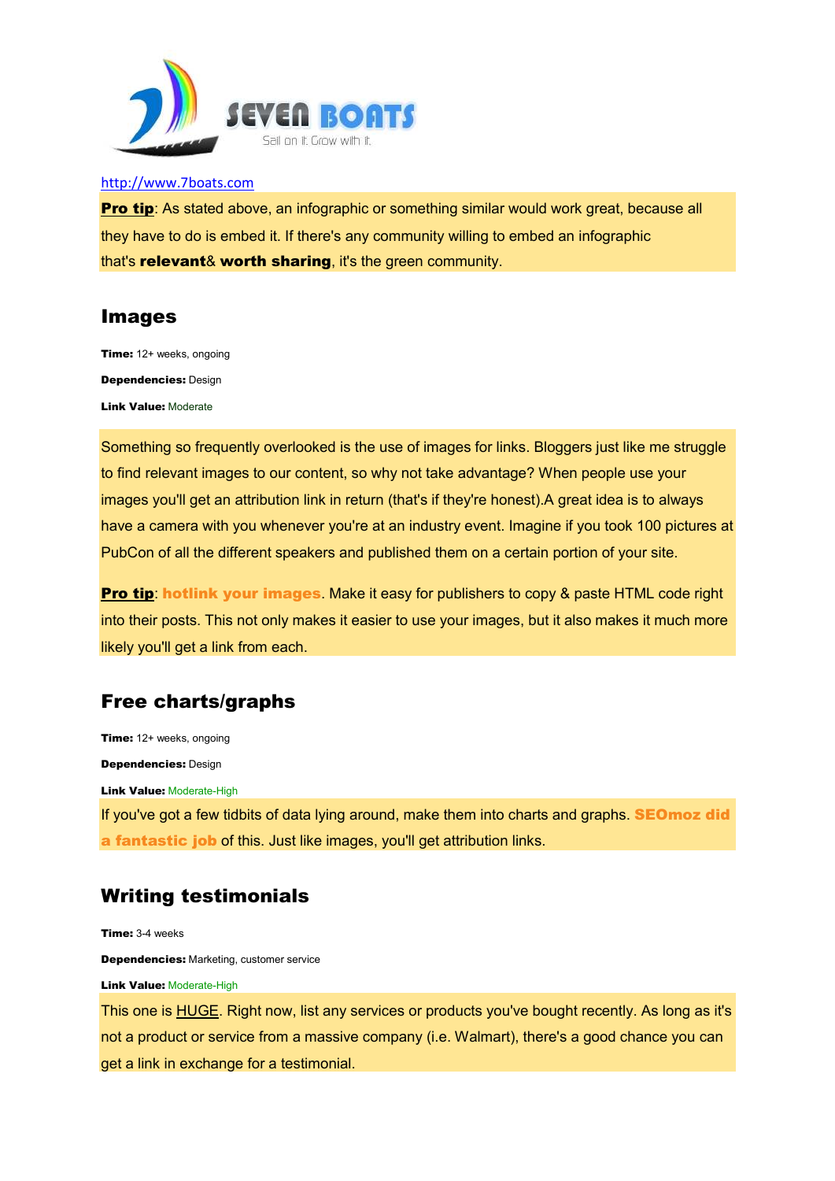http://www.7boats.com

**Pro tip**: As stated above, an infographic or something similar would work great, because all they have to do is embed it. If there's any community willing to embed an infographic that's **relevant**& **worth sharing**, it's the green community.

## Images

**Time:** 12+ weeks, ongoing

**Dependencies:** Design

**Link Value:** Moderate

Something so frequently overlooked is the use of images for links. Bloggers just like me struggle to find relevant images to our content, so why not take advantage? When people use your images you'll get an attribution link in return (that's if they're honest).A great idea is to always have a camera with you whenever you're at an industry event. Imagine if you took 100 pictures at PubCon of all the different speakers and published them on a certain portion of your site.

**Pro tip**: **hotlink your images**. Make it easy for publishers to copy & paste HTML code right into their posts. This not only makes it easier to use your images, but it also makes it much more likely you'll get a link from each.

## Free charts/graphs

**Time:** 12+ weeks, ongoing

**Dependencies:** Design

**Link Value:** Moderate-High

If you've got a few tidbits of data lying around, make them into charts and graphs. **SEOmoz did a fantastic job** of this. Just like images, you'll get attribution links.

## Writing testimonials

**Time:** 3-4 weeks

**Dependencies:** Marketing, customer service

**Link Value:** Moderate-High

This one is HUGE. Right now, list any services or products you've bought recently. As long as it's not a product or service from a massive company (i.e. Walmart), there's a good chance you can get a link in exchange for a testimonial.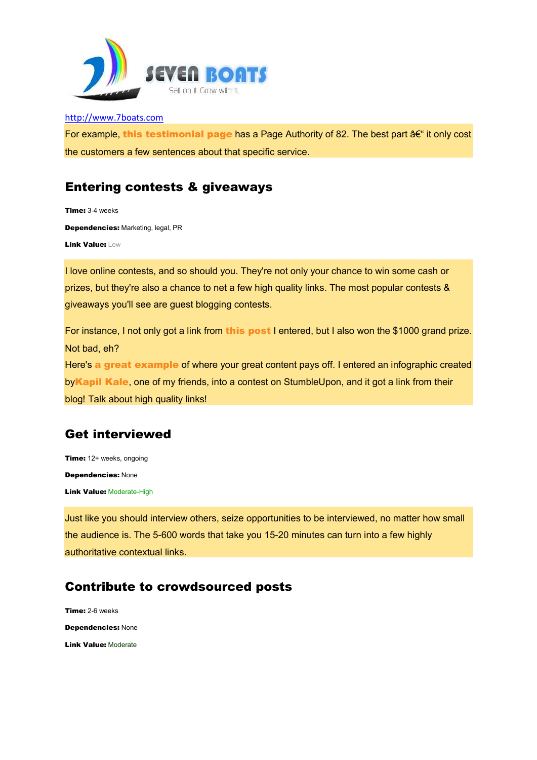http://www.7boats.com

For example, **this testimonial page** has a Page Authority of 82. The best part â€“ it only cost the customers a few sentences about that specific service.

## Entering contests & giveaways

**Time:** 3-4 weeks

**Dependencies:** Marketing, legal, PR

**Link Value:** Low

I love online contests, and so should you. They're not only your chance to win some cash or prizes, but they're also a chance to net a few high quality links. The most popular contests & giveaways you'll see are guest blogging contests.

For instance, I not only got a link from **this post** I entered, but I also won the $1000 grand prize. Not bad, eh?

Here's **a great example** of where your great content pays off. I entered an infographic created by**Kapil Kale**, one of my friends, into a contest on StumbleUpon, and it got a link from their blog! Talk about high quality links!

## Get interviewed

**Time:** 12+ weeks, ongoing

**Dependencies:** None

**Link Value:** Moderate-High

Just like you should interview others, seize opportunities to be interviewed, no matter how small the audience is. The 5-600 words that take you 15-20 minutes can turn into a few highly authoritative contextual links.

## Contribute to crowdsourced posts

**Time:** 2-6 weeks

**Dependencies:** None

**Link Value:** Moderate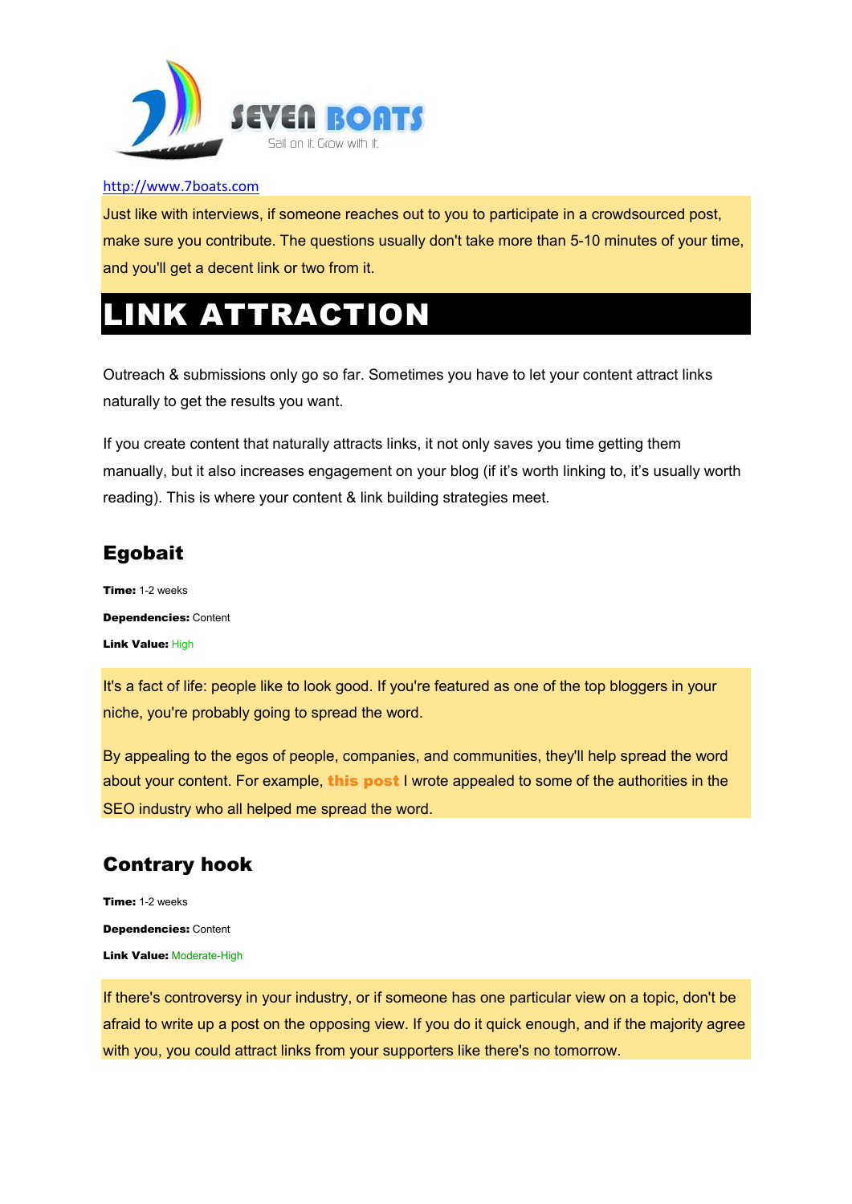Just like with interviews, if someone reaches out to you to participate in a crowdsourced post, make sure you contribute. The questions usually don't take more than 5-10 minutes of your time, and you'll get a decent link or two from it.

# LINK ATTRACTION

Outreach & submissions only go so far. Sometimes you have to let your content attract links naturally to get the results you want.

If you create content that naturally attracts links, it not only saves you time getting them manually, but it also increases engagement on your blog (if it's worth linking to, it's usually worth reading). This is where your content & link building strategies meet.

## Egobait

**Time:** 1-2 weeks

**Dependencies:** Content

**Link Value:** High

It's a fact of life: people like to look good. If you're featured as one of the top bloggers in your niche, you're probably going to spread the word.

By appealing to the egos of people, companies, and communities, they'll help spread the word about your content. For example, **this post** I wrote appealed to some of the authorities in the SEO industry who all helped me spread the word.

## Contrary hook

**Time:** 1-2 weeks

**Dependencies:** Content

**Link Value:** Moderate-High

If there's controversy in your industry, or if someone has one particular view on a topic, don't be afraid to write up a post on the opposing view. If you do it quick enough, and if the majority agree with you, you could attract links from your supporters like there's no tomorrow.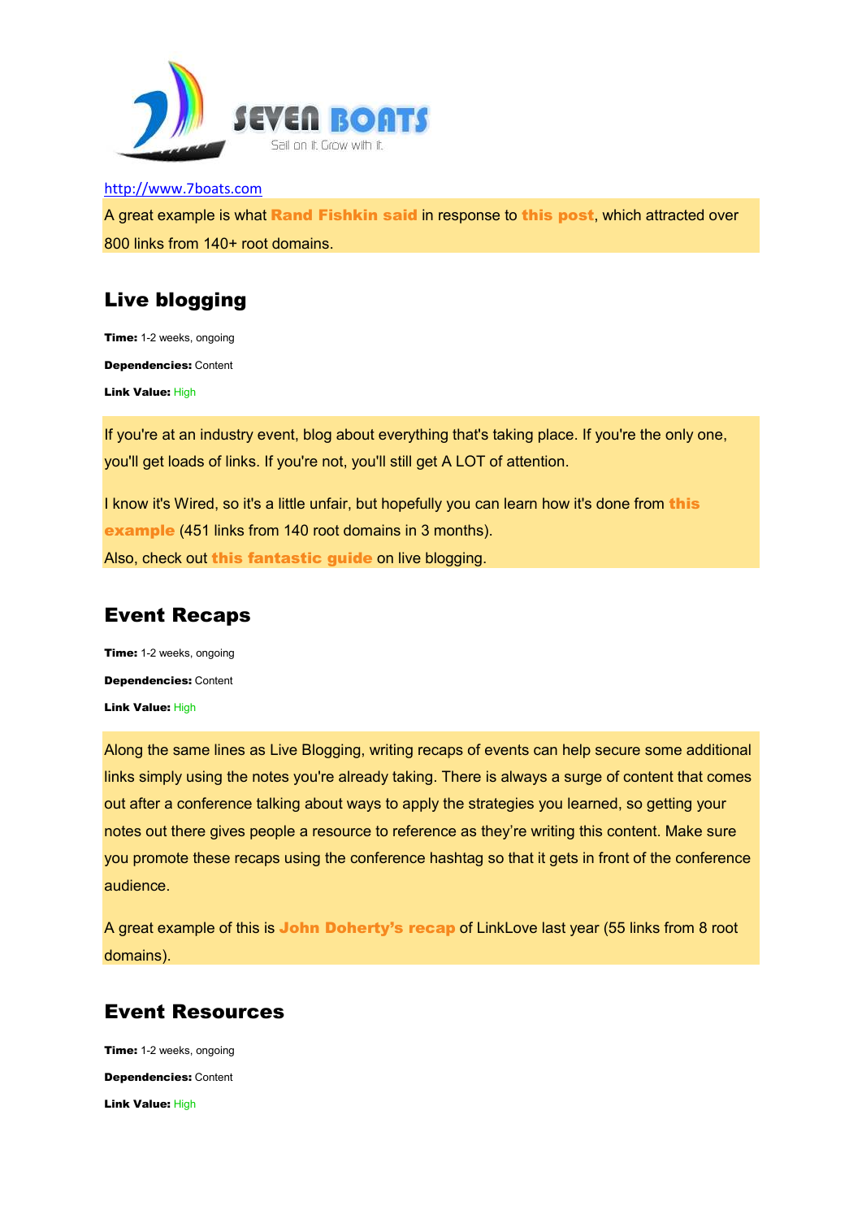http://www.7boats.com

A great example is what **Rand Fishkin said** in response to **this post**, which attracted over 800 links from 140+ root domains.

## Live blogging

**Time:** 1-2 weeks, ongoing

**Dependencies:** Content

**Link Value:** High

If you're at an industry event, blog about everything that's taking place. If you're the only one, you'll get loads of links. If you're not, you'll still get A LOT of attention.

I know it's Wired, so it's a little unfair, but hopefully you can learn how it's done from **this example** (451 links from 140 root domains in 3 months).
Also, check out **this fantastic guide** on live blogging.

## Event Recaps

**Time:** 1-2 weeks, ongoing

**Dependencies:** Content

**Link Value:** High

Along the same lines as Live Blogging, writing recaps of events can help secure some additional links simply using the notes you're already taking. There is always a surge of content that comes out after a conference talking about ways to apply the strategies you learned, so getting your notes out there gives people a resource to reference as they're writing this content. Make sure you promote these recaps using the conference hashtag so that it gets in front of the conference audience.

A great example of this is **John Doherty's recap** of LinkLove last year (55 links from 8 root domains).

## Event Resources

**Time:** 1-2 weeks, ongoing

**Dependencies:** Content

**Link Value:** High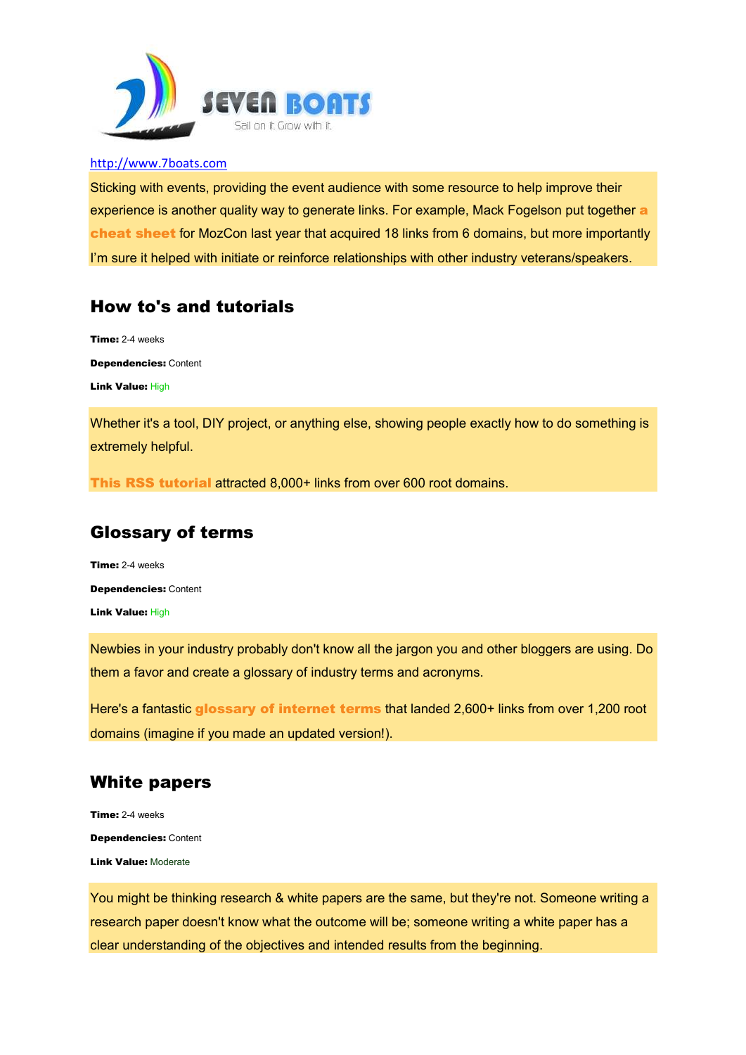http://www.7boats.com

Sticking with events, providing the event audience with some resource to help improve their experience is another quality way to generate links. For example, Mack Fogelson put together **a cheat sheet** for MozCon last year that acquired 18 links from 6 domains, but more importantly I'm sure it helped with initiate or reinforce relationships with other industry veterans/speakers.

## How to's and tutorials

**Time:** 2-4 weeks

**Dependencies:** Content

**Link Value:** High

Whether it's a tool, DIY project, or anything else, showing people exactly how to do something is extremely helpful.

**This RSS tutorial** attracted 8,000+ links from over 600 root domains.

## Glossary of terms

**Time:** 2-4 weeks

**Dependencies:** Content

**Link Value:** High

Newbies in your industry probably don't know all the jargon you and other bloggers are using. Do them a favor and create a glossary of industry terms and acronyms.

Here's a fantastic **glossary of internet terms** that landed 2,600+ links from over 1,200 root domains (imagine if you made an updated version!).

## White papers

**Time:** 2-4 weeks

**Dependencies:** Content

**Link Value:** Moderate

You might be thinking research & white papers are the same, but they're not. Someone writing a research paper doesn't know what the outcome will be; someone writing a white paper has a clear understanding of the objectives and intended results from the beginning.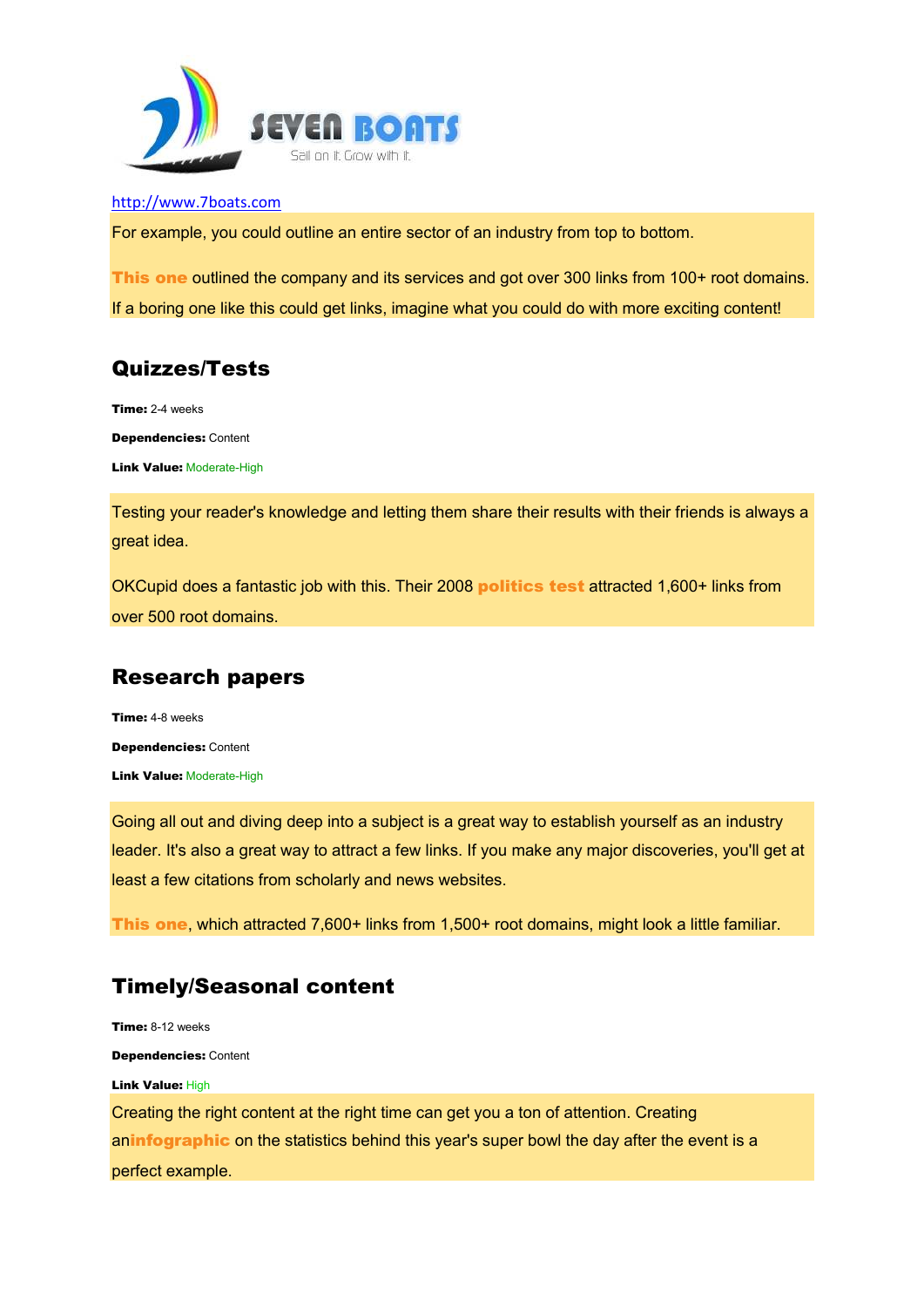For example, you could outline an entire sector of an industry from top to bottom.

**This one** outlined the company and its services and got over 300 links from 100+ root domains. If a boring one like this could get links, imagine what you could do with more exciting content!

## Quizzes/Tests

**Time:** 2-4 weeks

**Dependencies:** Content

**Link Value:** Moderate-High

Testing your reader's knowledge and letting them share their results with their friends is always a great idea.

OKCupid does a fantastic job with this. Their 2008 **politics test** attracted 1,600+ links from over 500 root domains.

## Research papers

**Time:** 4-8 weeks

**Dependencies:** Content

**Link Value:** Moderate-High

Going all out and diving deep into a subject is a great way to establish yourself as an industry leader. It's also a great way to attract a few links. If you make any major discoveries, you'll get at least a few citations from scholarly and news websites.

**This one**, which attracted 7,600+ links from 1,500+ root domains, might look a little familiar.

## Timely/Seasonal content

**Time:** 8-12 weeks

**Dependencies:** Content

**Link Value:** High

Creating the right content at the right time can get you a ton of attention. Creating an**infographic** on the statistics behind this year's super bowl the day after the event is a perfect example.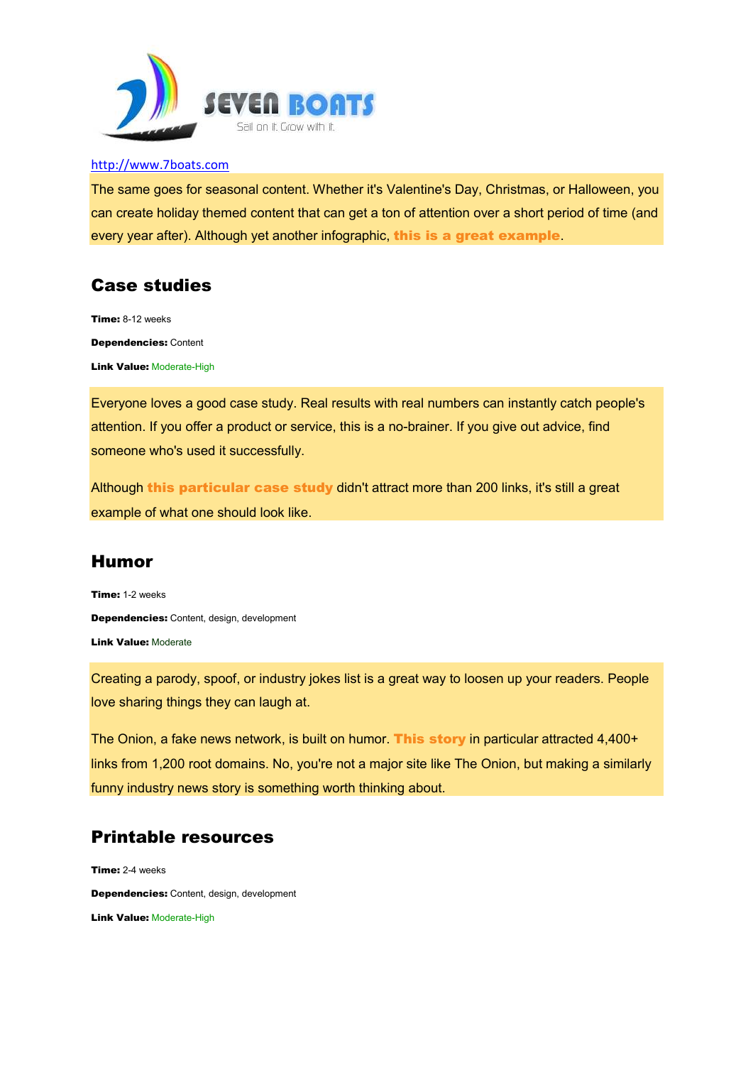The same goes for seasonal content. Whether it's Valentine's Day, Christmas, or Halloween, you can create holiday themed content that can get a ton of attention over a short period of time (and every year after). Although yet another infographic, **this is a great example**.

## Case studies

**Time:** 8-12 weeks

**Dependencies:** Content

**Link Value:** Moderate-High

Everyone loves a good case study. Real results with real numbers can instantly catch people's attention. If you offer a product or service, this is a no-brainer. If you give out advice, find someone who's used it successfully.

Although **this particular case study** didn't attract more than 200 links, it's still a great example of what one should look like.

## Humor

**Time:** 1-2 weeks

**Dependencies:** Content, design, development

**Link Value:** Moderate

Creating a parody, spoof, or industry jokes list is a great way to loosen up your readers. People love sharing things they can laugh at.

The Onion, a fake news network, is built on humor. **This story** in particular attracted 4,400+ links from 1,200 root domains. No, you're not a major site like The Onion, but making a similarly funny industry news story is something worth thinking about.

## Printable resources

**Time:** 2-4 weeks

**Dependencies:** Content, design, development

**Link Value:** Moderate-High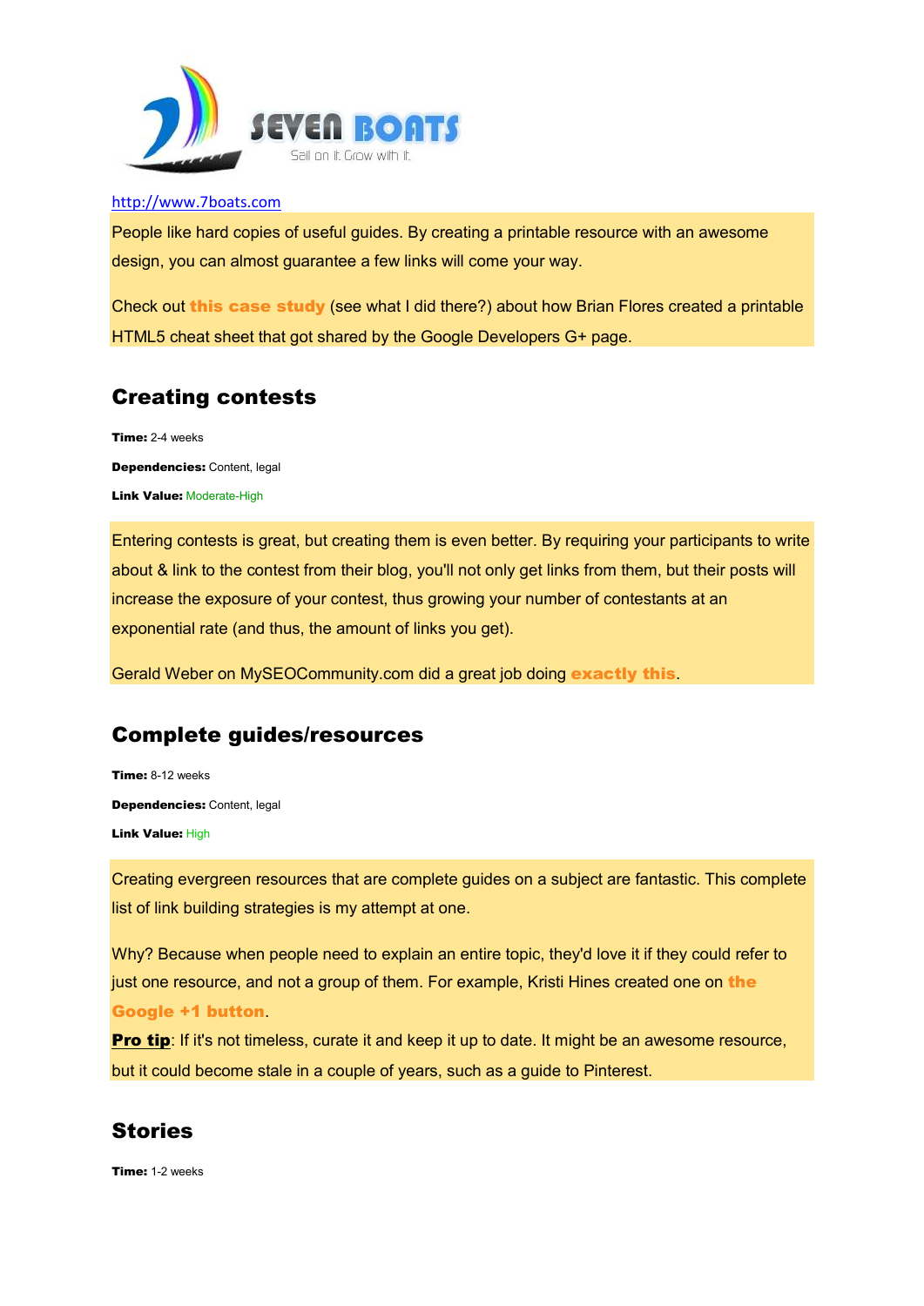http://www.7boats.com

People like hard copies of useful guides. By creating a printable resource with an awesome design, you can almost guarantee a few links will come your way.

Check out **this case study** (see what I did there?) about how Brian Flores created a printable HTML5 cheat sheet that got shared by the Google Developers G+ page.

## Creating contests

**Time:** 2-4 weeks

**Dependencies:** Content, legal

**Link Value:** Moderate-High

Entering contests is great, but creating them is even better. By requiring your participants to write about & link to the contest from their blog, you'll not only get links from them, but their posts will increase the exposure of your contest, thus growing your number of contestants at an exponential rate (and thus, the amount of links you get).

Gerald Weber on MySEOCommunity.com did a great job doing **exactly this**.

## Complete guides/resources

**Time:** 8-12 weeks

**Dependencies:** Content, legal

**Link Value:** High

Creating evergreen resources that are complete guides on a subject are fantastic. This complete list of link building strategies is my attempt at one.

Why? Because when people need to explain an entire topic, they'd love it if they could refer to just one resource, and not a group of them. For example, Kristi Hines created one on **the Google +1 button**.

**Pro tip**: If it's not timeless, curate it and keep it up to date. It might be an awesome resource, but it could become stale in a couple of years, such as a guide to Pinterest.

## Stories

**Time:** 1-2 weeks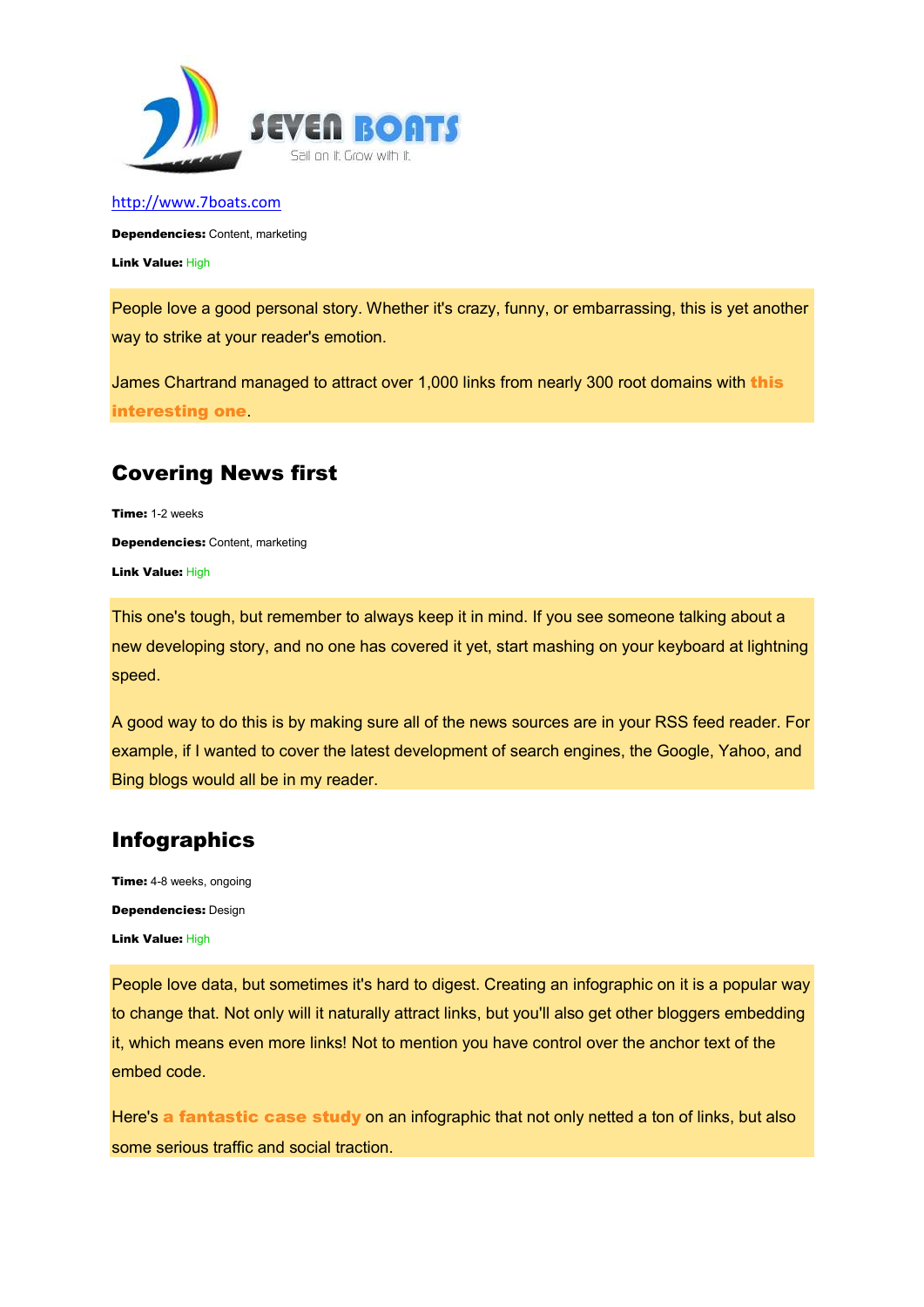http://www.7boats.com

**Dependencies:** Content, marketing

**Link Value:** High

People love a good personal story. Whether it's crazy, funny, or embarrassing, this is yet another way to strike at your reader's emotion.

James Chartrand managed to attract over 1,000 links from nearly 300 root domains with **this interesting one**.

## Covering News first

**Time:** 1-2 weeks

**Dependencies:** Content, marketing

**Link Value:** High

This one's tough, but remember to always keep it in mind. If you see someone talking about a new developing story, and no one has covered it yet, start mashing on your keyboard at lightning speed.

A good way to do this is by making sure all of the news sources are in your RSS feed reader. For example, if I wanted to cover the latest development of search engines, the Google, Yahoo, and Bing blogs would all be in my reader.

## Infographics

**Time:** 4-8 weeks, ongoing

**Dependencies:** Design

**Link Value:** High

People love data, but sometimes it's hard to digest. Creating an infographic on it is a popular way to change that. Not only will it naturally attract links, but you'll also get other bloggers embedding it, which means even more links! Not to mention you have control over the anchor text of the embed code.

Here's **a fantastic case study** on an infographic that not only netted a ton of links, but also some serious traffic and social traction.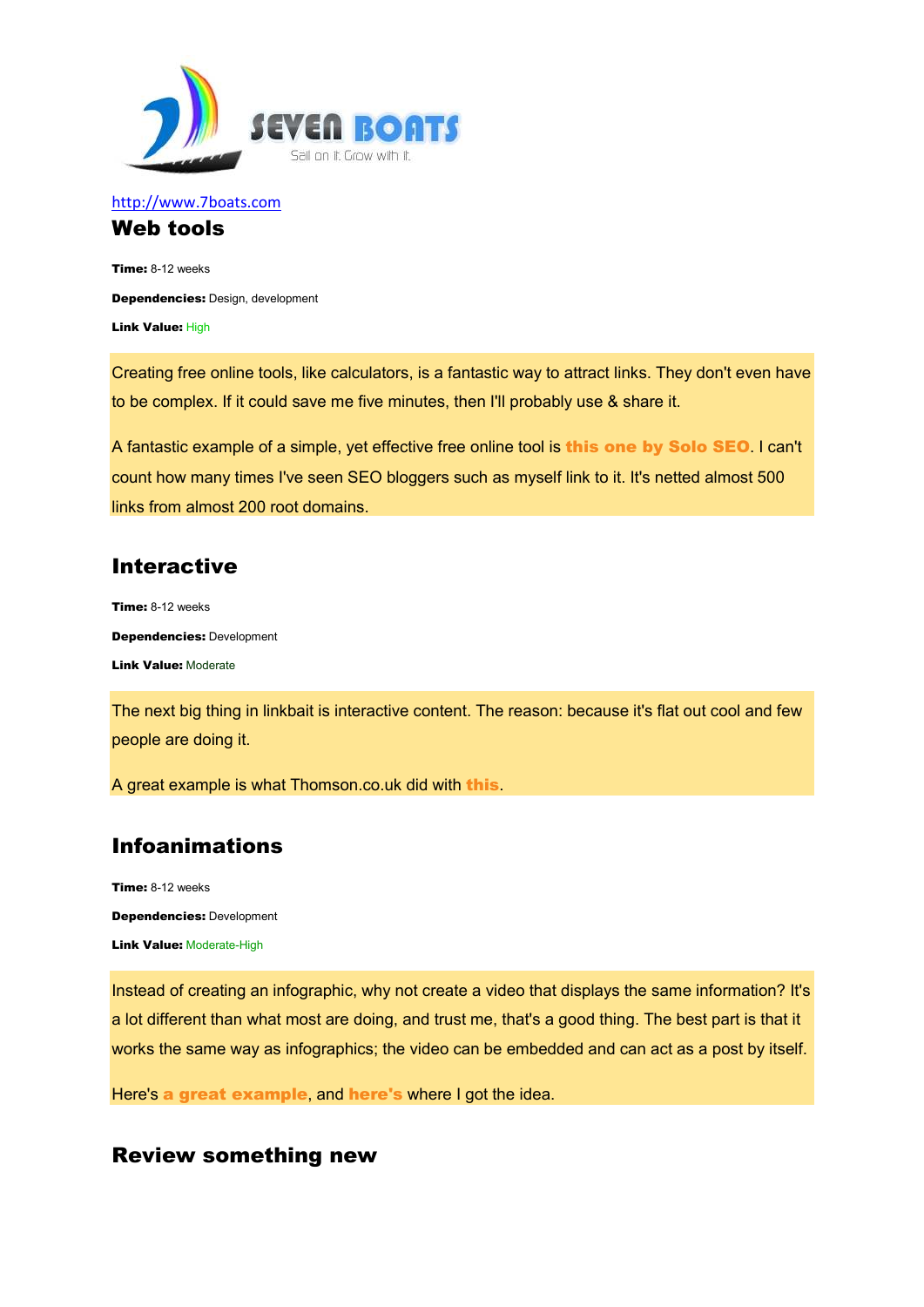http://www.7boats.com

## Web tools

**Time:** 8-12 weeks

**Dependencies:** Design, development

**Link Value:** High

Creating free online tools, like calculators, is a fantastic way to attract links. They don't even have to be complex. If it could save me five minutes, then I'll probably use & share it.

A fantastic example of a simple, yet effective free online tool is **this one by Solo SEO**. I can't count how many times I've seen SEO bloggers such as myself link to it. It's netted almost 500 links from almost 200 root domains.

## Interactive

**Time:** 8-12 weeks

**Dependencies:** Development

**Link Value:** Moderate

The next big thing in linkbait is interactive content. The reason: because it's flat out cool and few people are doing it.

A great example is what Thomson.co.uk did with **this**.

## Infoanimations

**Time:** 8-12 weeks

**Dependencies:** Development

**Link Value:** Moderate-High

Instead of creating an infographic, why not create a video that displays the same information? It's a lot different than what most are doing, and trust me, that's a good thing. The best part is that it works the same way as infographics; the video can be embedded and can act as a post by itself.

Here's **a great example**, and **here's** where I got the idea.

## Review something new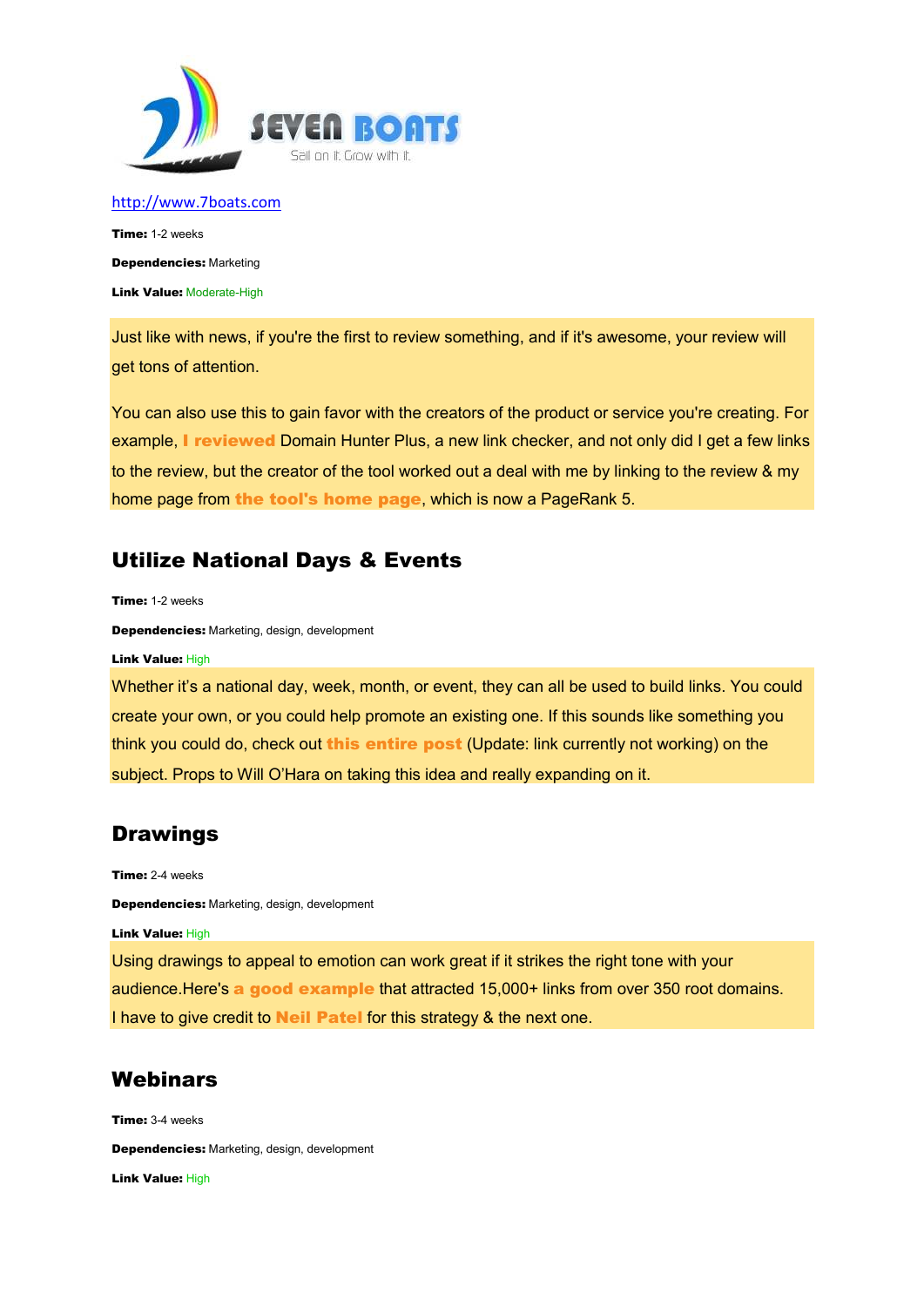http://www.7boats.com

**Time:** 1-2 weeks

**Dependencies:** Marketing

**Link Value:** Moderate-High

Just like with news, if you're the first to review something, and if it's awesome, your review will get tons of attention.

You can also use this to gain favor with the creators of the product or service you're creating. For example, **I reviewed** Domain Hunter Plus, a new link checker, and not only did I get a few links to the review, but the creator of the tool worked out a deal with me by linking to the review & my home page from **the tool's home page**, which is now a PageRank 5.

## Utilize National Days & Events

**Time:** 1-2 weeks

**Dependencies:** Marketing, design, development

**Link Value:** High

Whether it's a national day, week, month, or event, they can all be used to build links. You could create your own, or you could help promote an existing one. If this sounds like something you think you could do, check out **this entire post** (Update: link currently not working) on the subject. Props to Will O'Hara on taking this idea and really expanding on it.

## Drawings

**Time:** 2-4 weeks

**Dependencies:** Marketing, design, development

**Link Value:** High

Using drawings to appeal to emotion can work great if it strikes the right tone with your audience.Here's **a good example** that attracted 15,000+ links from over 350 root domains. I have to give credit to **Neil Patel** for this strategy & the next one.

## Webinars

**Time:** 3-4 weeks

**Dependencies:** Marketing, design, development

**Link Value:** High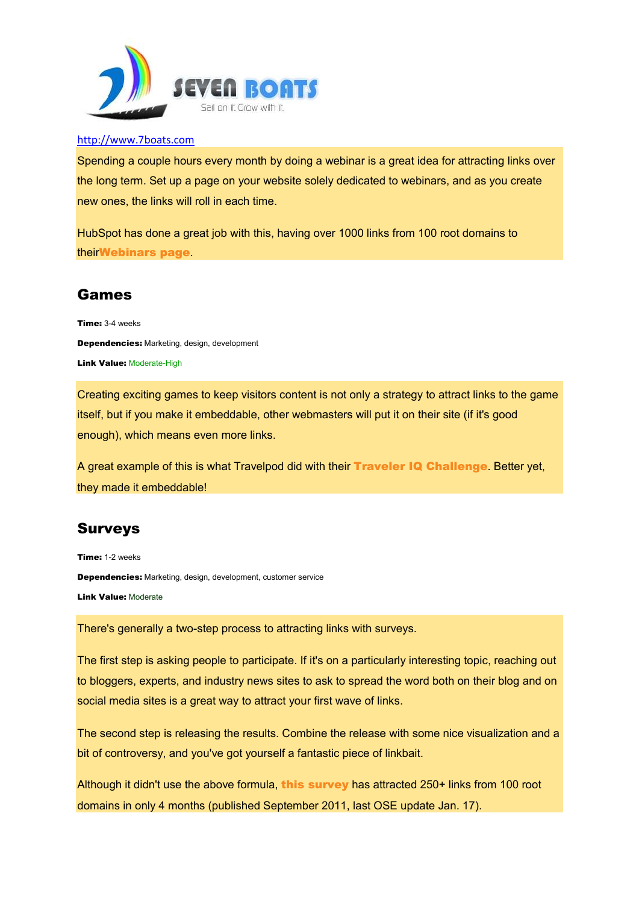http://www.7boats.com

Spending a couple hours every month by doing a webinar is a great idea for attracting links over the long term. Set up a page on your website solely dedicated to webinars, and as you create new ones, the links will roll in each time.

HubSpot has done a great job with this, having over 1000 links from 100 root domains to their**Webinars page**.

## Games

**Time:** 3-4 weeks

**Dependencies:** Marketing, design, development

**Link Value:** Moderate-High

Creating exciting games to keep visitors content is not only a strategy to attract links to the game itself, but if you make it embeddable, other webmasters will put it on their site (if it's good enough), which means even more links.

A great example of this is what Travelpod did with their **Traveler IQ Challenge**. Better yet, they made it embeddable!

## Surveys

**Time:** 1-2 weeks

**Dependencies:** Marketing, design, development, customer service

**Link Value:** Moderate

There's generally a two-step process to attracting links with surveys.

The first step is asking people to participate. If it's on a particularly interesting topic, reaching out to bloggers, experts, and industry news sites to ask to spread the word both on their blog and on social media sites is a great way to attract your first wave of links.

The second step is releasing the results. Combine the release with some nice visualization and a bit of controversy, and you've got yourself a fantastic piece of linkbait.

Although it didn't use the above formula, **this survey** has attracted 250+ links from 100 root domains in only 4 months (published September 2011, last OSE update Jan. 17).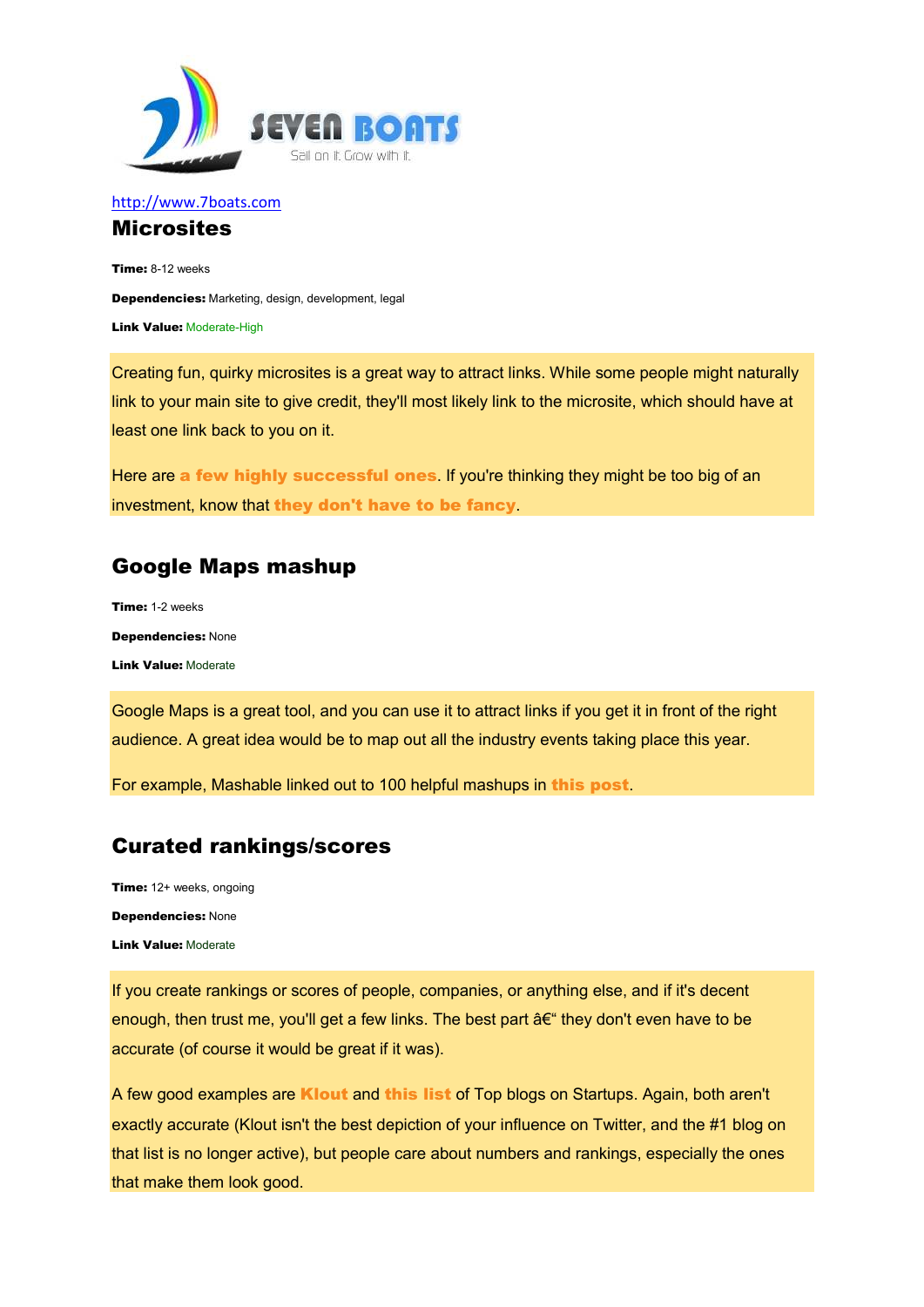http://www.7boats.com

## Microsites

**Time:** 8-12 weeks

**Dependencies:** Marketing, design, development, legal

**Link Value:** Moderate-High

Creating fun, quirky microsites is a great way to attract links. While some people might naturally link to your main site to give credit, they'll most likely link to the microsite, which should have at least one link back to you on it.

Here are **a few highly successful ones**. If you're thinking they might be too big of an investment, know that **they don't have to be fancy**.

## Google Maps mashup

**Time:** 1-2 weeks

**Dependencies:** None

**Link Value:** Moderate

Google Maps is a great tool, and you can use it to attract links if you get it in front of the right audience. A great idea would be to map out all the industry events taking place this year.

For example, Mashable linked out to 100 helpful mashups in **this post**.

## Curated rankings/scores

**Time:** 12+ weeks, ongoing

**Dependencies:** None

**Link Value:** Moderate

If you create rankings or scores of people, companies, or anything else, and if it's decent enough, then trust me, you'll get a few links. The best part â€“ they don't even have to be accurate (of course it would be great if it was).

A few good examples are **Klout** and **this list** of Top blogs on Startups. Again, both aren't exactly accurate (Klout isn't the best depiction of your influence on Twitter, and the #1 blog on that list is no longer active), but people care about numbers and rankings, especially the ones that make them look good.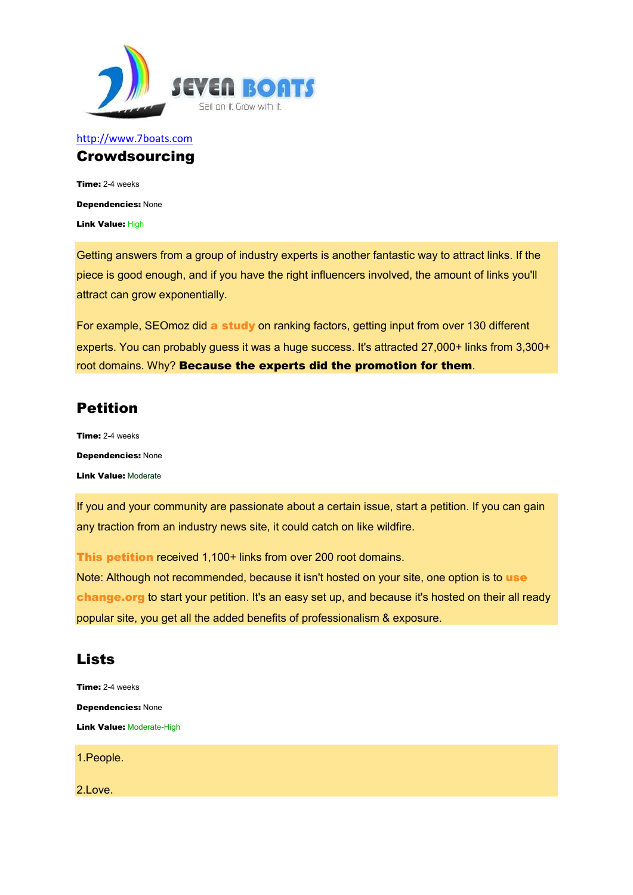http://www.7boats.com

## Crowdsourcing

**Time:** 2-4 weeks

**Dependencies:** None

**Link Value:** High

Getting answers from a group of industry experts is another fantastic way to attract links. If the piece is good enough, and if you have the right influencers involved, the amount of links you'll attract can grow exponentially.

For example, SEOmoz did **a study** on ranking factors, getting input from over 130 different experts. You can probably guess it was a huge success. It's attracted 27,000+ links from 3,300+ root domains. Why? **Because the experts did the promotion for them**.

## Petition

**Time:** 2-4 weeks

**Dependencies:** None

**Link Value:** Moderate

If you and your community are passionate about a certain issue, start a petition. If you can gain any traction from an industry news site, it could catch on like wildfire.

**This petition** received 1,100+ links from over 200 root domains.
Note: Although not recommended, because it isn't hosted on your site, one option is to **use change.org** to start your petition. It's an easy set up, and because it's hosted on their all ready popular site, you get all the added benefits of professionalism & exposure.

## Lists

**Time:** 2-4 weeks

**Dependencies:** None

**Link Value:** Moderate-High

1.People.

2.Love.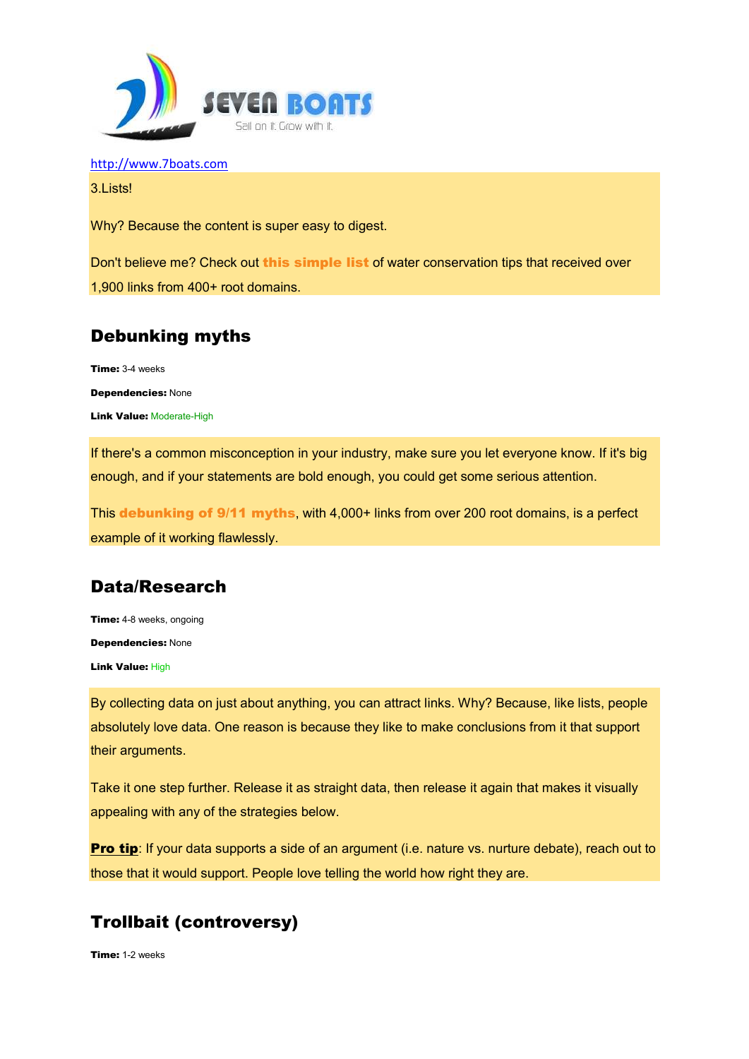http://www.7boats.com

3.Lists!

Why? Because the content is super easy to digest.

Don't believe me? Check out **this simple list** of water conservation tips that received over 1,900 links from 400+ root domains.

## Debunking myths

**Time:** 3-4 weeks

**Dependencies:** None

**Link Value:** Moderate-High

If there's a common misconception in your industry, make sure you let everyone know. If it's big enough, and if your statements are bold enough, you could get some serious attention.

This **debunking of 9/11 myths**, with 4,000+ links from over 200 root domains, is a perfect example of it working flawlessly.

## Data/Research

**Time:** 4-8 weeks, ongoing

**Dependencies:** None

**Link Value:** High

By collecting data on just about anything, you can attract links. Why? Because, like lists, people absolutely love data. One reason is because they like to make conclusions from it that support their arguments.

Take it one step further. Release it as straight data, then release it again that makes it visually appealing with any of the strategies below.

**Pro tip**: If your data supports a side of an argument (i.e. nature vs. nurture debate), reach out to those that it would support. People love telling the world how right they are.

## Trollbait (controversy)

**Time:** 1-2 weeks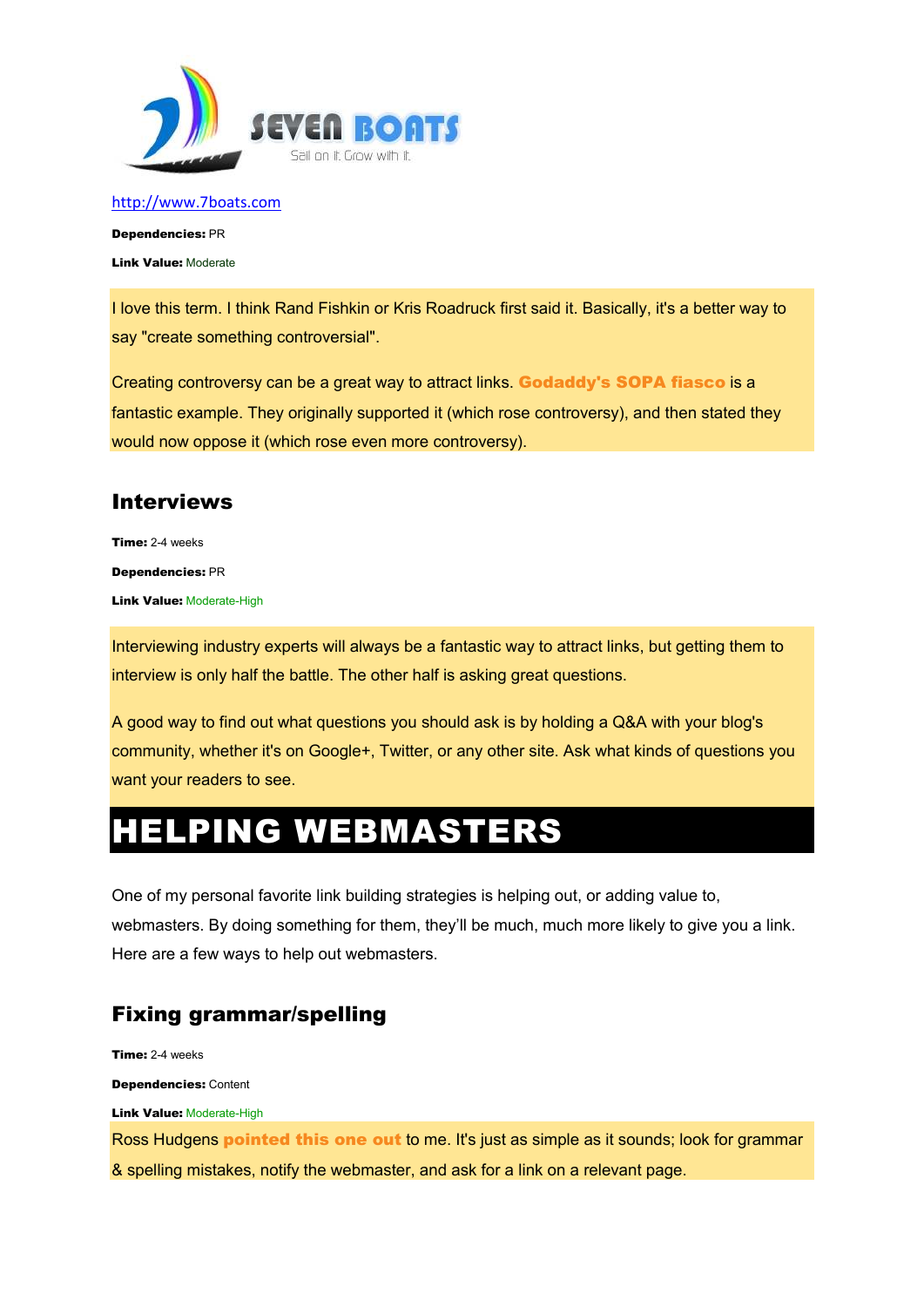http://www.7boats.com

**Dependencies:** PR

**Link Value:** Moderate

I love this term. I think Rand Fishkin or Kris Roadruck first said it. Basically, it's a better way to say "create something controversial".

Creating controversy can be a great way to attract links. **Godaddy's SOPA fiasco** is a fantastic example. They originally supported it (which rose controversy), and then stated they would now oppose it (which rose even more controversy).

## Interviews

**Time:** 2-4 weeks

**Dependencies:** PR

**Link Value:** Moderate-High

Interviewing industry experts will always be a fantastic way to attract links, but getting them to interview is only half the battle. The other half is asking great questions.

A good way to find out what questions you should ask is by holding a Q&A with your blog's community, whether it's on Google+, Twitter, or any other site. Ask what kinds of questions you want your readers to see.

# HELPING WEBMASTERS

One of my personal favorite link building strategies is helping out, or adding value to, webmasters. By doing something for them, they'll be much, much more likely to give you a link. Here are a few ways to help out webmasters.

## Fixing grammar/spelling

**Time:** 2-4 weeks

**Dependencies:** Content

**Link Value:** Moderate-High

Ross Hudgens **pointed this one out** to me. It's just as simple as it sounds; look for grammar & spelling mistakes, notify the webmaster, and ask for a link on a relevant page.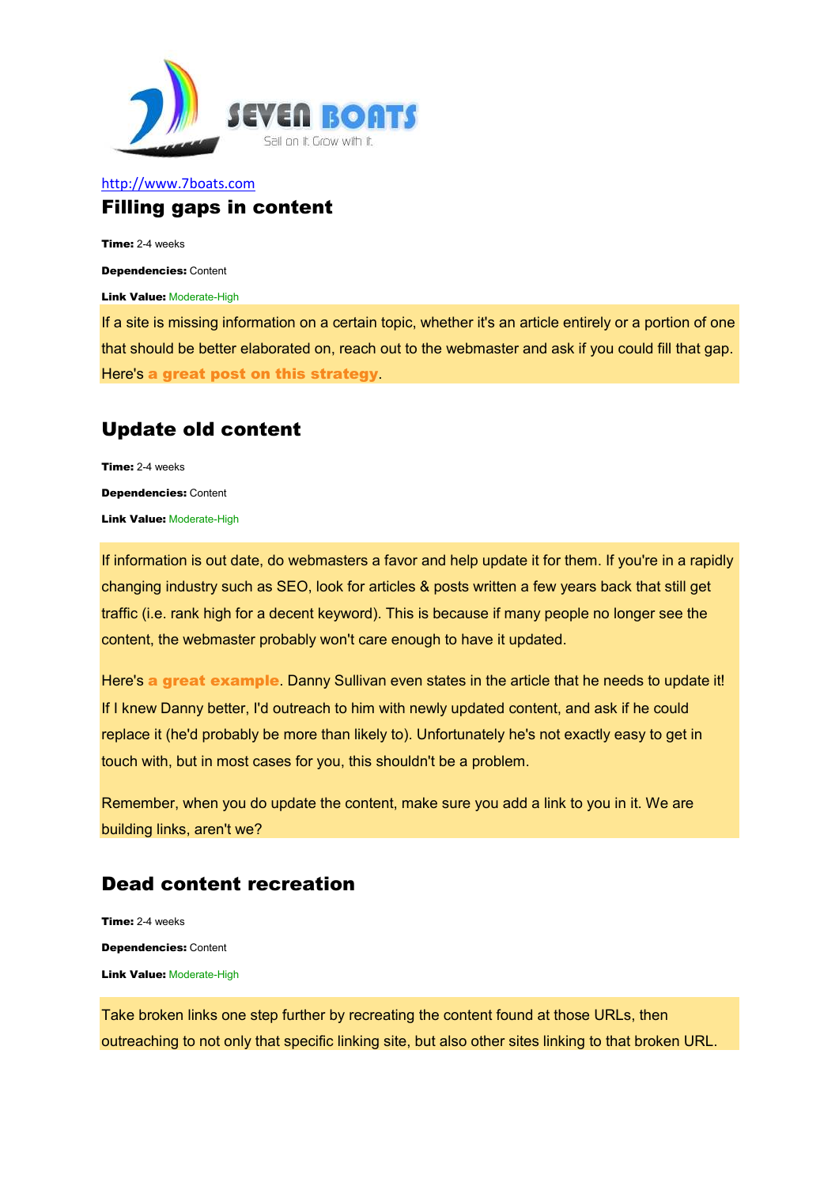http://www.7boats.com

## Filling gaps in content

**Time:** 2-4 weeks

**Dependencies:** Content

**Link Value:** Moderate-High

If a site is missing information on a certain topic, whether it's an article entirely or a portion of one that should be better elaborated on, reach out to the webmaster and ask if you could fill that gap. Here's **a great post on this strategy**.

## Update old content

**Time:** 2-4 weeks

**Dependencies:** Content

**Link Value:** Moderate-High

If information is out date, do webmasters a favor and help update it for them. If you're in a rapidly changing industry such as SEO, look for articles & posts written a few years back that still get traffic (i.e. rank high for a decent keyword). This is because if many people no longer see the content, the webmaster probably won't care enough to have it updated.

Here's **a great example**. Danny Sullivan even states in the article that he needs to update it! If I knew Danny better, I'd outreach to him with newly updated content, and ask if he could replace it (he'd probably be more than likely to). Unfortunately he's not exactly easy to get in touch with, but in most cases for you, this shouldn't be a problem.

Remember, when you do update the content, make sure you add a link to you in it. We are building links, aren't we?

## Dead content recreation

**Time:** 2-4 weeks

**Dependencies:** Content

**Link Value:** Moderate-High

Take broken links one step further by recreating the content found at those URLs, then outreaching to not only that specific linking site, but also other sites linking to that broken URL.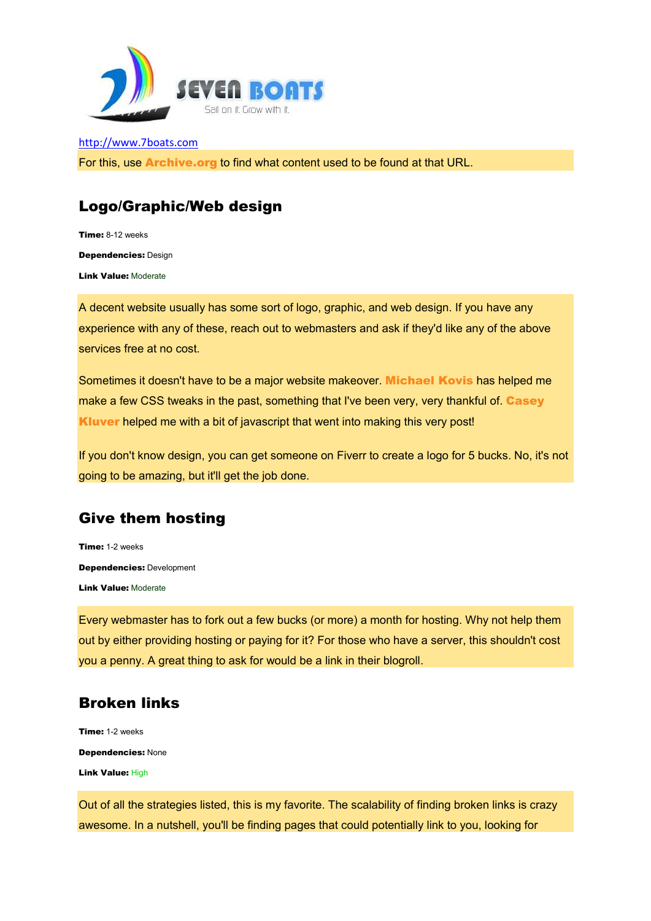http://www.7boats.com

For this, use **Archive.org** to find what content used to be found at that URL.

## Logo/Graphic/Web design

**Time:** 8-12 weeks

**Dependencies:** Design

**Link Value:** Moderate

A decent website usually has some sort of logo, graphic, and web design. If you have any experience with any of these, reach out to webmasters and ask if they'd like any of the above services free at no cost.

Sometimes it doesn't have to be a major website makeover. **Michael Kovis** has helped me make a few CSS tweaks in the past, something that I've been very, very thankful of. **Casey Kluver** helped me with a bit of javascript that went into making this very post!

If you don't know design, you can get someone on Fiverr to create a logo for 5 bucks. No, it's not going to be amazing, but it'll get the job done.

## Give them hosting

**Time:** 1-2 weeks

**Dependencies:** Development

**Link Value:** Moderate

Every webmaster has to fork out a few bucks (or more) a month for hosting. Why not help them out by either providing hosting or paying for it? For those who have a server, this shouldn't cost you a penny. A great thing to ask for would be a link in their blogroll.

## Broken links

**Time:** 1-2 weeks

**Dependencies:** None

**Link Value:** High

Out of all the strategies listed, this is my favorite. The scalability of finding broken links is crazy awesome. In a nutshell, you'll be finding pages that could potentially link to you, looking for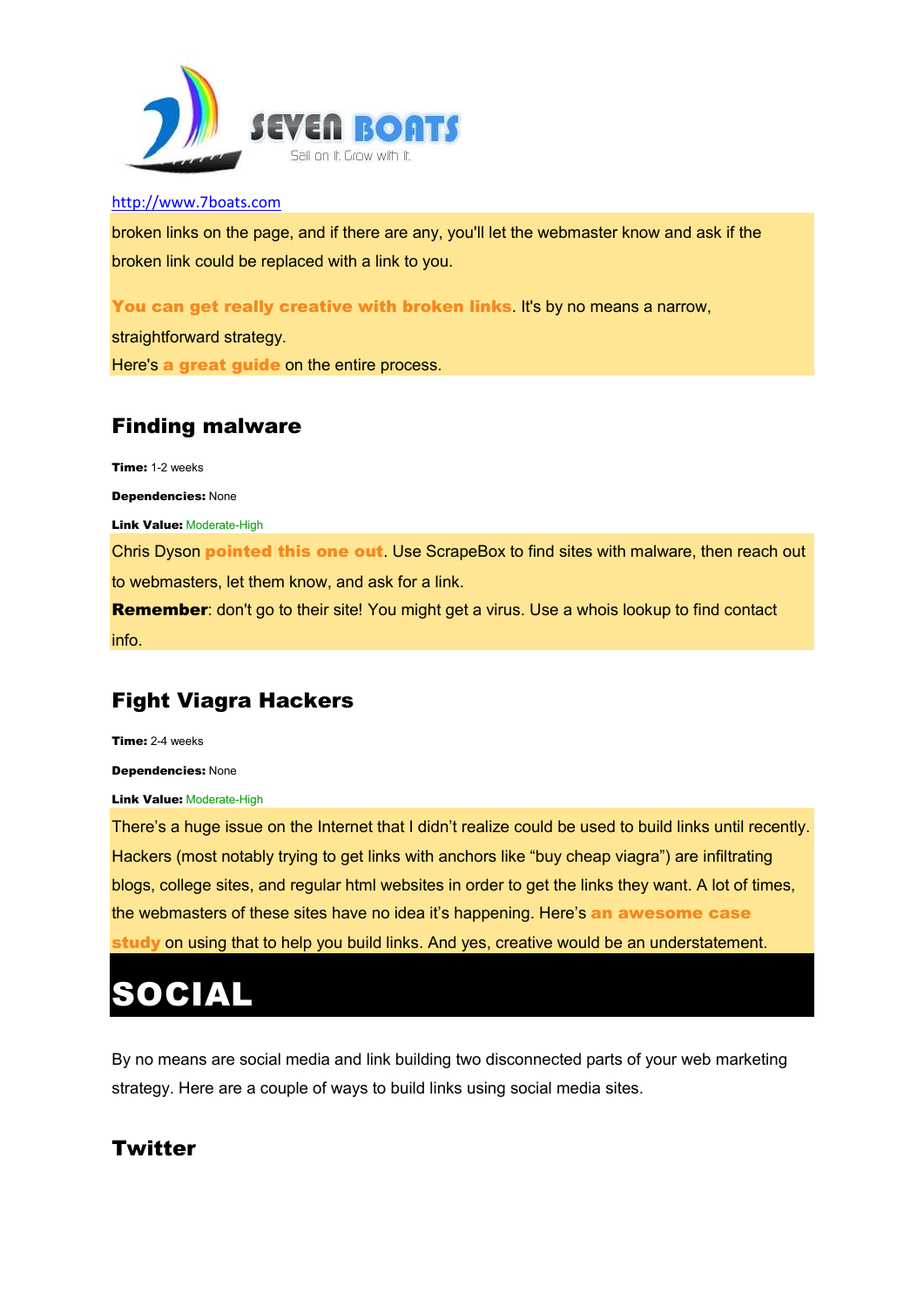broken links on the page, and if there are any, you'll let the webmaster know and ask if the broken link could be replaced with a link to you.

**You can get really creative with broken links**. It's by no means a narrow, straightforward strategy.
Here's **a great guide** on the entire process.

## Finding malware

**Time:** 1-2 weeks

**Dependencies:** None

**Link Value:** Moderate-High

Chris Dyson **pointed this one out**. Use ScrapeBox to find sites with malware, then reach out to webmasters, let them know, and ask for a link.
**Remember**: don't go to their site! You might get a virus. Use a whois lookup to find contact info.

## Fight Viagra Hackers

**Time:** 2-4 weeks

**Dependencies:** None

**Link Value:** Moderate-High

There's a huge issue on the Internet that I didn't realize could be used to build links until recently. Hackers (most notably trying to get links with anchors like "buy cheap viagra") are infiltrating blogs, college sites, and regular html websites in order to get the links they want. A lot of times, the webmasters of these sites have no idea it's happening. Here's **an awesome case study** on using that to help you build links. And yes, creative would be an understatement.

# SOCIAL

By no means are social media and link building two disconnected parts of your web marketing strategy. Here are a couple of ways to build links using social media sites.

## Twitter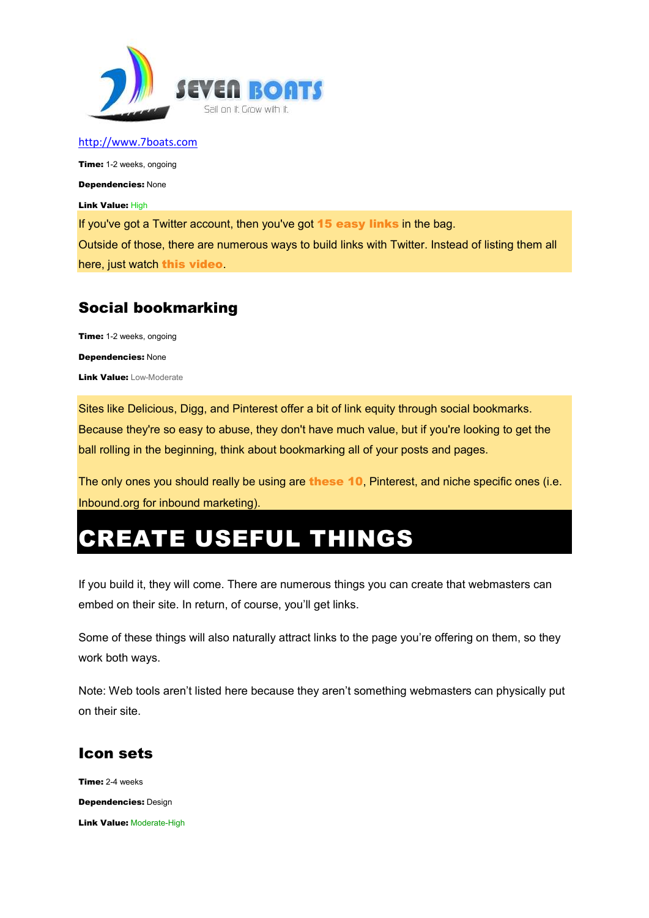http://www.7boats.com

**Time:** 1-2 weeks, ongoing

**Dependencies:** None

**Link Value:** High

If you've got a Twitter account, then you've got **15 easy links** in the bag.

Outside of those, there are numerous ways to build links with Twitter. Instead of listing them all here, just watch **this video**.

## Social bookmarking

**Time:** 1-2 weeks, ongoing

**Dependencies:** None

**Link Value:** Low-Moderate

Sites like Delicious, Digg, and Pinterest offer a bit of link equity through social bookmarks. Because they're so easy to abuse, they don't have much value, but if you're looking to get the ball rolling in the beginning, think about bookmarking all of your posts and pages.

The only ones you should really be using are **these 10**, Pinterest, and niche specific ones (i.e. Inbound.org for inbound marketing).

# CREATE USEFUL THINGS

If you build it, they will come. There are numerous things you can create that webmasters can embed on their site. In return, of course, you'll get links.

Some of these things will also naturally attract links to the page you're offering on them, so they work both ways.

Note: Web tools aren't listed here because they aren't something webmasters can physically put on their site.

## Icon sets

**Time:** 2-4 weeks

**Dependencies:** Design

**Link Value:** Moderate-High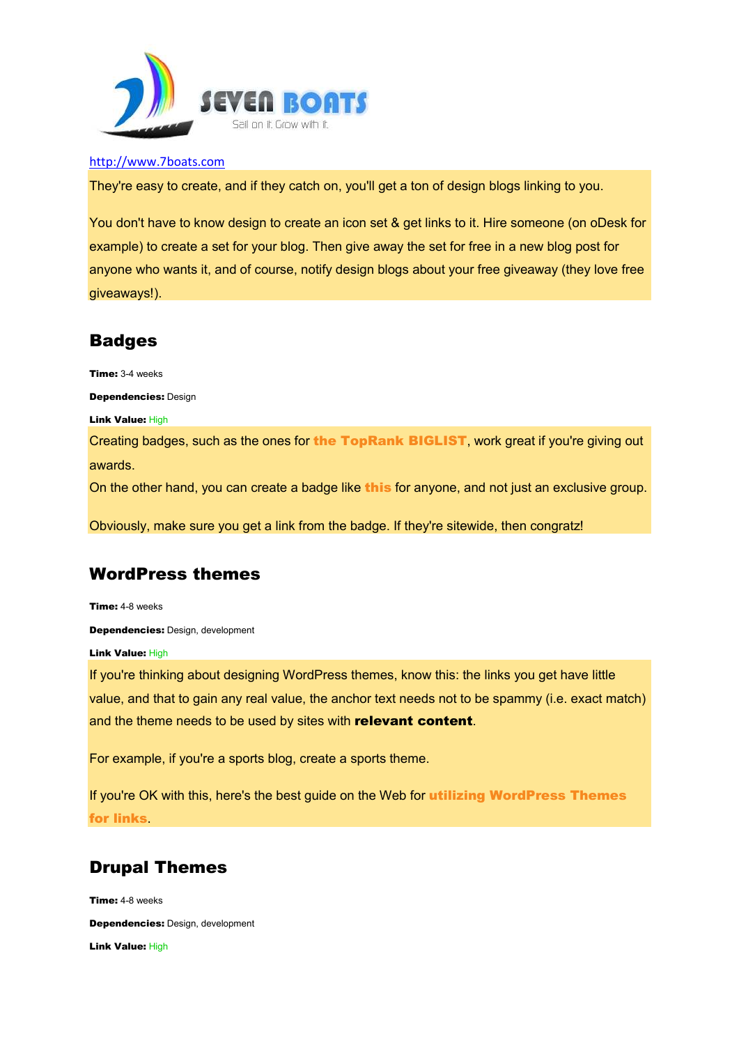http://www.7boats.com

They're easy to create, and if they catch on, you'll get a ton of design blogs linking to you.

You don't have to know design to create an icon set & get links to it. Hire someone (on oDesk for example) to create a set for your blog. Then give away the set for free in a new blog post for anyone who wants it, and of course, notify design blogs about your free giveaway (they love free giveaways!).

## Badges

**Time:** 3-4 weeks

**Dependencies:** Design

**Link Value:** High

Creating badges, such as the ones for **the TopRank BIGLIST**, work great if you're giving out awards.
On the other hand, you can create a badge like **this** for anyone, and not just an exclusive group.

Obviously, make sure you get a link from the badge. If they're sitewide, then congratz!

## WordPress themes

**Time:** 4-8 weeks

**Dependencies:** Design, development

**Link Value:** High

If you're thinking about designing WordPress themes, know this: the links you get have little value, and that to gain any real value, the anchor text needs not to be spammy (i.e. exact match) and the theme needs to be used by sites with **relevant content**.

For example, if you're a sports blog, create a sports theme.

If you're OK with this, here's the best guide on the Web for **utilizing WordPress Themes for links**.

## Drupal Themes

**Time:** 4-8 weeks

**Dependencies:** Design, development

**Link Value:** High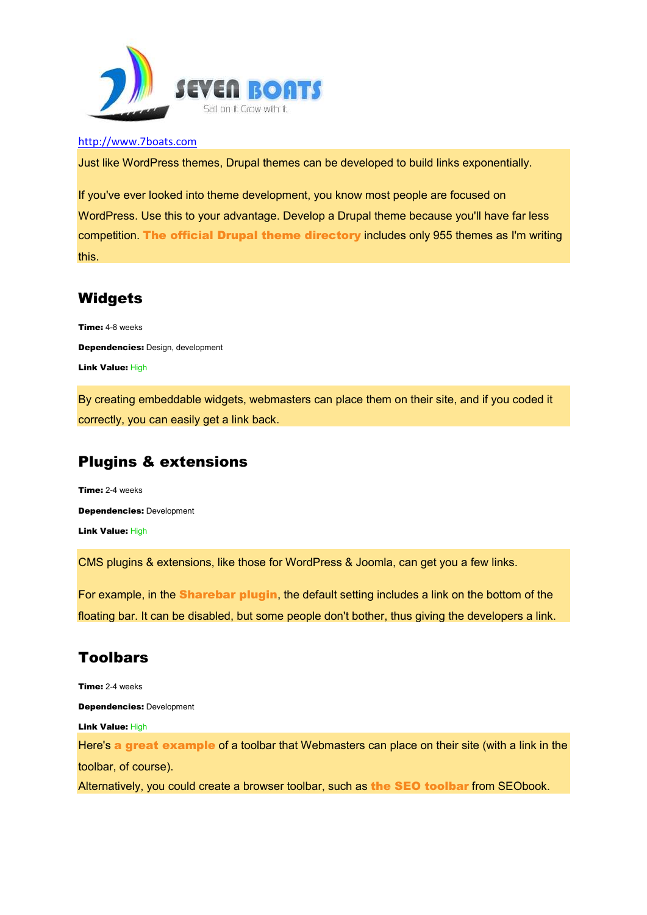http://www.7boats.com

Just like WordPress themes, Drupal themes can be developed to build links exponentially.

If you've ever looked into theme development, you know most people are focused on WordPress. Use this to your advantage. Develop a Drupal theme because you'll have far less competition. **The official Drupal theme directory** includes only 955 themes as I'm writing this.

## Widgets

**Time:** 4-8 weeks

**Dependencies:** Design, development

**Link Value:** High

By creating embeddable widgets, webmasters can place them on their site, and if you coded it correctly, you can easily get a link back.

## Plugins & extensions

**Time:** 2-4 weeks

**Dependencies:** Development

**Link Value:** High

CMS plugins & extensions, like those for WordPress & Joomla, can get you a few links.

For example, in the **Sharebar plugin**, the default setting includes a link on the bottom of the floating bar. It can be disabled, but some people don't bother, thus giving the developers a link.

## Toolbars

**Time:** 2-4 weeks

**Dependencies:** Development

**Link Value:** High

Here's **a great example** of a toolbar that Webmasters can place on their site (with a link in the toolbar, of course).

Alternatively, you could create a browser toolbar, such as **the SEO toolbar** from SEObook.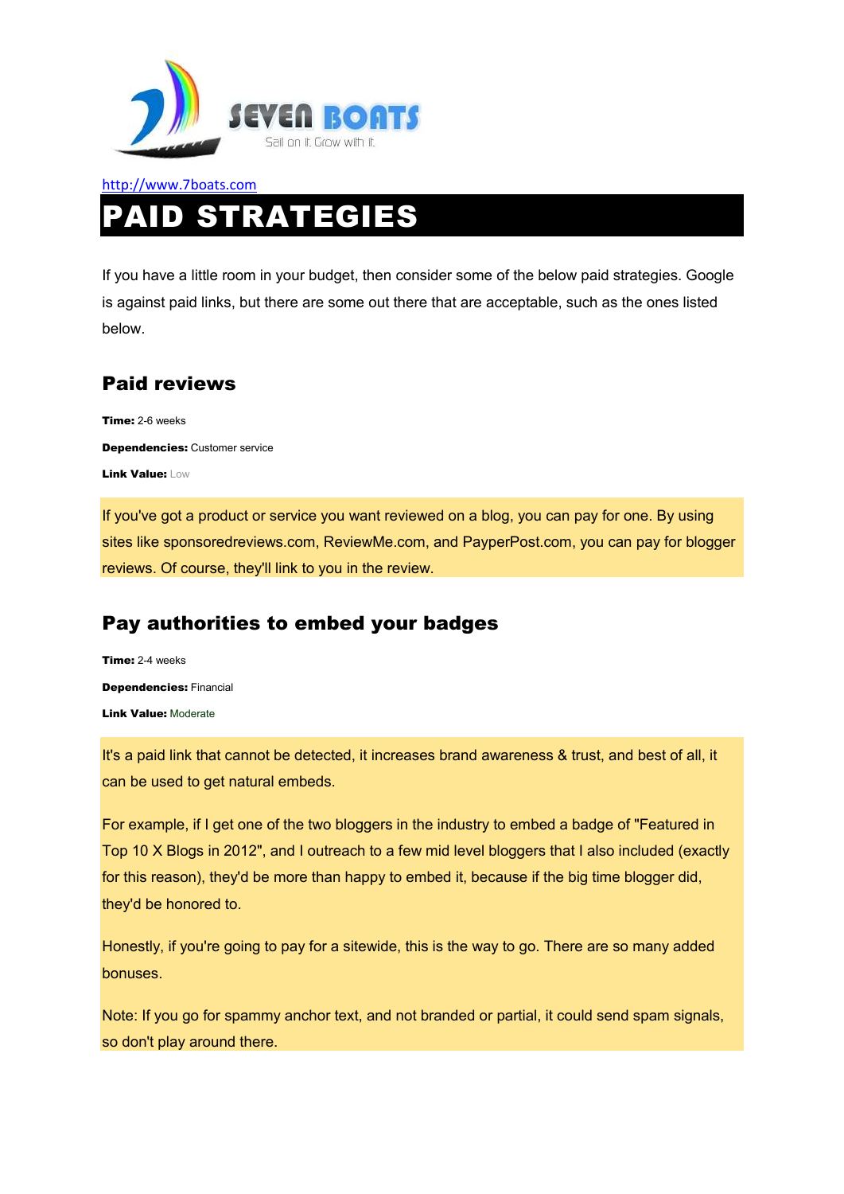http://www.7boats.com

# PAID STRATEGIES

If you have a little room in your budget, then consider some of the below paid strategies. Google is against paid links, but there are some out there that are acceptable, such as the ones listed below.

## Paid reviews

**Time:** 2-6 weeks

**Dependencies:** Customer service

**Link Value:** Low

If you've got a product or service you want reviewed on a blog, you can pay for one. By using sites like sponsoredreviews.com, ReviewMe.com, and PayperPost.com, you can pay for blogger reviews. Of course, they'll link to you in the review.

## Pay authorities to embed your badges

**Time:** 2-4 weeks

**Dependencies:** Financial

**Link Value:** Moderate

It's a paid link that cannot be detected, it increases brand awareness & trust, and best of all, it can be used to get natural embeds.

For example, if I get one of the two bloggers in the industry to embed a badge of "Featured in Top 10 X Blogs in 2012", and I outreach to a few mid level bloggers that I also included (exactly for this reason), they'd be more than happy to embed it, because if the big time blogger did, they'd be honored to.

Honestly, if you're going to pay for a sitewide, this is the way to go. There are so many added bonuses.

Note: If you go for spammy anchor text, and not branded or partial, it could send spam signals, so don't play around there.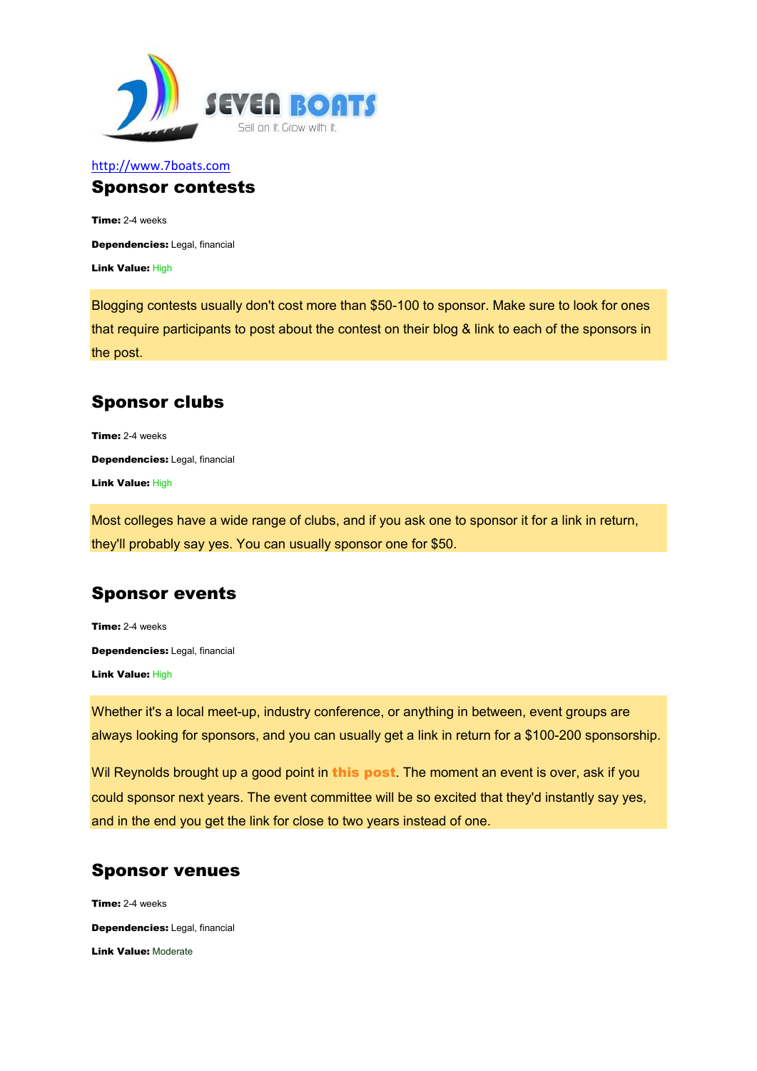http://www.7boats.com

## Sponsor contests

**Time:** 2-4 weeks

**Dependencies:** Legal, financial

**Link Value:** High

Blogging contests usually don't cost more than $50-100 to sponsor. Make sure to look for ones that require participants to post about the contest on their blog & link to each of the sponsors in the post.

## Sponsor clubs

**Time:** 2-4 weeks

**Dependencies:** Legal, financial

**Link Value:** High

Most colleges have a wide range of clubs, and if you ask one to sponsor it for a link in return, they'll probably say yes. You can usually sponsor one for $50.

## Sponsor events

**Time:** 2-4 weeks

**Dependencies:** Legal, financial

**Link Value:** High

Whether it's a local meet-up, industry conference, or anything in between, event groups are always looking for sponsors, and you can usually get a link in return for a $100-200 sponsorship.

Wil Reynolds brought up a good point in **this post**. The moment an event is over, ask if you could sponsor next years. The event committee will be so excited that they'd instantly say yes, and in the end you get the link for close to two years instead of one.

## Sponsor venues

**Time:** 2-4 weeks

**Dependencies:** Legal, financial

**Link Value:** Moderate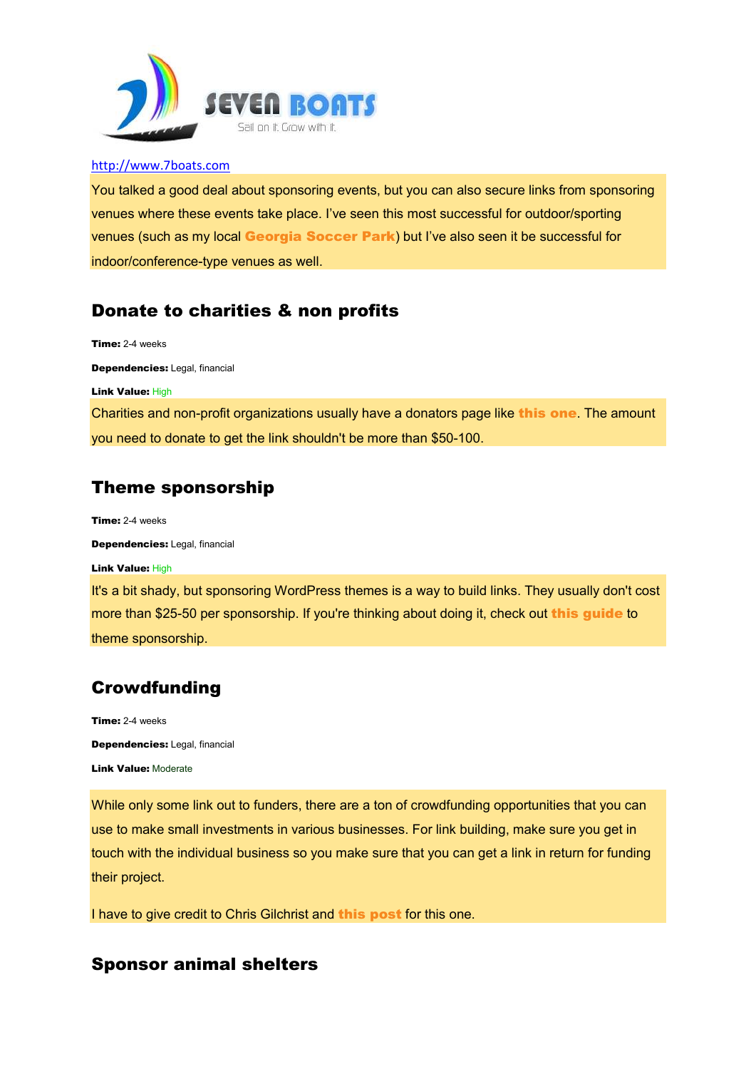http://www.7boats.com

You talked a good deal about sponsoring events, but you can also secure links from sponsoring venues where these events take place. I've seen this most successful for outdoor/sporting venues (such as my local **Georgia Soccer Park**) but I've also seen it be successful for indoor/conference-type venues as well.

## Donate to charities & non profits

**Time:** 2-4 weeks

**Dependencies:** Legal, financial

**Link Value:** High

Charities and non-profit organizations usually have a donators page like **this one**. The amount you need to donate to get the link shouldn't be more than $50-100.

## Theme sponsorship

**Time:** 2-4 weeks

**Dependencies:** Legal, financial

**Link Value:** High

It's a bit shady, but sponsoring WordPress themes is a way to build links. They usually don't cost more than $25-50 per sponsorship. If you're thinking about doing it, check out **this guide** to theme sponsorship.

## Crowdfunding

**Time:** 2-4 weeks

**Dependencies:** Legal, financial

**Link Value:** Moderate

While only some link out to funders, there are a ton of crowdfunding opportunities that you can use to make small investments in various businesses. For link building, make sure you get in touch with the individual business so you make sure that you can get a link in return for funding their project.

I have to give credit to Chris Gilchrist and **this post** for this one.

## Sponsor animal shelters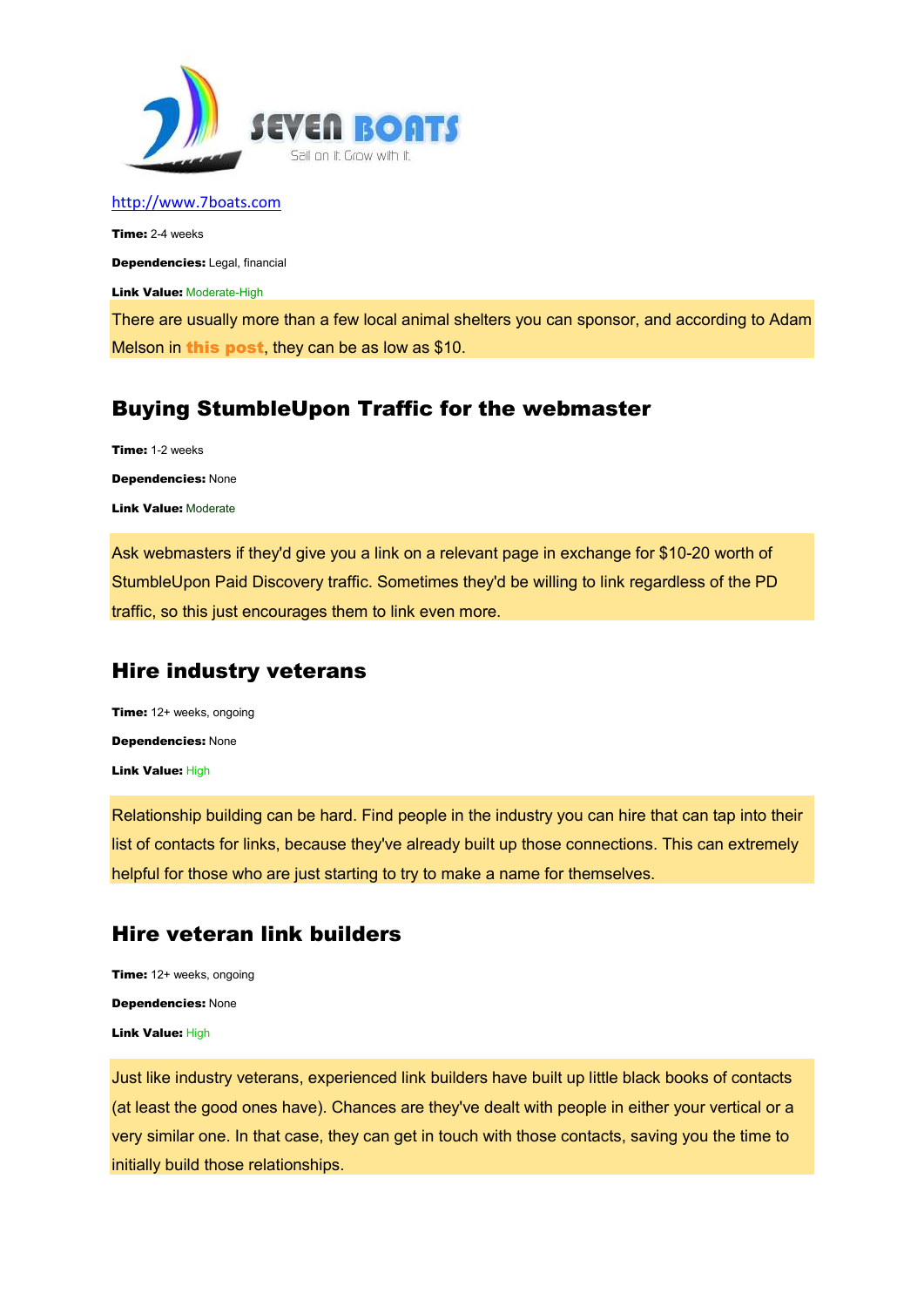http://www.7boats.com

**Time:** 2-4 weeks

**Dependencies:** Legal, financial

**Link Value:** Moderate-High

There are usually more than a few local animal shelters you can sponsor, and according to Adam Melson in **this post**, they can be as low as $10.

## Buying StumbleUpon Traffic for the webmaster

**Time:** 1-2 weeks

**Dependencies:** None

**Link Value:** Moderate

Ask webmasters if they'd give you a link on a relevant page in exchange for $10-20 worth of StumbleUpon Paid Discovery traffic. Sometimes they'd be willing to link regardless of the PD traffic, so this just encourages them to link even more.

## Hire industry veterans

**Time:** 12+ weeks, ongoing

**Dependencies:** None

**Link Value:** High

Relationship building can be hard. Find people in the industry you can hire that can tap into their list of contacts for links, because they've already built up those connections. This can extremely helpful for those who are just starting to try to make a name for themselves.

## Hire veteran link builders

**Time:** 12+ weeks, ongoing

**Dependencies:** None

**Link Value:** High

Just like industry veterans, experienced link builders have built up little black books of contacts (at least the good ones have). Chances are they've dealt with people in either your vertical or a very similar one. In that case, they can get in touch with those contacts, saving you the time to initially build those relationships.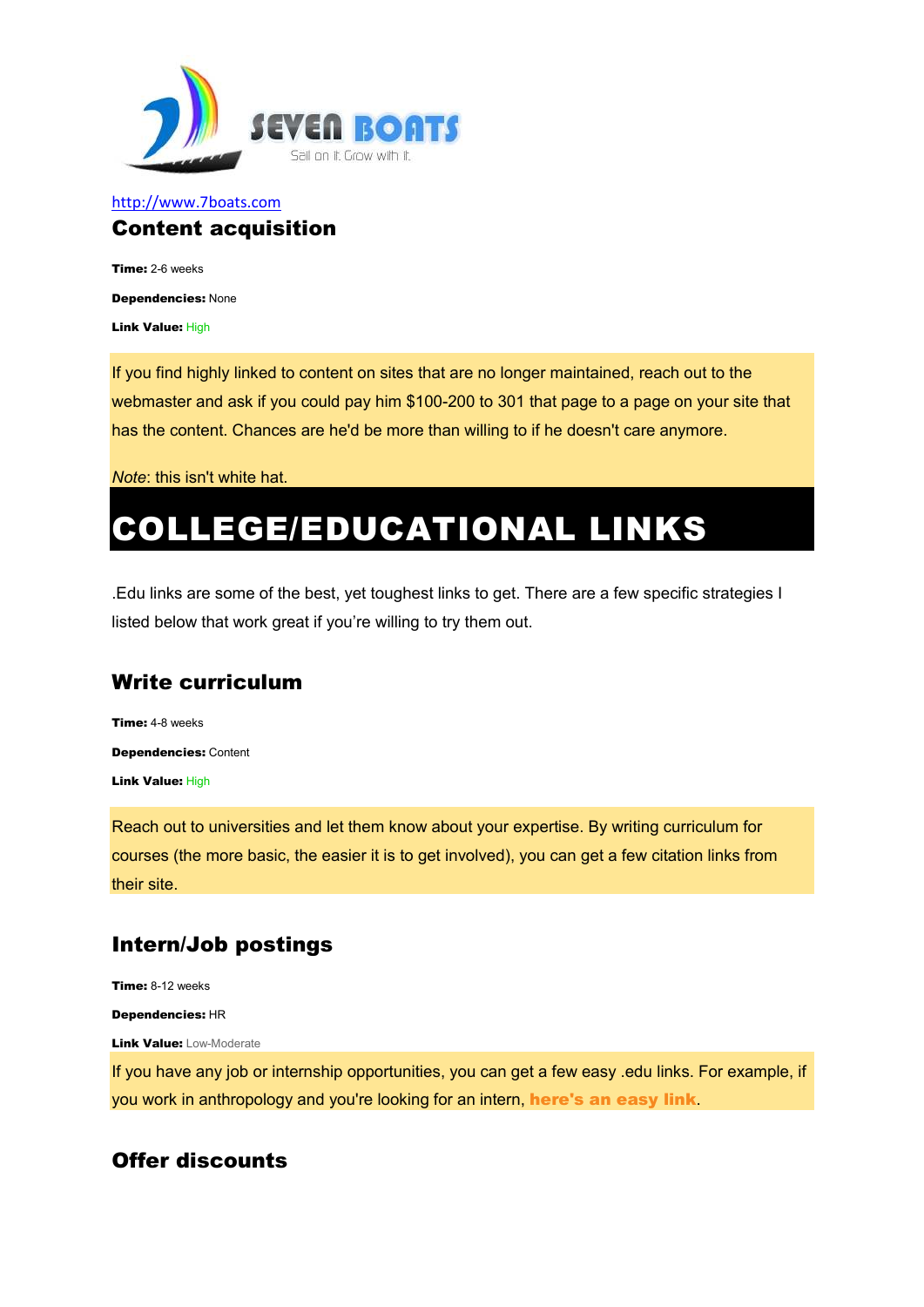SEVEN BOATS

Sail on it. Grow with it.

http://www.7boats.com

## Content acquisition

**Time:** 2-6 weeks

**Dependencies:** None

**Link Value:** High

If you find highly linked to content on sites that are no longer maintained, reach out to the webmaster and ask if you could pay him $100-200 to 301 that page to a page on your site that has the content. Chances are he'd be more than willing to if he doesn't care anymore.

*Note*: this isn't white hat.

# COLLEGE/EDUCATIONAL LINKS

.Edu links are some of the best, yet toughest links to get. There are a few specific strategies I listed below that work great if you're willing to try them out.

## Write curriculum

**Time:** 4-8 weeks

**Dependencies:** Content

**Link Value:** High

Reach out to universities and let them know about your expertise. By writing curriculum for courses (the more basic, the easier it is to get involved), you can get a few citation links from their site.

## Intern/Job postings

**Time:** 8-12 weeks

**Dependencies:** HR

**Link Value:** Low-Moderate

If you have any job or internship opportunities, you can get a few easy .edu links. For example, if you work in anthropology and you're looking for an intern, **here's an easy link**.

## Offer discounts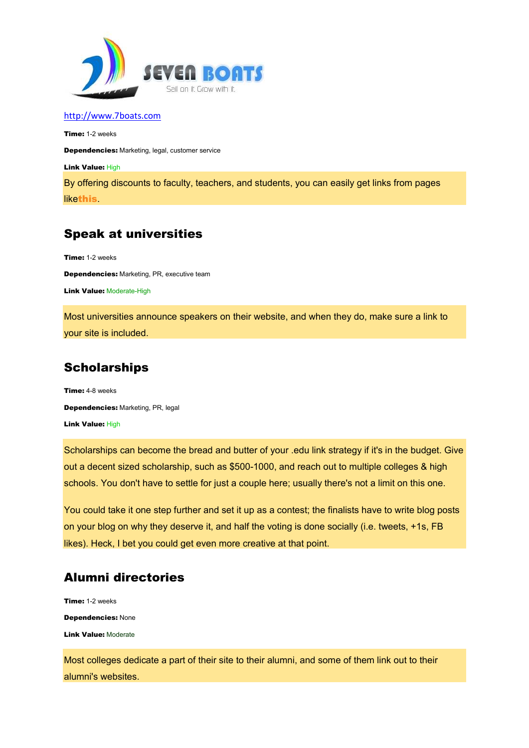http://www.7boats.com

**Time:** 1-2 weeks

**Dependencies:** Marketing, legal, customer service

**Link Value:** High

By offering discounts to faculty, teachers, and students, you can easily get links from pages like**this**.

## Speak at universities

**Time:** 1-2 weeks

**Dependencies:** Marketing, PR, executive team

**Link Value:** Moderate-High

Most universities announce speakers on their website, and when they do, make sure a link to your site is included.

## Scholarships

**Time:** 4-8 weeks

**Dependencies:** Marketing, PR, legal

**Link Value:** High

Scholarships can become the bread and butter of your .edu link strategy if it's in the budget. Give out a decent sized scholarship, such as $500-1000, and reach out to multiple colleges & high schools. You don't have to settle for just a couple here; usually there's not a limit on this one.

You could take it one step further and set it up as a contest; the finalists have to write blog posts on your blog on why they deserve it, and half the voting is done socially (i.e. tweets, +1s, FB likes). Heck, I bet you could get even more creative at that point.

## Alumni directories

**Time:** 1-2 weeks

**Dependencies:** None

**Link Value:** Moderate

Most colleges dedicate a part of their site to their alumni, and some of them link out to their alumni's websites.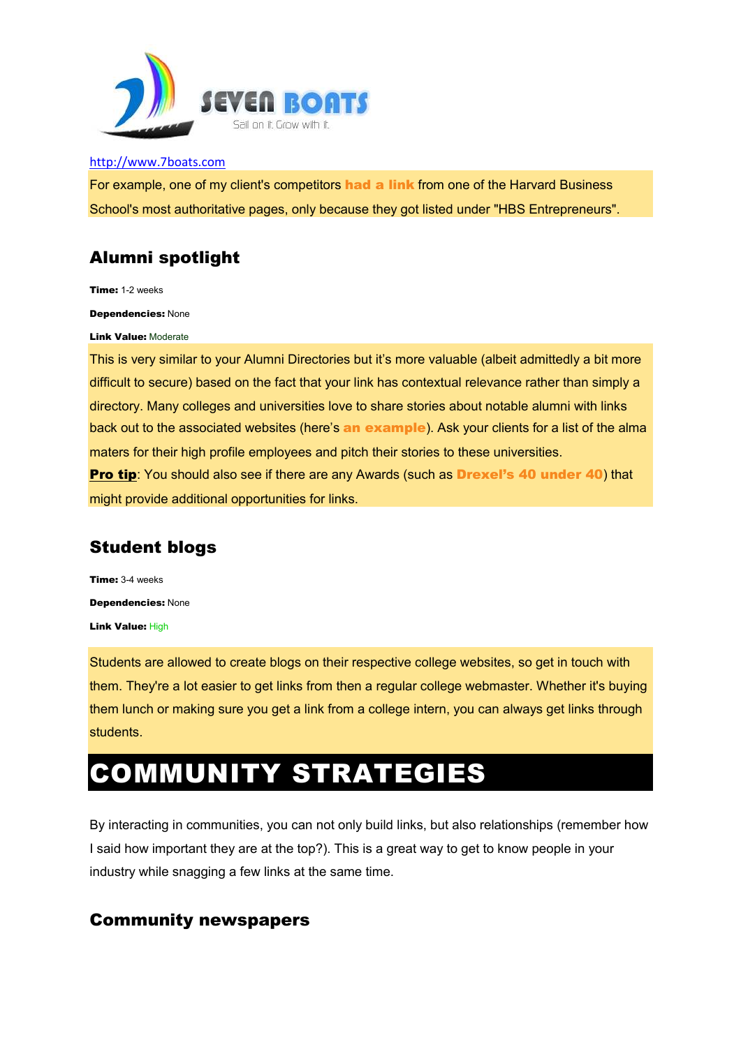http://www.7boats.com

For example, one of my client's competitors **had a link** from one of the Harvard Business School's most authoritative pages, only because they got listed under "HBS Entrepreneurs".

## Alumni spotlight

**Time:** 1-2 weeks

**Dependencies:** None

**Link Value:** Moderate

This is very similar to your Alumni Directories but it's more valuable (albeit admittedly a bit more difficult to secure) based on the fact that your link has contextual relevance rather than simply a directory. Many colleges and universities love to share stories about notable alumni with links back out to the associated websites (here's **an example**). Ask your clients for a list of the alma maters for their high profile employees and pitch their stories to these universities.

**Pro tip**: You should also see if there are any Awards (such as **Drexel's 40 under 40**) that might provide additional opportunities for links.

## Student blogs

**Time:** 3-4 weeks

**Dependencies:** None

**Link Value:** High

Students are allowed to create blogs on their respective college websites, so get in touch with them. They're a lot easier to get links from then a regular college webmaster. Whether it's buying them lunch or making sure you get a link from a college intern, you can always get links through students.

# COMMUNITY STRATEGIES

By interacting in communities, you can not only build links, but also relationships (remember how I said how important they are at the top?). This is a great way to get to know people in your industry while snagging a few links at the same time.

## Community newspapers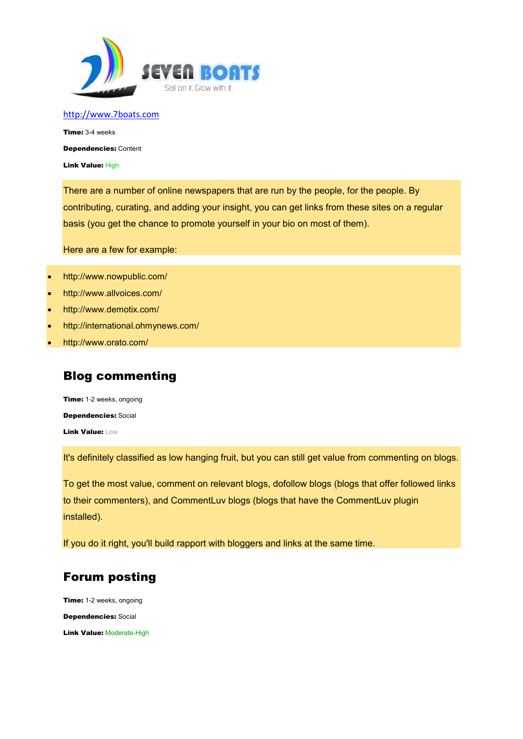SEVEN BOATS
Sail on it. Grow with it.

http://www.7boats.com

**Time:** 3-4 weeks

**Dependencies:** Content

**Link Value:** High

There are a number of online newspapers that are run by the people, for the people. By contributing, curating, and adding your insight, you can get links from these sites on a regular basis (you get the chance to promote yourself in your bio on most of them).

Here are a few for example:

- http://www.nowpublic.com/
- http://www.allvoices.com/
- http://www.demotix.com/
- http://international.ohmynews.com/
- http://www.orato.com/

## Blog commenting

**Time:** 1-2 weeks, ongoing

**Dependencies:** Social

**Link Value:** Low

It's definitely classified as low hanging fruit, but you can still get value from commenting on blogs.

To get the most value, comment on relevant blogs, dofollow blogs (blogs that offer followed links to their commenters), and CommentLuv blogs (blogs that have the CommentLuv plugin installed).

If you do it right, you'll build rapport with bloggers and links at the same time.

## Forum posting

**Time:** 1-2 weeks, ongoing

**Dependencies:** Social

**Link Value:** Moderate-High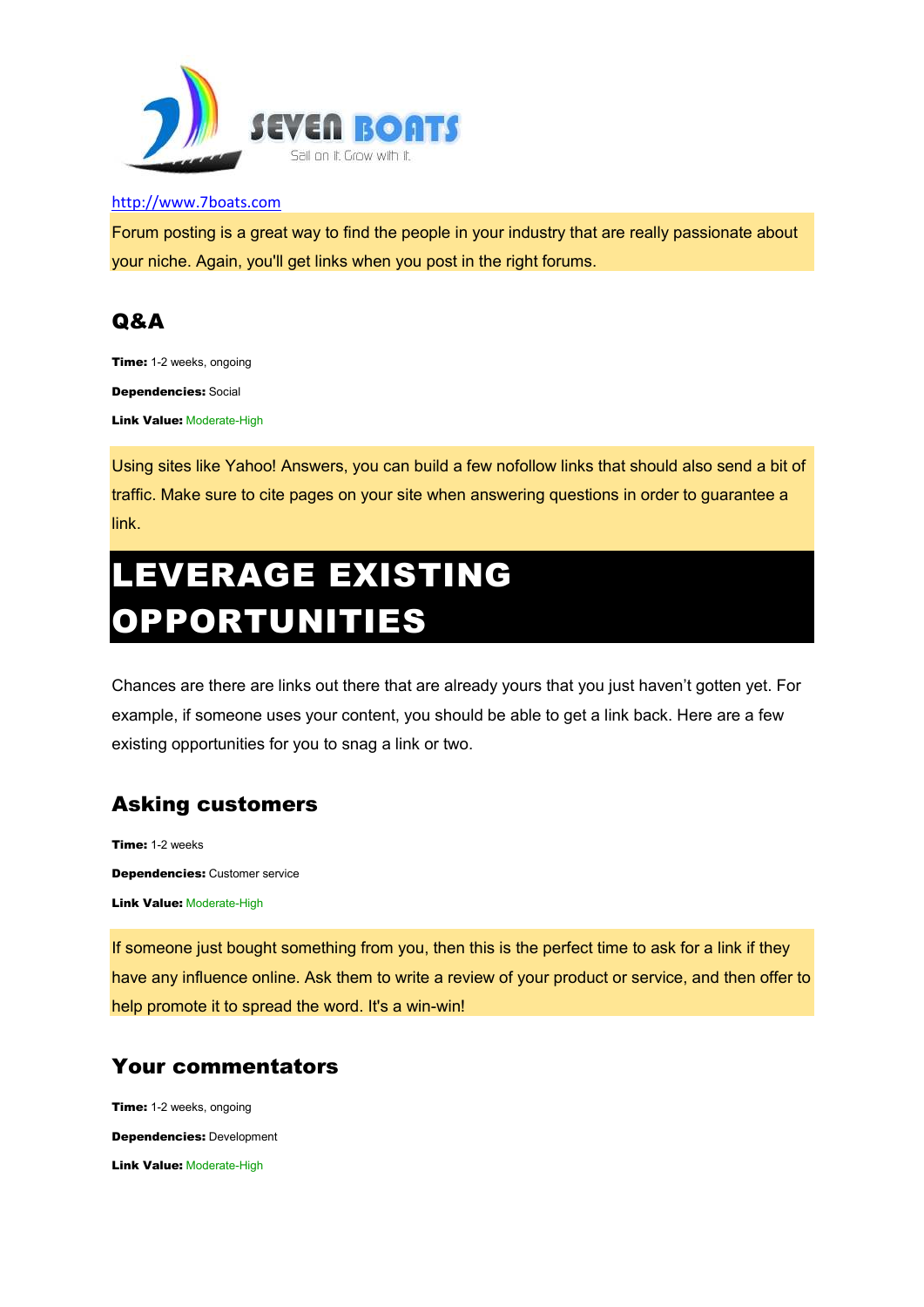http://www.7boats.com

Forum posting is a great way to find the people in your industry that are really passionate about your niche. Again, you'll get links when you post in the right forums.

## Q&A

**Time:** 1-2 weeks, ongoing

**Dependencies:** Social

**Link Value:** Moderate-High

Using sites like Yahoo! Answers, you can build a few nofollow links that should also send a bit of traffic. Make sure to cite pages on your site when answering questions in order to guarantee a link.

# LEVERAGE EXISTING OPPORTUNITIES

Chances are there are links out there that are already yours that you just haven't gotten yet. For example, if someone uses your content, you should be able to get a link back. Here are a few existing opportunities for you to snag a link or two.

## Asking customers

**Time:** 1-2 weeks

**Dependencies:** Customer service

**Link Value:** Moderate-High

If someone just bought something from you, then this is the perfect time to ask for a link if they have any influence online. Ask them to write a review of your product or service, and then offer to help promote it to spread the word. It's a win-win!

## Your commentators

**Time:** 1-2 weeks, ongoing

**Dependencies:** Development

**Link Value:** Moderate-High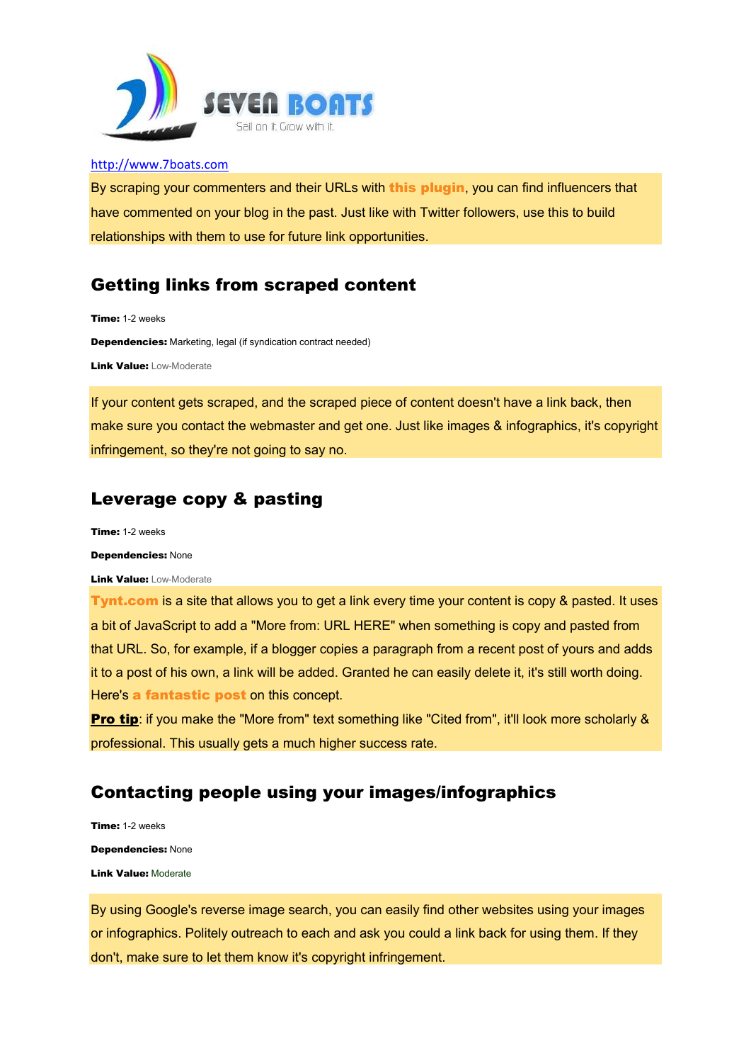http://www.7boats.com

By scraping your commenters and their URLs with **this plugin**, you can find influencers that have commented on your blog in the past. Just like with Twitter followers, use this to build relationships with them to use for future link opportunities.

## Getting links from scraped content

**Time:** 1-2 weeks

**Dependencies:** Marketing, legal (if syndication contract needed)

**Link Value:** Low-Moderate

If your content gets scraped, and the scraped piece of content doesn't have a link back, then make sure you contact the webmaster and get one. Just like images & infographics, it's copyright infringement, so they're not going to say no.

## Leverage copy & pasting

**Time:** 1-2 weeks

**Dependencies:** None

**Link Value:** Low-Moderate

**Tynt.com** is a site that allows you to get a link every time your content is copy & pasted. It uses a bit of JavaScript to add a "More from: URL HERE" when something is copy and pasted from that URL. So, for example, if a blogger copies a paragraph from a recent post of yours and adds it to a post of his own, a link will be added. Granted he can easily delete it, it's still worth doing. Here's **a fantastic post** on this concept.

**Pro tip**: if you make the "More from" text something like "Cited from", it'll look more scholarly & professional. This usually gets a much higher success rate.

## Contacting people using your images/infographics

**Time:** 1-2 weeks

**Dependencies:** None

**Link Value:** Moderate

By using Google's reverse image search, you can easily find other websites using your images or infographics. Politely outreach to each and ask you could a link back for using them. If they don't, make sure to let them know it's copyright infringement.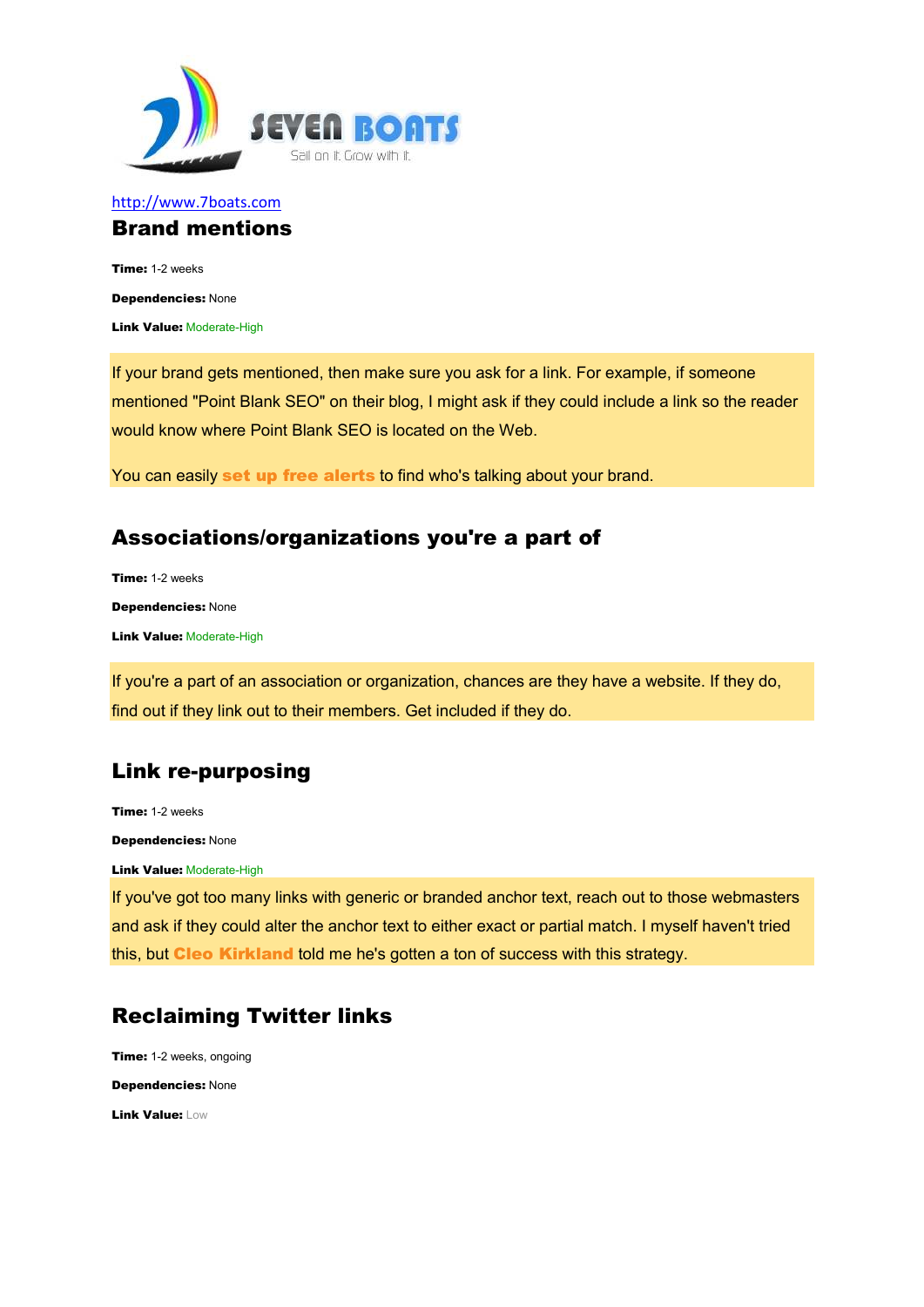http://www.7boats.com

## Brand mentions

**Time:** 1-2 weeks

**Dependencies:** None

**Link Value:** Moderate-High

If your brand gets mentioned, then make sure you ask for a link. For example, if someone mentioned "Point Blank SEO" on their blog, I might ask if they could include a link so the reader would know where Point Blank SEO is located on the Web.

You can easily **set up free alerts** to find who's talking about your brand.

## Associations/organizations you're a part of

**Time:** 1-2 weeks

**Dependencies:** None

**Link Value:** Moderate-High

If you're a part of an association or organization, chances are they have a website. If they do, find out if they link out to their members. Get included if they do.

## Link re-purposing

**Time:** 1-2 weeks

**Dependencies:** None

**Link Value:** Moderate-High

If you've got too many links with generic or branded anchor text, reach out to those webmasters and ask if they could alter the anchor text to either exact or partial match. I myself haven't tried this, but **Cleo Kirkland** told me he's gotten a ton of success with this strategy.

## Reclaiming Twitter links

**Time:** 1-2 weeks, ongoing

**Dependencies:** None

**Link Value:** Low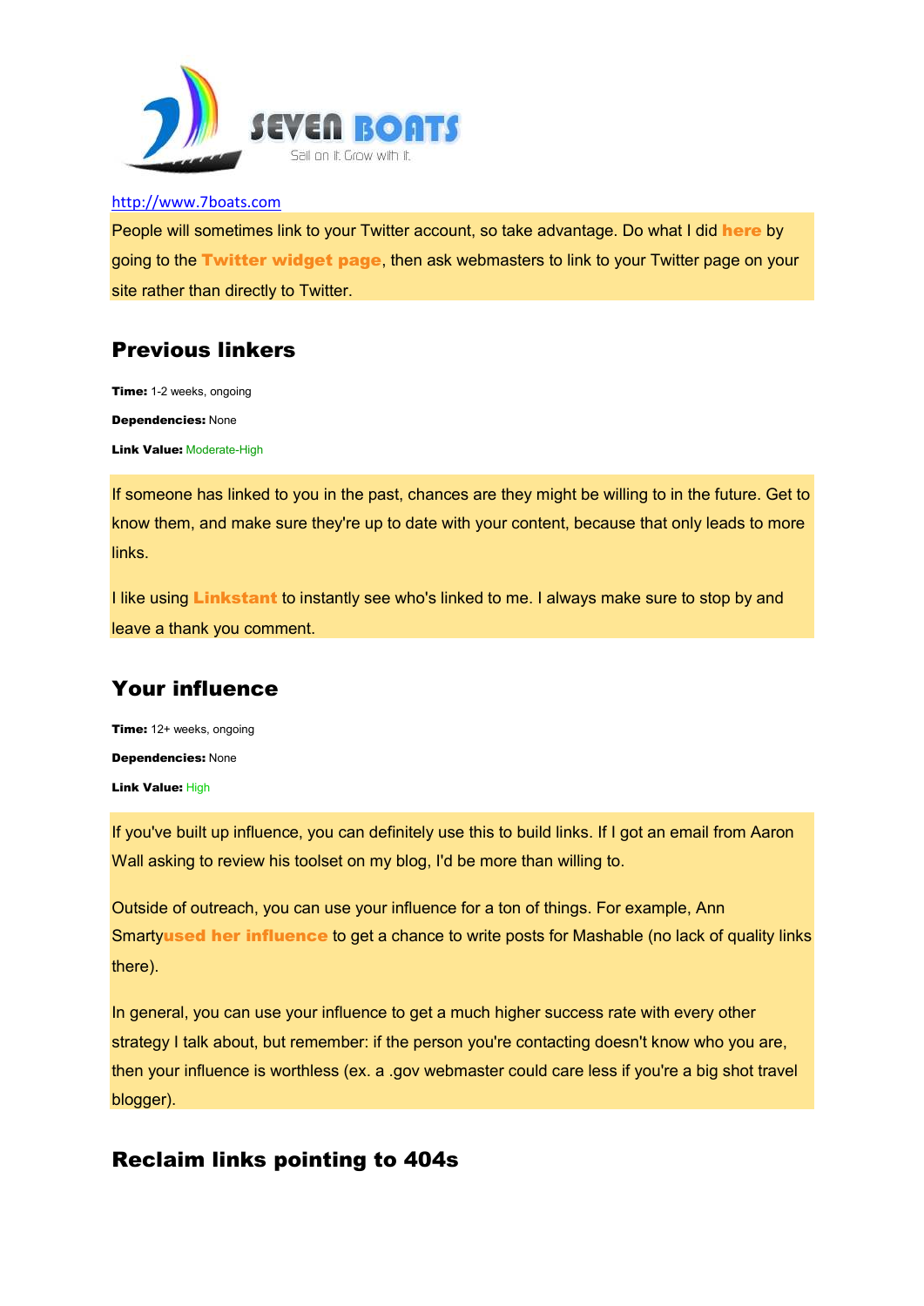http://www.7boats.com

People will sometimes link to your Twitter account, so take advantage. Do what I did **here** by going to the **Twitter widget page**, then ask webmasters to link to your Twitter page on your site rather than directly to Twitter.

## Previous linkers

**Time:** 1-2 weeks, ongoing

**Dependencies:** None

**Link Value:** Moderate-High

If someone has linked to you in the past, chances are they might be willing to in the future. Get to know them, and make sure they're up to date with your content, because that only leads to more links.

I like using **Linkstant** to instantly see who's linked to me. I always make sure to stop by and leave a thank you comment.

## Your influence

**Time:** 12+ weeks, ongoing

**Dependencies:** None

**Link Value:** High

If you've built up influence, you can definitely use this to build links. If I got an email from Aaron Wall asking to review his toolset on my blog, I'd be more than willing to.

Outside of outreach, you can use your influence for a ton of things. For example, Ann Smarty**used her influence** to get a chance to write posts for Mashable (no lack of quality links there).

In general, you can use your influence to get a much higher success rate with every other strategy I talk about, but remember: if the person you're contacting doesn't know who you are, then your influence is worthless (ex. a .gov webmaster could care less if you're a big shot travel blogger).

## Reclaim links pointing to 404s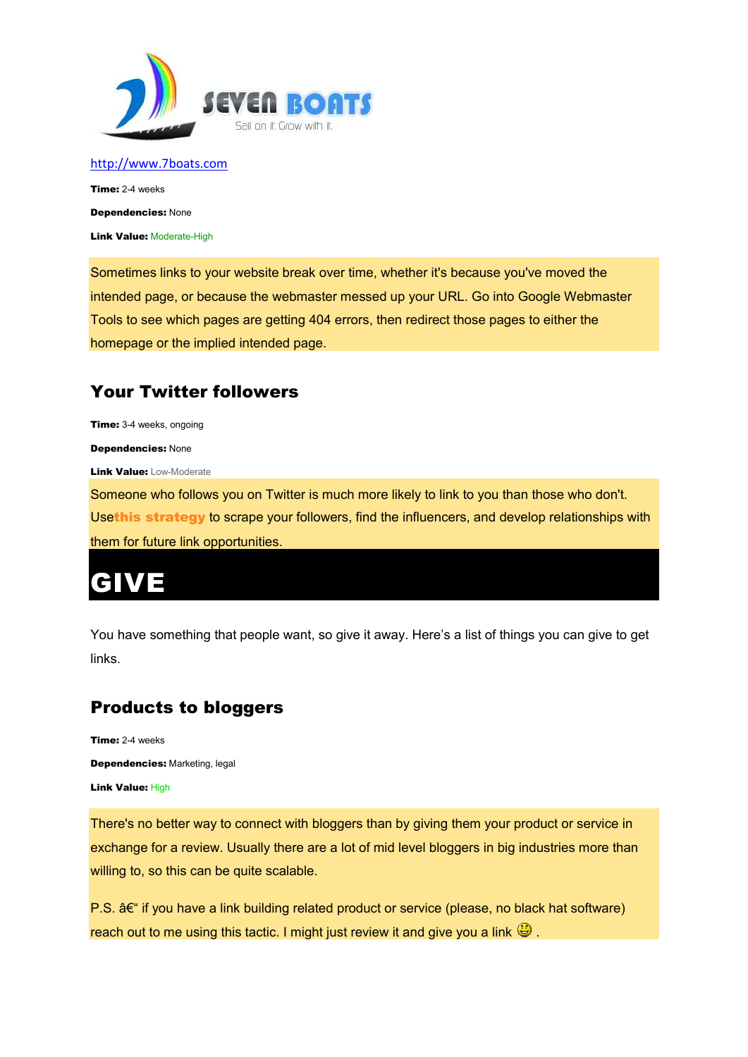http://www.7boats.com

**Time:** 2-4 weeks

**Dependencies:** None

**Link Value:** Moderate-High

Sometimes links to your website break over time, whether it's because you've moved the intended page, or because the webmaster messed up your URL. Go into Google Webmaster Tools to see which pages are getting 404 errors, then redirect those pages to either the homepage or the implied intended page.

## Your Twitter followers

**Time:** 3-4 weeks, ongoing

**Dependencies:** None

**Link Value:** Low-Moderate

Someone who follows you on Twitter is much more likely to link to you than those who don't. Use**this strategy** to scrape your followers, find the influencers, and develop relationships with them for future link opportunities.

# GIVE

You have something that people want, so give it away. Here's a list of things you can give to get links.

## Products to bloggers

**Time:** 2-4 weeks

**Dependencies:** Marketing, legal

**Link Value:** High

There's no better way to connect with bloggers than by giving them your product or service in exchange for a review. Usually there are a lot of mid level bloggers in big industries more than willing to, so this can be quite scalable.

P.S. â€" if you have a link building related product or service (please, no black hat software) reach out to me using this tactic. I might just review it and give you a link 😉 .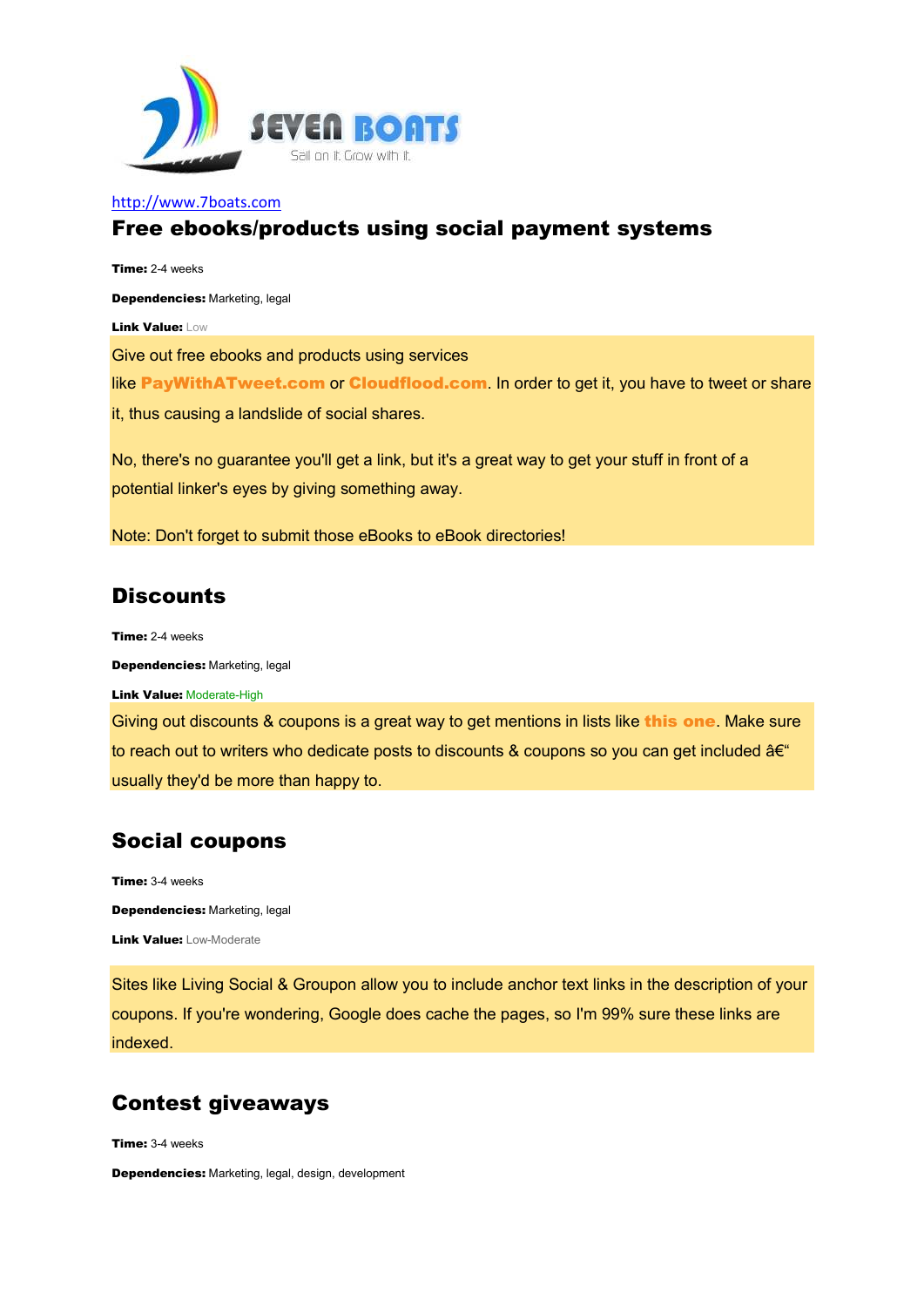SEVEN BOATS

Sail on it. Grow with it.

http://www.7boats.com

## Free ebooks/products using social payment systems

**Time:** 2-4 weeks

**Dependencies:** Marketing, legal

**Link Value:** Low

Give out free ebooks and products using services like **PayWithATweet.com** or **Cloudflood.com**. In order to get it, you have to tweet or share it, thus causing a landslide of social shares.

No, there's no guarantee you'll get a link, but it's a great way to get your stuff in front of a potential linker's eyes by giving something away.

Note: Don't forget to submit those eBooks to eBook directories!

## Discounts

**Time:** 2-4 weeks

**Dependencies:** Marketing, legal

**Link Value:** Moderate-High

Giving out discounts & coupons is a great way to get mentions in lists like **this one**. Make sure to reach out to writers who dedicate posts to discounts & coupons so you can get included â€“ usually they'd be more than happy to.

## Social coupons

**Time:** 3-4 weeks

**Dependencies:** Marketing, legal

**Link Value:** Low-Moderate

Sites like Living Social & Groupon allow you to include anchor text links in the description of your coupons. If you're wondering, Google does cache the pages, so I'm 99% sure these links are indexed.

## Contest giveaways

**Time:** 3-4 weeks

**Dependencies:** Marketing, legal, design, development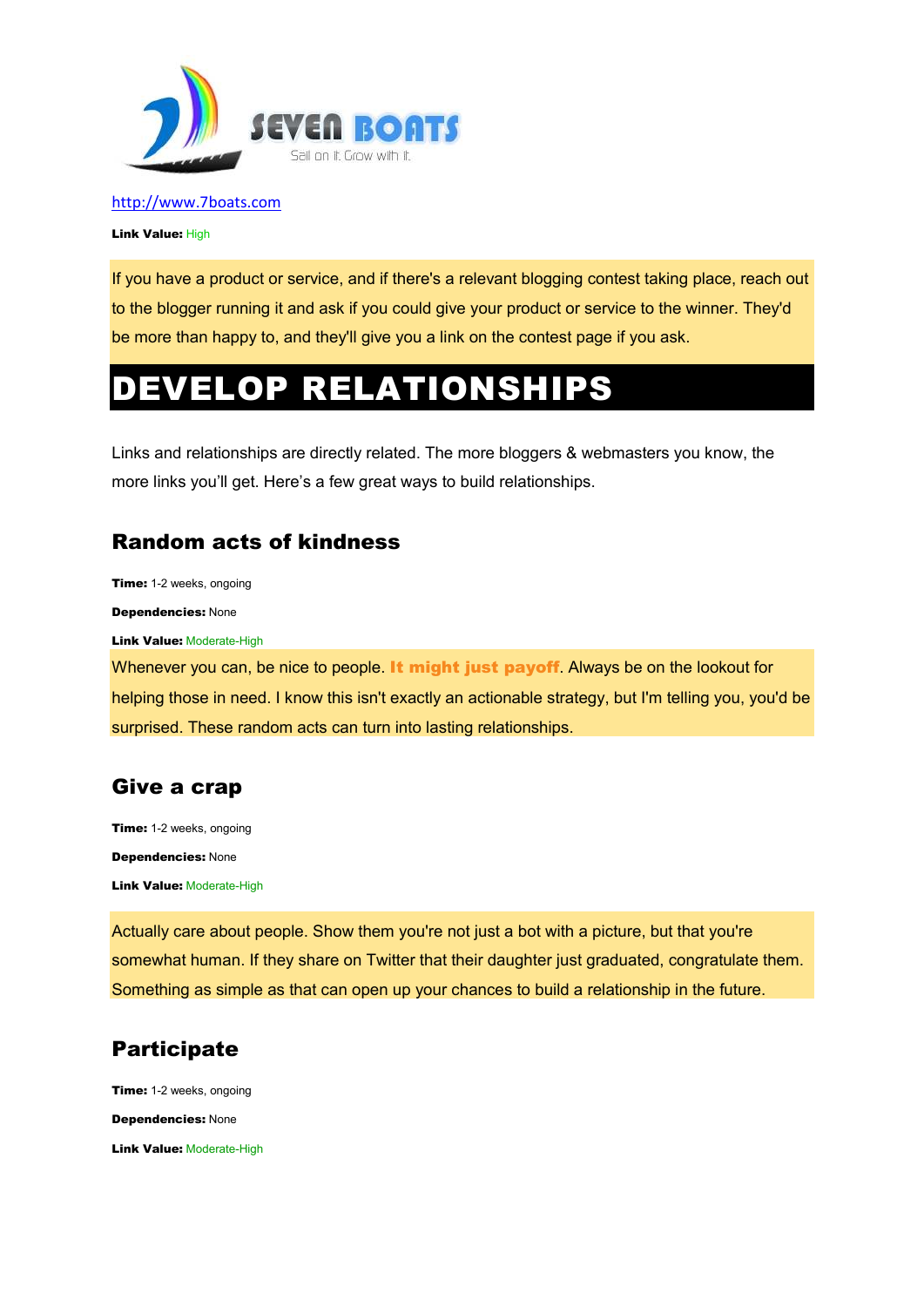SEVEN BOATS

Sail on it. Grow with it.

http://www.7boats.com

**Link Value:** High

If you have a product or service, and if there's a relevant blogging contest taking place, reach out to the blogger running it and ask if you could give your product or service to the winner. They'd be more than happy to, and they'll give you a link on the contest page if you ask.

# DEVELOP RELATIONSHIPS

Links and relationships are directly related. The more bloggers & webmasters you know, the more links you'll get. Here's a few great ways to build relationships.

## Random acts of kindness

**Time:** 1-2 weeks, ongoing

**Dependencies:** None

**Link Value:** Moderate-High

Whenever you can, be nice to people. **It might just payoff**. Always be on the lookout for helping those in need. I know this isn't exactly an actionable strategy, but I'm telling you, you'd be surprised. These random acts can turn into lasting relationships.

## Give a crap

**Time:** 1-2 weeks, ongoing

**Dependencies:** None

**Link Value:** Moderate-High

Actually care about people. Show them you're not just a bot with a picture, but that you're somewhat human. If they share on Twitter that their daughter just graduated, congratulate them. Something as simple as that can open up your chances to build a relationship in the future.

## Participate

**Time:** 1-2 weeks, ongoing

**Dependencies:** None

**Link Value:** Moderate-High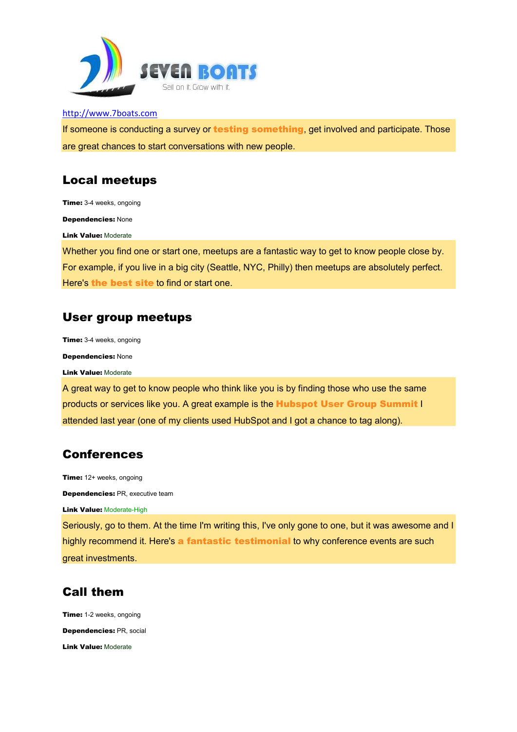http://www.7boats.com

If someone is conducting a survey or **testing something**, get involved and participate. Those are great chances to start conversations with new people.

## Local meetups

**Time:** 3-4 weeks, ongoing

**Dependencies:** None

**Link Value:** Moderate

Whether you find one or start one, meetups are a fantastic way to get to know people close by. For example, if you live in a big city (Seattle, NYC, Philly) then meetups are absolutely perfect. Here's **the best site** to find or start one.

## User group meetups

**Time:** 3-4 weeks, ongoing

**Dependencies:** None

**Link Value:** Moderate

A great way to get to know people who think like you is by finding those who use the same products or services like you. A great example is the **Hubspot User Group Summit** I attended last year (one of my clients used HubSpot and I got a chance to tag along).

## Conferences

**Time:** 12+ weeks, ongoing

**Dependencies:** PR, executive team

**Link Value:** Moderate-High

Seriously, go to them. At the time I'm writing this, I've only gone to one, but it was awesome and I highly recommend it. Here's **a fantastic testimonial** to why conference events are such great investments.

## Call them

**Time:** 1-2 weeks, ongoing

**Dependencies:** PR, social

**Link Value:** Moderate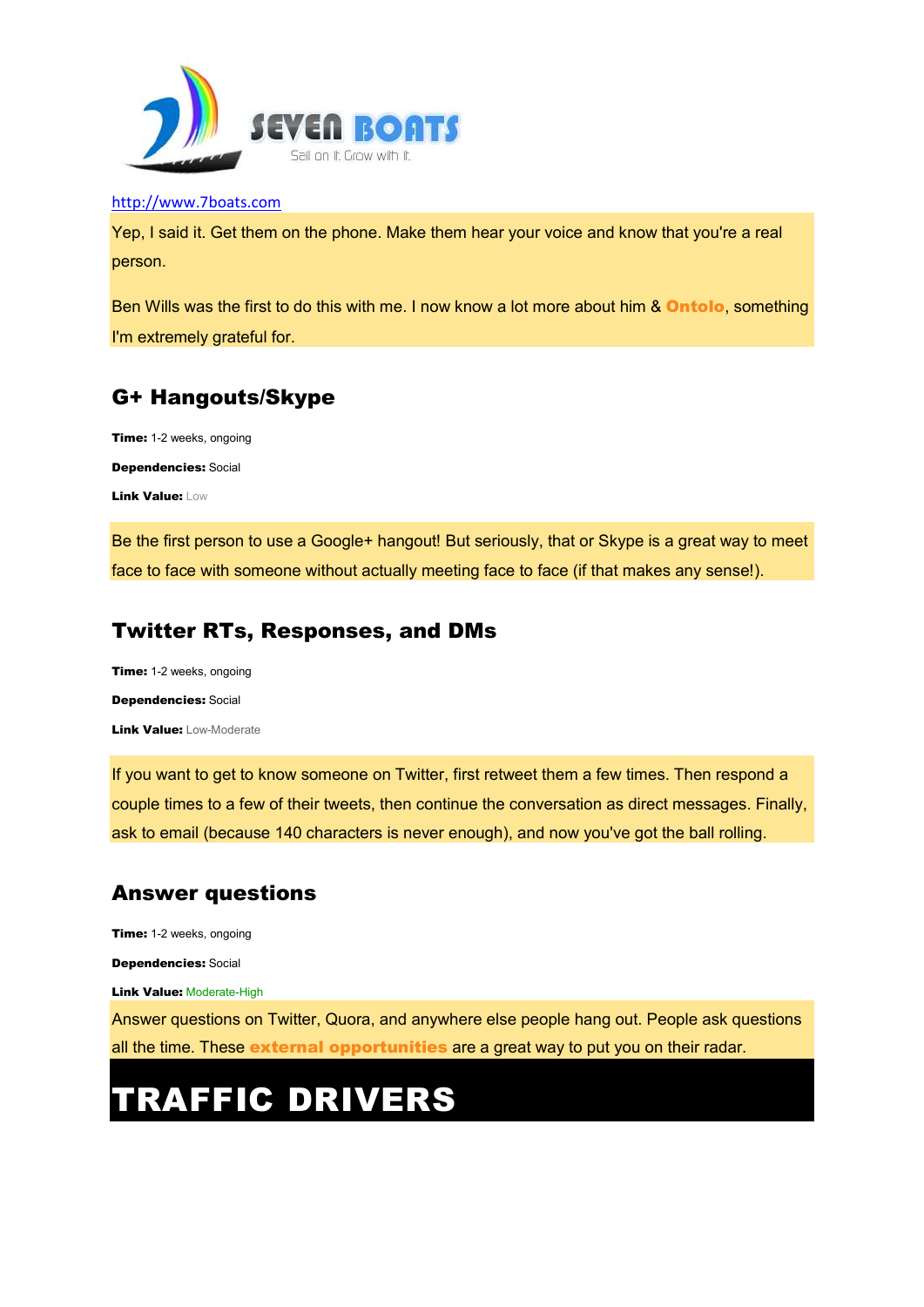Yep, I said it. Get them on the phone. Make them hear your voice and know that you're a real person.

Ben Wills was the first to do this with me. I now know a lot more about him & **Ontolo**, something I'm extremely grateful for.

## G+ Hangouts/Skype

**Time:** 1-2 weeks, ongoing

**Dependencies:** Social

**Link Value:** Low

Be the first person to use a Google+ hangout! But seriously, that or Skype is a great way to meet face to face with someone without actually meeting face to face (if that makes any sense!).

## Twitter RTs, Responses, and DMs

**Time:** 1-2 weeks, ongoing

**Dependencies:** Social

**Link Value:** Low-Moderate

If you want to get to know someone on Twitter, first retweet them a few times. Then respond a couple times to a few of their tweets, then continue the conversation as direct messages. Finally, ask to email (because 140 characters is never enough), and now you've got the ball rolling.

## Answer questions

**Time:** 1-2 weeks, ongoing

**Dependencies:** Social

**Link Value:** Moderate-High

Answer questions on Twitter, Quora, and anywhere else people hang out. People ask questions all the time. These **external opportunities** are a great way to put you on their radar.

# TRAFFIC DRIVERS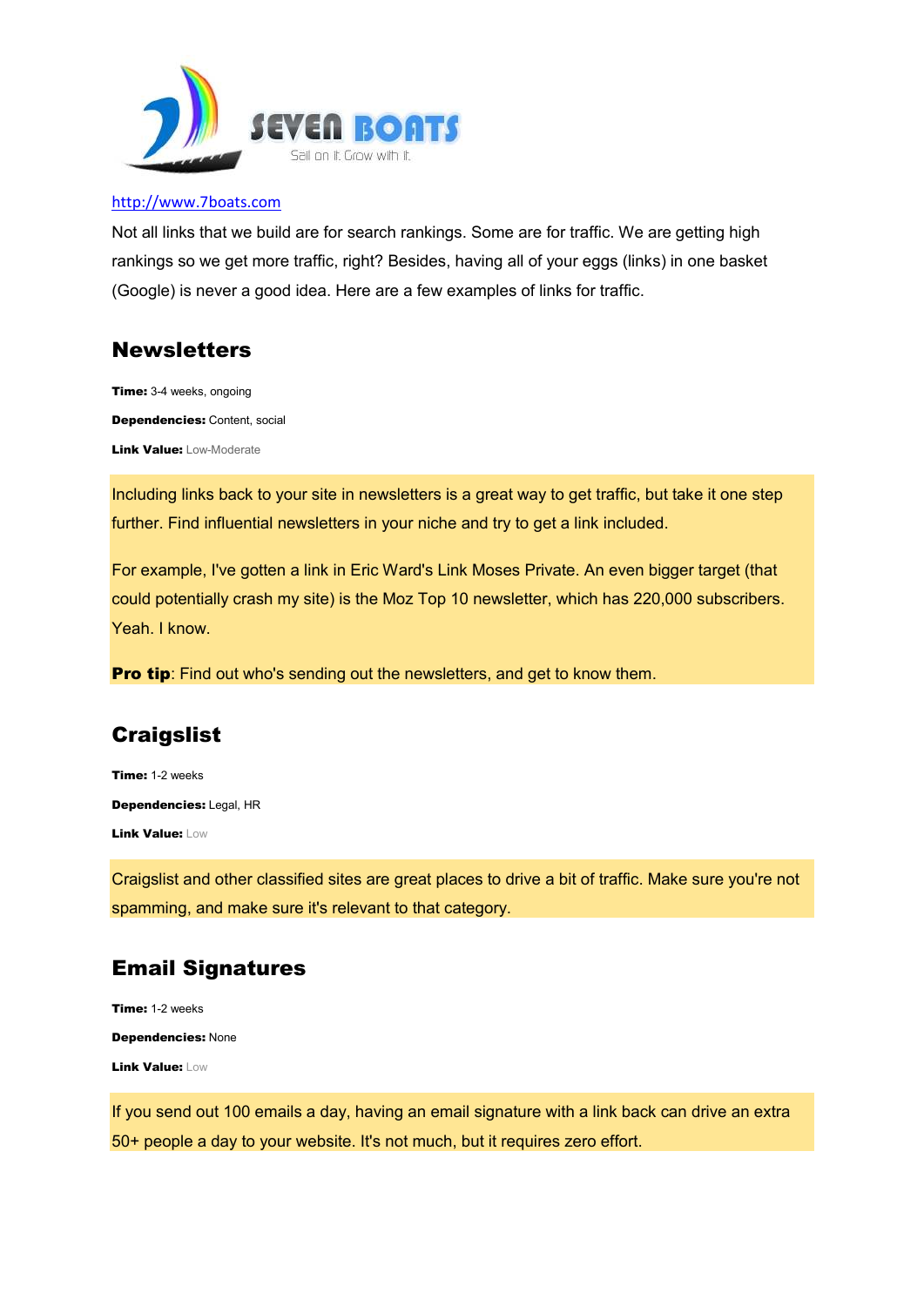http://www.7boats.com

Not all links that we build are for search rankings. Some are for traffic. We are getting high rankings so we get more traffic, right? Besides, having all of your eggs (links) in one basket (Google) is never a good idea. Here are a few examples of links for traffic.

## Newsletters

**Time:** 3-4 weeks, ongoing

**Dependencies:** Content, social

**Link Value:** Low-Moderate

Including links back to your site in newsletters is a great way to get traffic, but take it one step further. Find influential newsletters in your niche and try to get a link included.

For example, I've gotten a link in Eric Ward's Link Moses Private. An even bigger target (that could potentially crash my site) is the Moz Top 10 newsletter, which has 220,000 subscribers. Yeah. I know.

**Pro tip**: Find out who's sending out the newsletters, and get to know them.

## Craigslist

**Time:** 1-2 weeks

**Dependencies:** Legal, HR

**Link Value:** Low

Craigslist and other classified sites are great places to drive a bit of traffic. Make sure you're not spamming, and make sure it's relevant to that category.

## Email Signatures

**Time:** 1-2 weeks

**Dependencies:** None

**Link Value:** Low

If you send out 100 emails a day, having an email signature with a link back can drive an extra 50+ people a day to your website. It's not much, but it requires zero effort.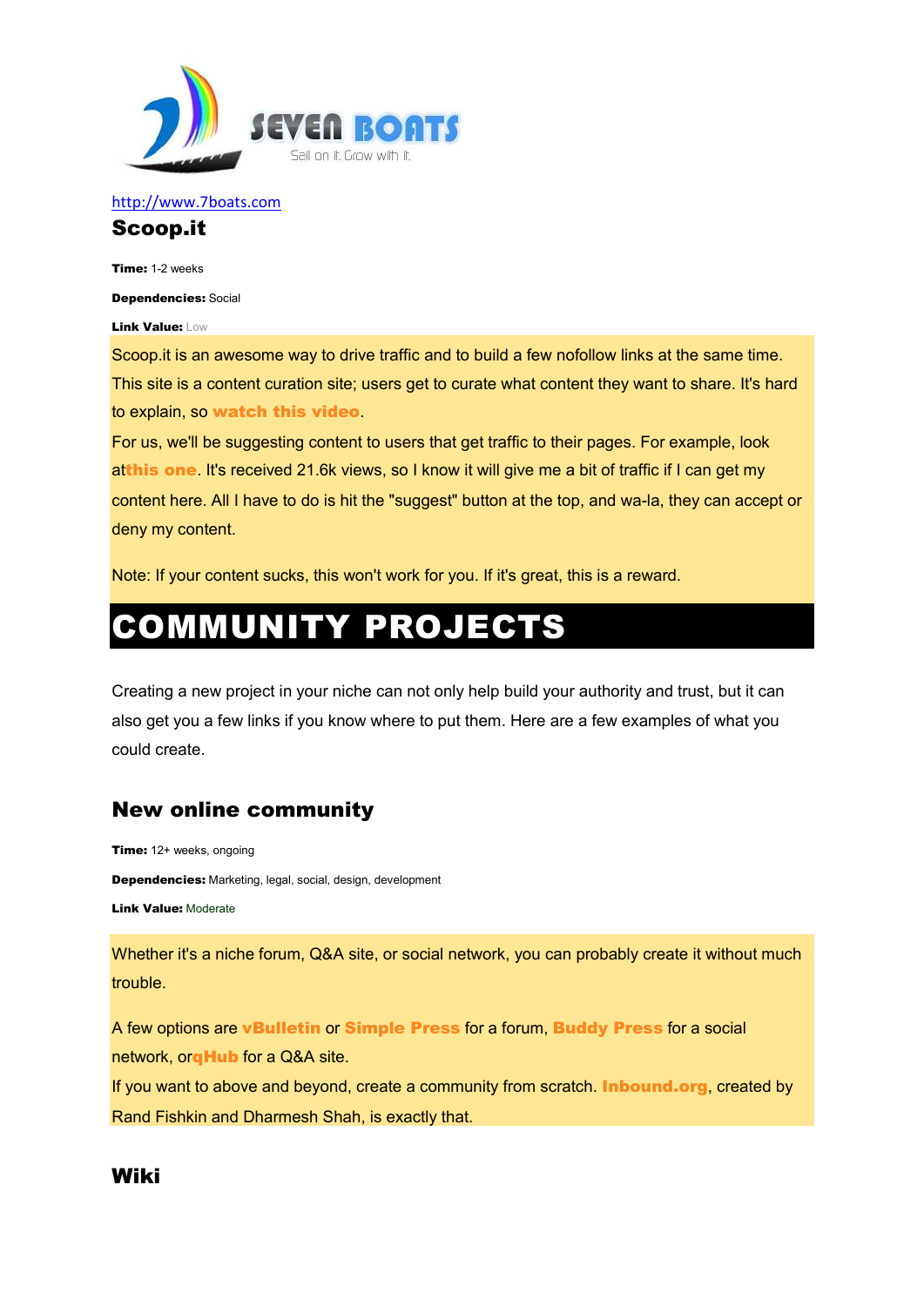http://www.7boats.com

## Scoop.it

**Time:** 1-2 weeks

**Dependencies:** Social

**Link Value:** Low

Scoop.it is an awesome way to drive traffic and to build a few nofollow links at the same time. This site is a content curation site; users get to curate what content they want to share. It's hard to explain, so **watch this video**.

For us, we'll be suggesting content to users that get traffic to their pages. For example, look at**this one**. It's received 21.6k views, so I know it will give me a bit of traffic if I can get my content here. All I have to do is hit the "suggest" button at the top, and wa-la, they can accept or deny my content.

Note: If your content sucks, this won't work for you. If it's great, this is a reward.

# COMMUNITY PROJECTS

Creating a new project in your niche can not only help build your authority and trust, but it can also get you a few links if you know where to put them. Here are a few examples of what you could create.

## New online community

**Time:** 12+ weeks, ongoing

**Dependencies:** Marketing, legal, social, design, development

**Link Value:** Moderate

Whether it's a niche forum, Q&A site, or social network, you can probably create it without much trouble.

A few options are **vBulletin** or **Simple Press** for a forum, **Buddy Press** for a social network, or**qHub** for a Q&A site.

If you want to above and beyond, create a community from scratch. **Inbound.org**, created by Rand Fishkin and Dharmesh Shah, is exactly that.

## Wiki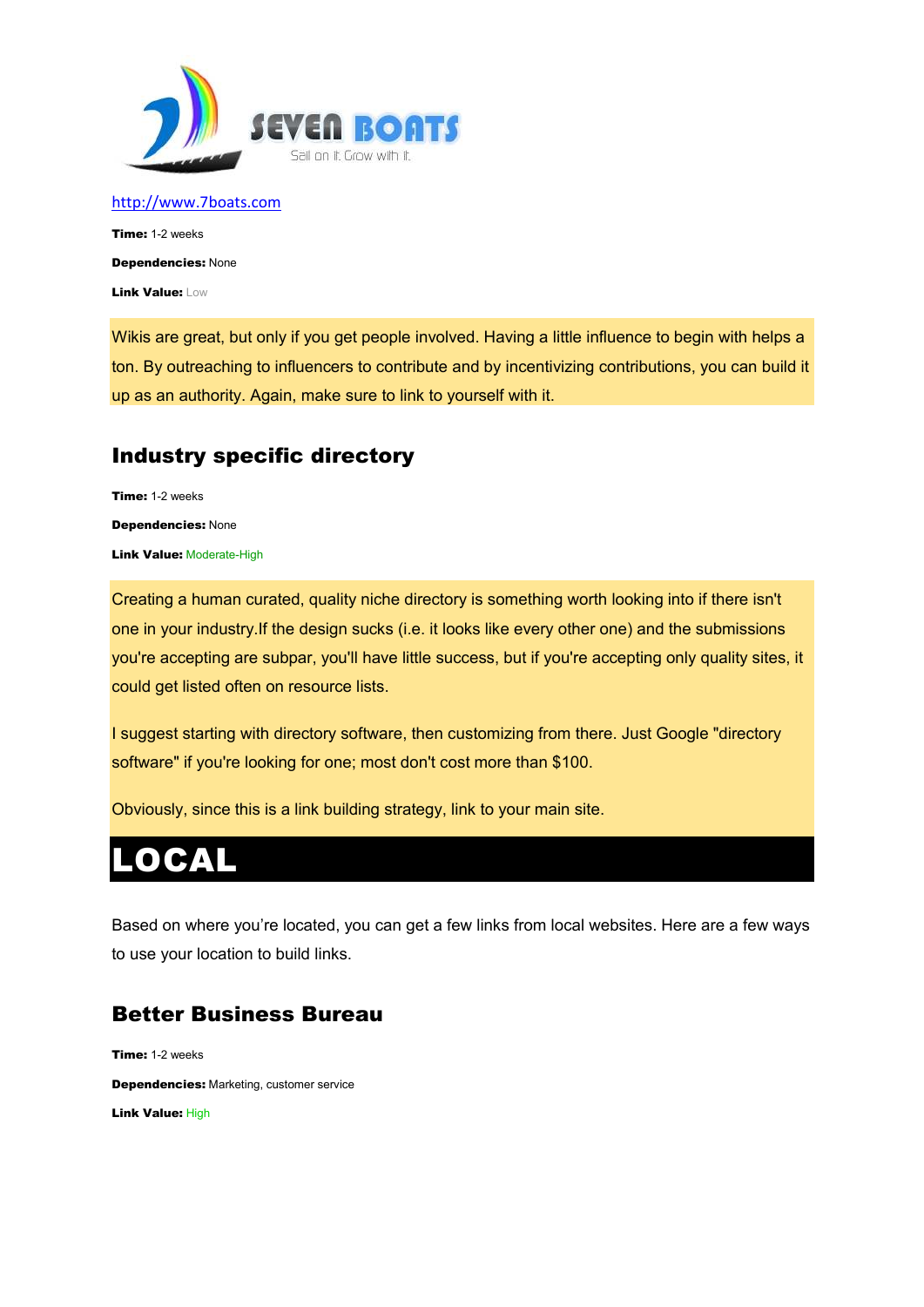Time: 1-2 weeks

Dependencies: None

Link Value: Low

Wikis are great, but only if you get people involved. Having a little influence to begin with helps a ton. By outreaching to influencers to contribute and by incentivizing contributions, you can build it up as an authority. Again, make sure to link to yourself with it.

## Industry specific directory

**Time:** 1-2 weeks

**Dependencies:** None

**Link Value:** Moderate-High

Creating a human curated, quality niche directory is something worth looking into if there isn't one in your industry.If the design sucks (i.e. it looks like every other one) and the submissions you're accepting are subpar, you'll have little success, but if you're accepting only quality sites, it could get listed often on resource lists.

I suggest starting with directory software, then customizing from there. Just Google "directory software" if you're looking for one; most don't cost more than $100.

Obviously, since this is a link building strategy, link to your main site.

# LOCAL

Based on where you're located, you can get a few links from local websites. Here are a few ways to use your location to build links.

## Better Business Bureau

**Time:** 1-2 weeks

**Dependencies:** Marketing, customer service

**Link Value:** High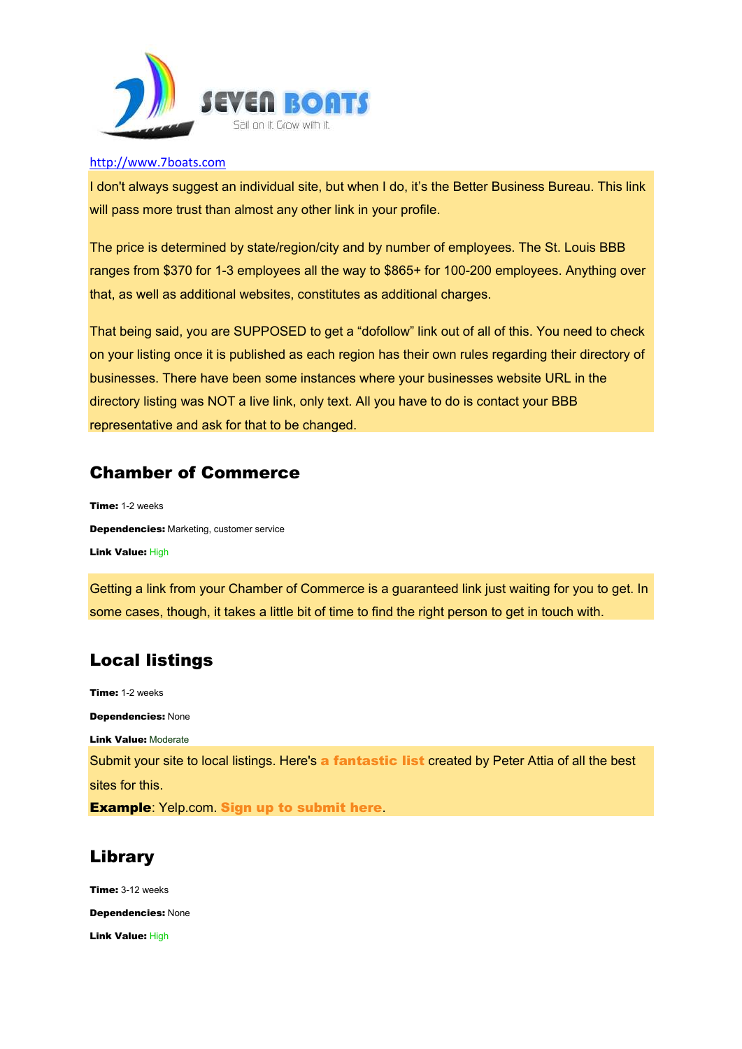http://www.7boats.com

I don't always suggest an individual site, but when I do, it's the Better Business Bureau. This link will pass more trust than almost any other link in your profile.

The price is determined by state/region/city and by number of employees. The St. Louis BBB ranges from $370 for 1-3 employees all the way to $865+ for 100-200 employees. Anything over that, as well as additional websites, constitutes as additional charges.

That being said, you are SUPPOSED to get a "dofollow" link out of all of this. You need to check on your listing once it is published as each region has their own rules regarding their directory of businesses. There have been some instances where your businesses website URL in the directory listing was NOT a live link, only text. All you have to do is contact your BBB representative and ask for that to be changed.

## Chamber of Commerce

**Time:** 1-2 weeks

**Dependencies:** Marketing, customer service

**Link Value:** High

Getting a link from your Chamber of Commerce is a guaranteed link just waiting for you to get. In some cases, though, it takes a little bit of time to find the right person to get in touch with.

## Local listings

**Time:** 1-2 weeks

**Dependencies:** None

**Link Value:** Moderate

Submit your site to local listings. Here's **a fantastic list** created by Peter Attia of all the best sites for this.

**Example**: Yelp.com. **Sign up to submit here**.

## Library

**Time:** 3-12 weeks

**Dependencies:** None

**Link Value:** High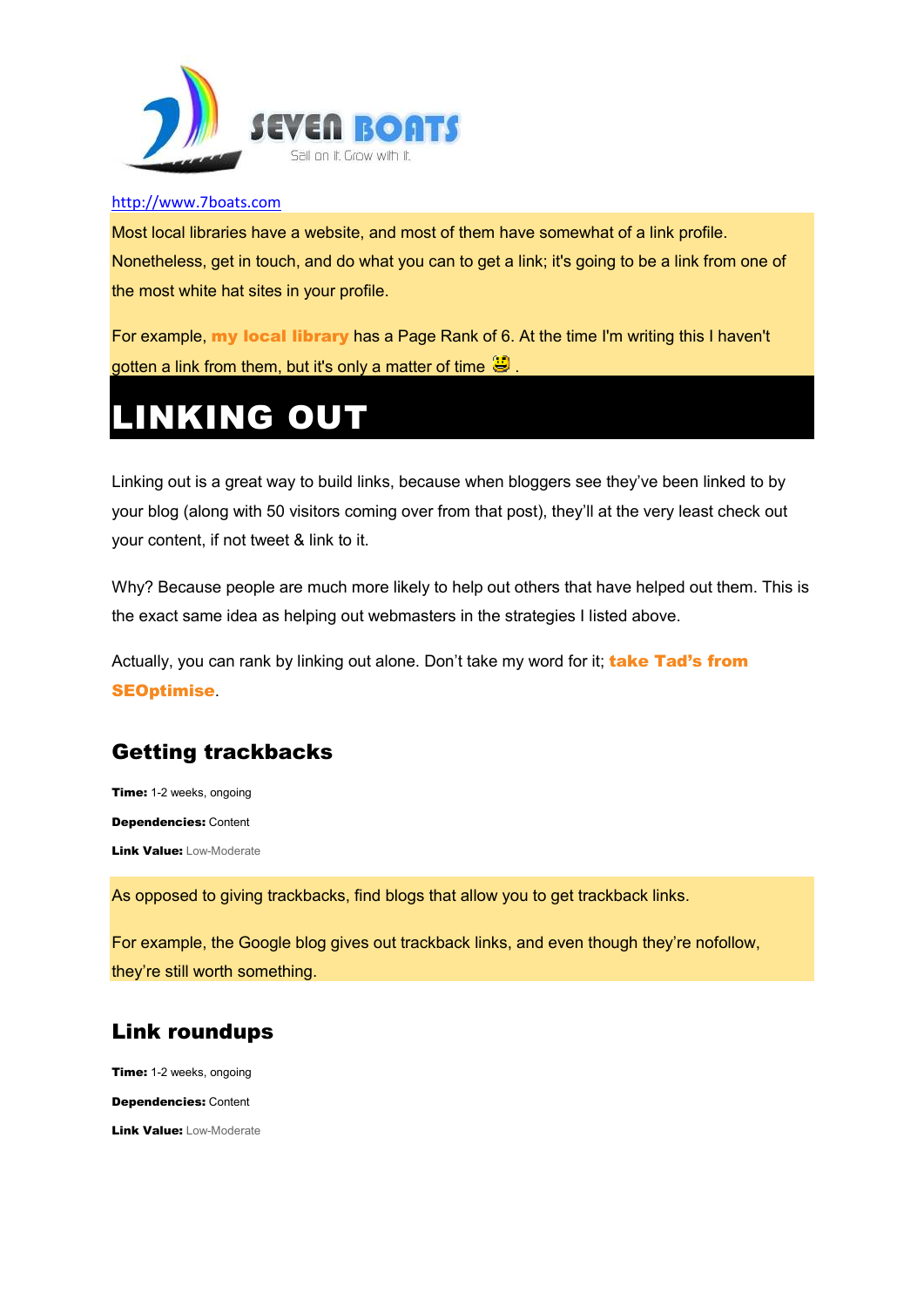Most local libraries have a website, and most of them have somewhat of a link profile. Nonetheless, get in touch, and do what you can to get a link; it's going to be a link from one of the most white hat sites in your profile.

For example, **my local library** has a Page Rank of 6. At the time I'm writing this I haven't gotten a link from them, but it's only a matter of time .

# LINKING OUT

Linking out is a great way to build links, because when bloggers see they've been linked to by your blog (along with 50 visitors coming over from that post), they'll at the very least check out your content, if not tweet & link to it.

Why? Because people are much more likely to help out others that have helped out them. This is the exact same idea as helping out webmasters in the strategies I listed above.

Actually, you can rank by linking out alone. Don't take my word for it; **take Tad's from SEOptimise**.

## Getting trackbacks

**Time:** 1-2 weeks, ongoing

**Dependencies:** Content

**Link Value:** Low-Moderate

As opposed to giving trackbacks, find blogs that allow you to get trackback links.

For example, the Google blog gives out trackback links, and even though they're nofollow, they're still worth something.

## Link roundups

**Time:** 1-2 weeks, ongoing

**Dependencies:** Content

**Link Value:** Low-Moderate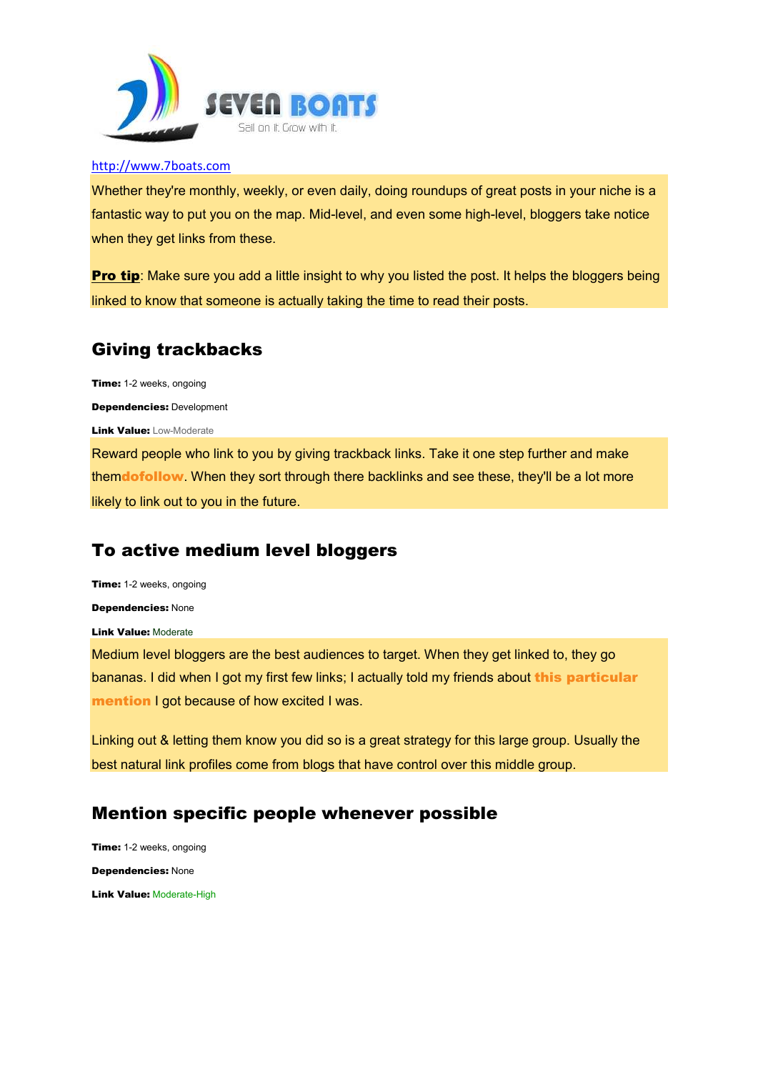http://www.7boats.com

Whether they're monthly, weekly, or even daily, doing roundups of great posts in your niche is a fantastic way to put you on the map. Mid-level, and even some high-level, bloggers take notice when they get links from these.

**Pro tip**: Make sure you add a little insight to why you listed the post. It helps the bloggers being linked to know that someone is actually taking the time to read their posts.

## Giving trackbacks

**Time:** 1-2 weeks, ongoing

**Dependencies:** Development

**Link Value:** Low-Moderate

Reward people who link to you by giving trackback links. Take it one step further and make them**dofollow**. When they sort through there backlinks and see these, they'll be a lot more likely to link out to you in the future.

## To active medium level bloggers

**Time:** 1-2 weeks, ongoing

**Dependencies:** None

**Link Value:** Moderate

Medium level bloggers are the best audiences to target. When they get linked to, they go bananas. I did when I got my first few links; I actually told my friends about **this particular mention** I got because of how excited I was.

Linking out & letting them know you did so is a great strategy for this large group. Usually the best natural link profiles come from blogs that have control over this middle group.

## Mention specific people whenever possible

**Time:** 1-2 weeks, ongoing

**Dependencies:** None

**Link Value:** Moderate-High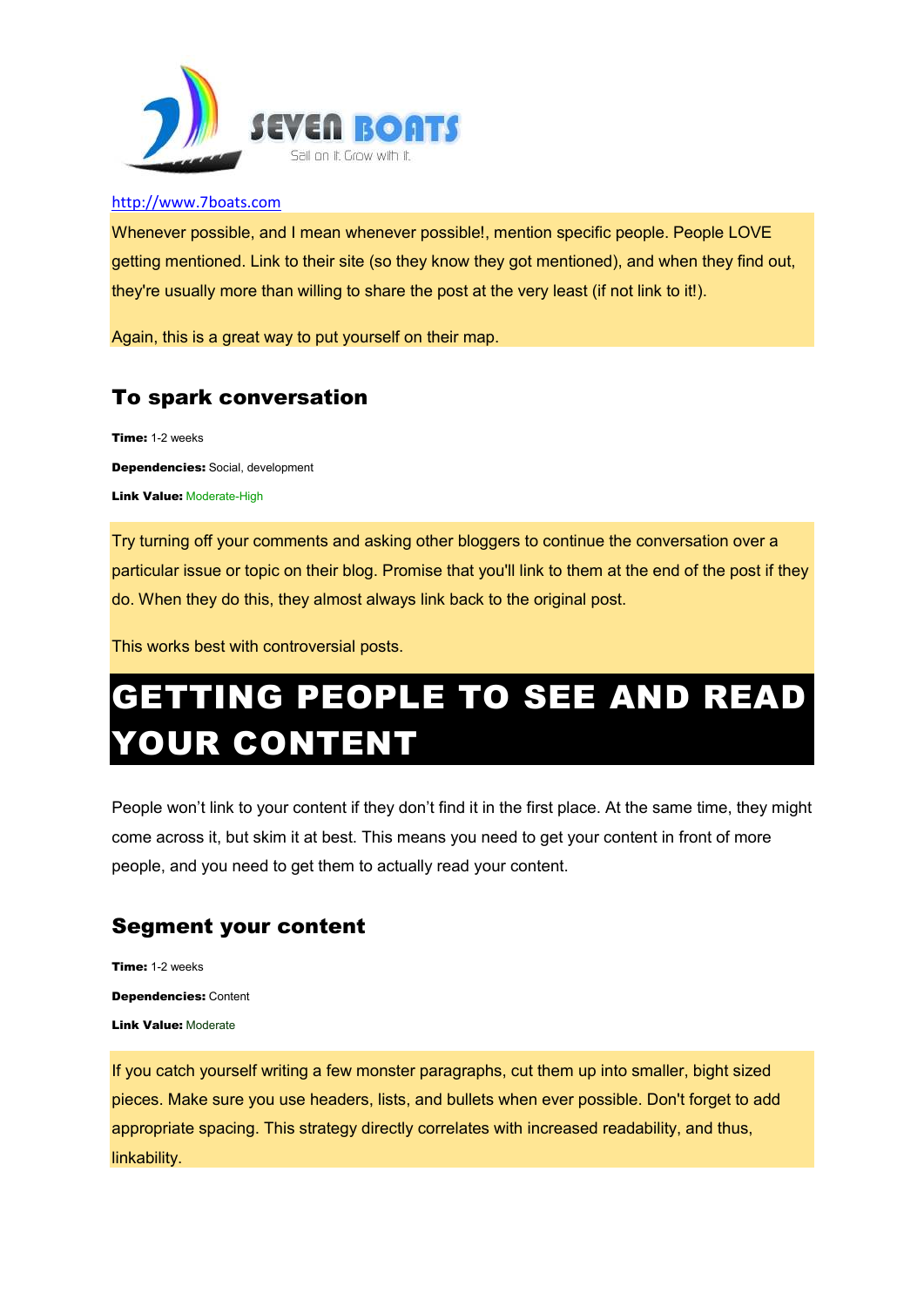Whenever possible, and I mean whenever possible!, mention specific people. People LOVE getting mentioned. Link to their site (so they know they got mentioned), and when they find out, they're usually more than willing to share the post at the very least (if not link to it!).

Again, this is a great way to put yourself on their map.

### To spark conversation

**Time:** 1-2 weeks

**Dependencies:** Social, development

**Link Value:** Moderate-High

Try turning off your comments and asking other bloggers to continue the conversation over a particular issue or topic on their blog. Promise that you'll link to them at the end of the post if they do. When they do this, they almost always link back to the original post.

This works best with controversial posts.

# GETTING PEOPLE TO SEE AND READ YOUR CONTENT

People won't link to your content if they don't find it in the first place. At the same time, they might come across it, but skim it at best. This means you need to get your content in front of more people, and you need to get them to actually read your content.

### Segment your content

**Time:** 1-2 weeks

**Dependencies:** Content

**Link Value:** Moderate

If you catch yourself writing a few monster paragraphs, cut them up into smaller, bight sized pieces. Make sure you use headers, lists, and bullets when ever possible. Don't forget to add appropriate spacing. This strategy directly correlates with increased readability, and thus, linkability.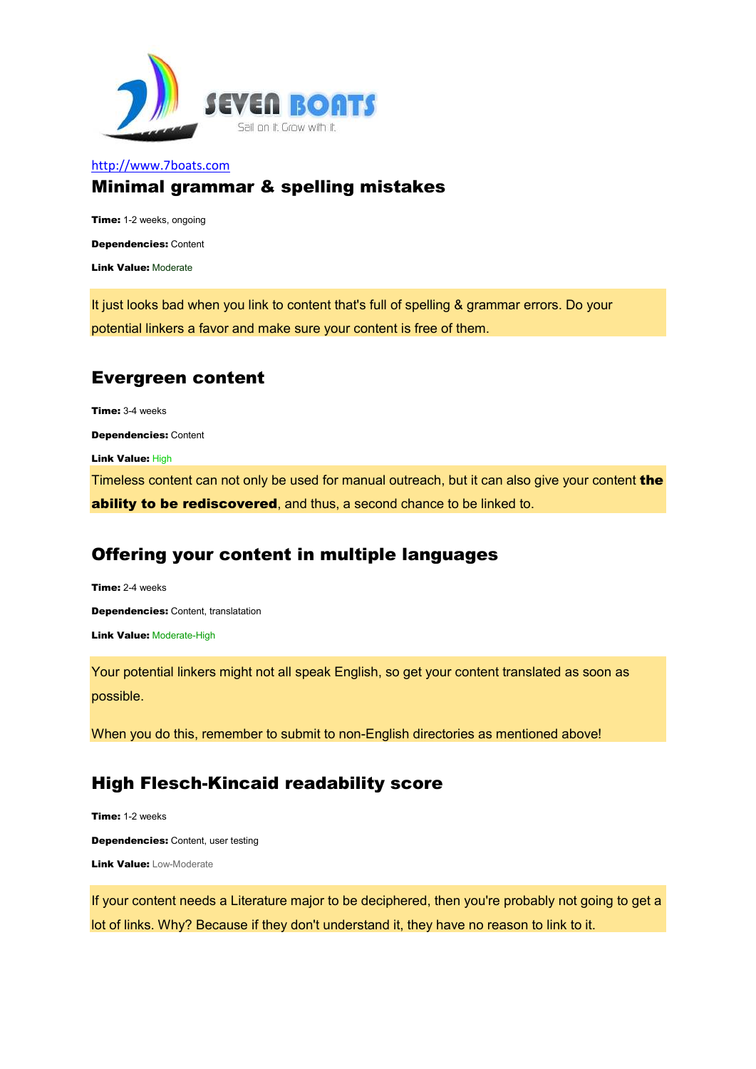SEVEN BOATS

Sail on it. Grow with it.

http://www.7boats.com

## Minimal grammar & spelling mistakes

**Time:** 1-2 weeks, ongoing

**Dependencies:** Content

**Link Value:** Moderate

It just looks bad when you link to content that's full of spelling & grammar errors. Do your potential linkers a favor and make sure your content is free of them.

## Evergreen content

**Time:** 3-4 weeks

**Dependencies:** Content

**Link Value:** High

Timeless content can not only be used for manual outreach, but it can also give your content **the ability to be rediscovered**, and thus, a second chance to be linked to.

## Offering your content in multiple languages

**Time:** 2-4 weeks

**Dependencies:** Content, translatation

**Link Value:** Moderate-High

Your potential linkers might not all speak English, so get your content translated as soon as possible.

When you do this, remember to submit to non-English directories as mentioned above!

## High Flesch-Kincaid readability score

**Time:** 1-2 weeks

**Dependencies:** Content, user testing

**Link Value:** Low-Moderate

If your content needs a Literature major to be deciphered, then you're probably not going to get a lot of links. Why? Because if they don't understand it, they have no reason to link to it.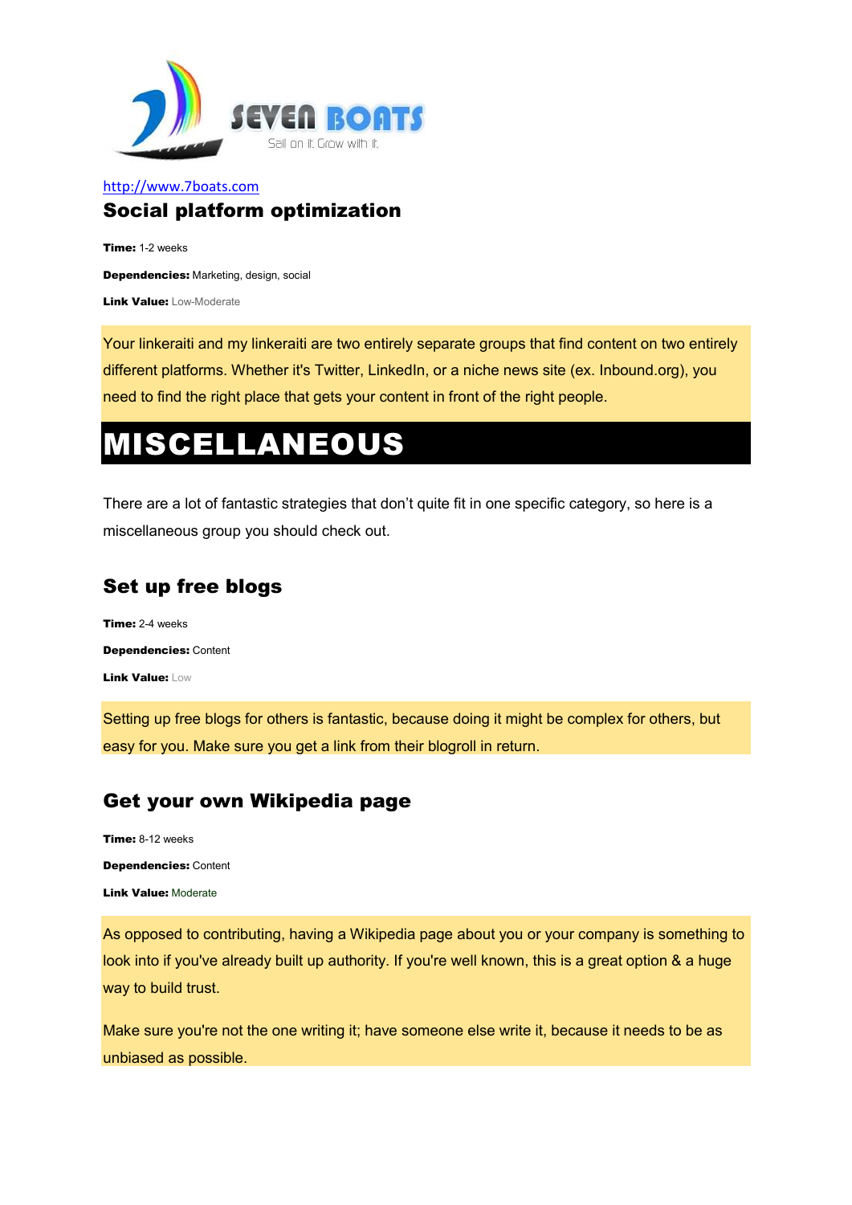http://www.7boats.com

## Social platform optimization

**Time:** 1-2 weeks

**Dependencies:** Marketing, design, social

**Link Value:** Low-Moderate

Your linkeraiti and my linkeraiti are two entirely separate groups that find content on two entirely different platforms. Whether it's Twitter, LinkedIn, or a niche news site (ex. Inbound.org), you need to find the right place that gets your content in front of the right people.

# MISCELLANEOUS

There are a lot of fantastic strategies that don't quite fit in one specific category, so here is a miscellaneous group you should check out.

## Set up free blogs

**Time:** 2-4 weeks

**Dependencies:** Content

**Link Value:** Low

Setting up free blogs for others is fantastic, because doing it might be complex for others, but easy for you. Make sure you get a link from their blogroll in return.

## Get your own Wikipedia page

**Time:** 8-12 weeks

**Dependencies:** Content

**Link Value:** Moderate

As opposed to contributing, having a Wikipedia page about you or your company is something to look into if you've already built up authority. If you're well known, this is a great option & a huge way to build trust.

Make sure you're not the one writing it; have someone else write it, because it needs to be as unbiased as possible.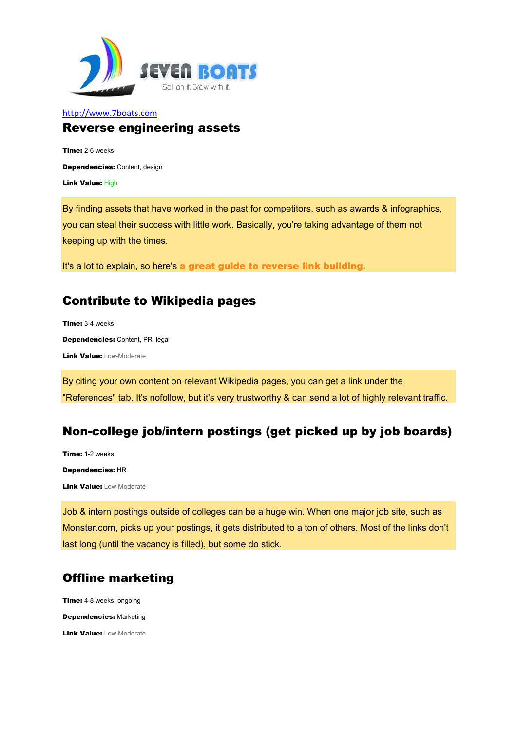http://www.7boats.com

## Reverse engineering assets

**Time:** 2-6 weeks

**Dependencies:** Content, design

**Link Value:** High

By finding assets that have worked in the past for competitors, such as awards & infographics, you can steal their success with little work. Basically, you're taking advantage of them not keeping up with the times.

It's a lot to explain, so here's **a great guide to reverse link building**.

## Contribute to Wikipedia pages

**Time:** 3-4 weeks

**Dependencies:** Content, PR, legal

**Link Value:** Low-Moderate

By citing your own content on relevant Wikipedia pages, you can get a link under the "References" tab. It's nofollow, but it's very trustworthy & can send a lot of highly relevant traffic.

## Non-college job/intern postings (get picked up by job boards)

**Time:** 1-2 weeks

**Dependencies:** HR

**Link Value:** Low-Moderate

Job & intern postings outside of colleges can be a huge win. When one major job site, such as Monster.com, picks up your postings, it gets distributed to a ton of others. Most of the links don't last long (until the vacancy is filled), but some do stick.

## Offline marketing

**Time:** 4-8 weeks, ongoing

**Dependencies:** Marketing

**Link Value:** Low-Moderate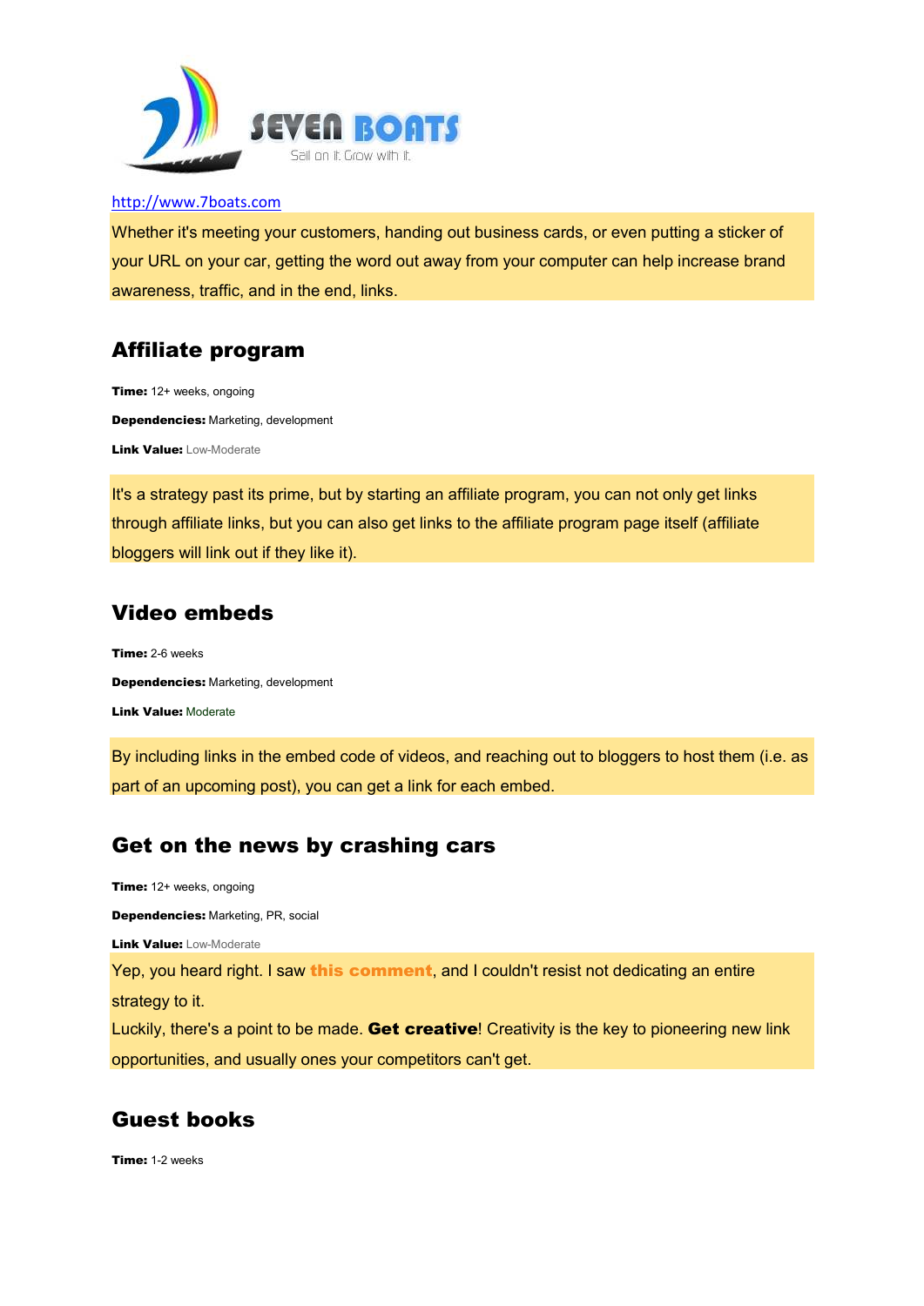http://www.7boats.com

Whether it's meeting your customers, handing out business cards, or even putting a sticker of your URL on your car, getting the word out away from your computer can help increase brand awareness, traffic, and in the end, links.

## Affiliate program

**Time:** 12+ weeks, ongoing

**Dependencies:** Marketing, development

**Link Value:** Low-Moderate

It's a strategy past its prime, but by starting an affiliate program, you can not only get links through affiliate links, but you can also get links to the affiliate program page itself (affiliate bloggers will link out if they like it).

## Video embeds

**Time:** 2-6 weeks

**Dependencies:** Marketing, development

**Link Value:** Moderate

By including links in the embed code of videos, and reaching out to bloggers to host them (i.e. as part of an upcoming post), you can get a link for each embed.

## Get on the news by crashing cars

**Time:** 12+ weeks, ongoing

**Dependencies:** Marketing, PR, social

**Link Value:** Low-Moderate

Yep, you heard right. I saw **this comment**, and I couldn't resist not dedicating an entire strategy to it.
Luckily, there's a point to be made. **Get creative**! Creativity is the key to pioneering new link opportunities, and usually ones your competitors can't get.

## Guest books

**Time:** 1-2 weeks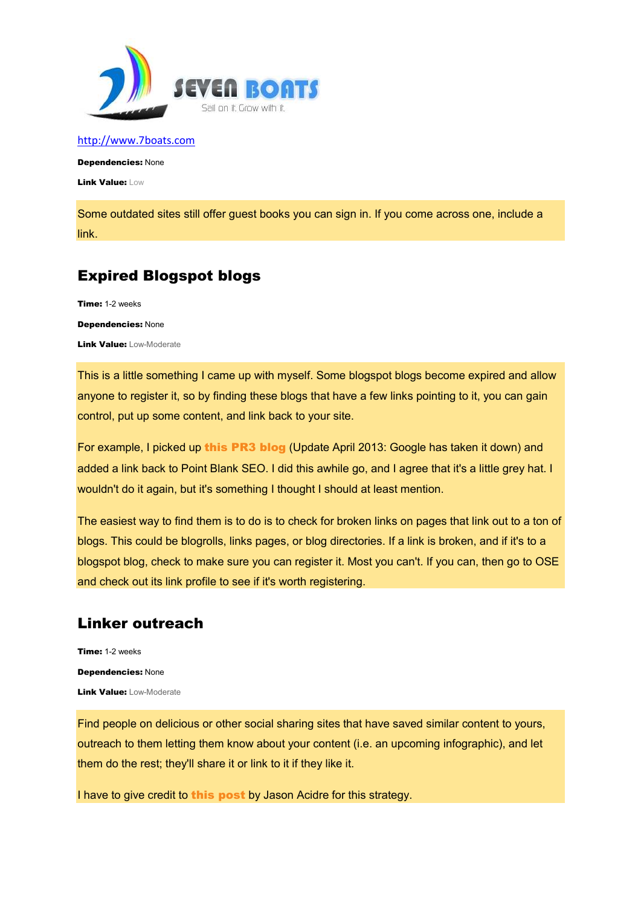http://www.7boats.com

**Dependencies:** None

**Link Value:** Low

Some outdated sites still offer guest books you can sign in. If you come across one, include a link.

## Expired Blogspot blogs

**Time:** 1-2 weeks

**Dependencies:** None

**Link Value:** Low-Moderate

This is a little something I came up with myself. Some blogspot blogs become expired and allow anyone to register it, so by finding these blogs that have a few links pointing to it, you can gain control, put up some content, and link back to your site.

For example, I picked up **this PR3 blog** (Update April 2013: Google has taken it down) and added a link back to Point Blank SEO. I did this awhile go, and I agree that it's a little grey hat. I wouldn't do it again, but it's something I thought I should at least mention.

The easiest way to find them is to do is to check for broken links on pages that link out to a ton of blogs. This could be blogrolls, links pages, or blog directories. If a link is broken, and if it's to a blogspot blog, check to make sure you can register it. Most you can't. If you can, then go to OSE and check out its link profile to see if it's worth registering.

## Linker outreach

**Time:** 1-2 weeks

**Dependencies:** None

**Link Value:** Low-Moderate

Find people on delicious or other social sharing sites that have saved similar content to yours, outreach to them letting them know about your content (i.e. an upcoming infographic), and let them do the rest; they'll share it or link to it if they like it.

I have to give credit to **this post** by Jason Acidre for this strategy.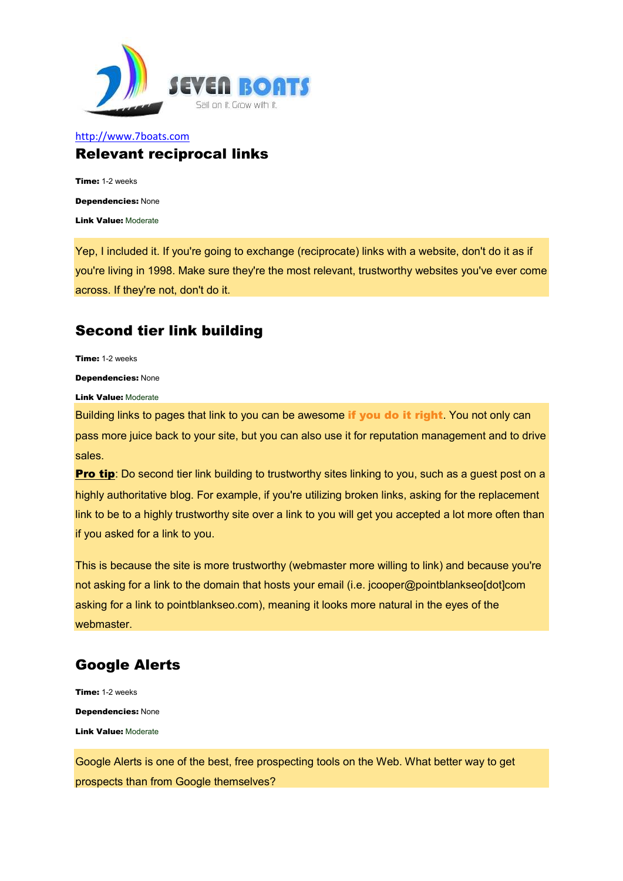SEVEN BOATS

Sail on it. Grow with it.

http://www.7boats.com

## Relevant reciprocal links

**Time:** 1-2 weeks

**Dependencies:** None

**Link Value:** Moderate

Yep, I included it. If you're going to exchange (reciprocate) links with a website, don't do it as if you're living in 1998. Make sure they're the most relevant, trustworthy websites you've ever come across. If they're not, don't do it.

## Second tier link building

**Time:** 1-2 weeks

**Dependencies:** None

**Link Value:** Moderate

Building links to pages that link to you can be awesome **if you do it right**. You not only can pass more juice back to your site, but you can also use it for reputation management and to drive sales.

**Pro tip**: Do second tier link building to trustworthy sites linking to you, such as a guest post on a highly authoritative blog. For example, if you're utilizing broken links, asking for the replacement link to be to a highly trustworthy site over a link to you will get you accepted a lot more often than if you asked for a link to you.

This is because the site is more trustworthy (webmaster more willing to link) and because you're not asking for a link to the domain that hosts your email (i.e. jcooper@pointblankseo[dot]com asking for a link to pointblankseo.com), meaning it looks more natural in the eyes of the webmaster.

## Google Alerts

**Time:** 1-2 weeks

**Dependencies:** None

**Link Value:** Moderate

Google Alerts is one of the best, free prospecting tools on the Web. What better way to get prospects than from Google themselves?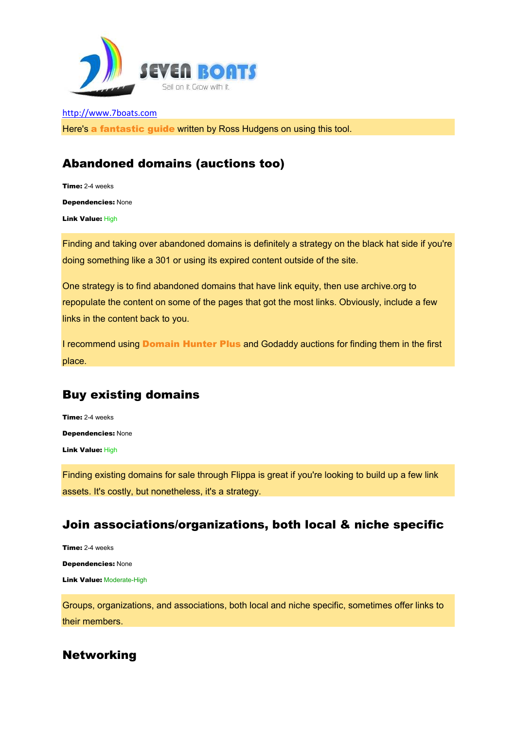http://www.7boats.com

Here's **a fantastic guide** written by Ross Hudgens on using this tool.

## Abandoned domains (auctions too)

**Time:** 2-4 weeks

**Dependencies:** None

**Link Value:** High

Finding and taking over abandoned domains is definitely a strategy on the black hat side if you're doing something like a 301 or using its expired content outside of the site.

One strategy is to find abandoned domains that have link equity, then use archive.org to repopulate the content on some of the pages that got the most links. Obviously, include a few links in the content back to you.

I recommend using **Domain Hunter Plus** and Godaddy auctions for finding them in the first place.

## Buy existing domains

**Time:** 2-4 weeks

**Dependencies:** None

**Link Value:** High

Finding existing domains for sale through Flippa is great if you're looking to build up a few link assets. It's costly, but nonetheless, it's a strategy.

## Join associations/organizations, both local & niche specific

**Time:** 2-4 weeks

**Dependencies:** None

**Link Value:** Moderate-High

Groups, organizations, and associations, both local and niche specific, sometimes offer links to their members.

## Networking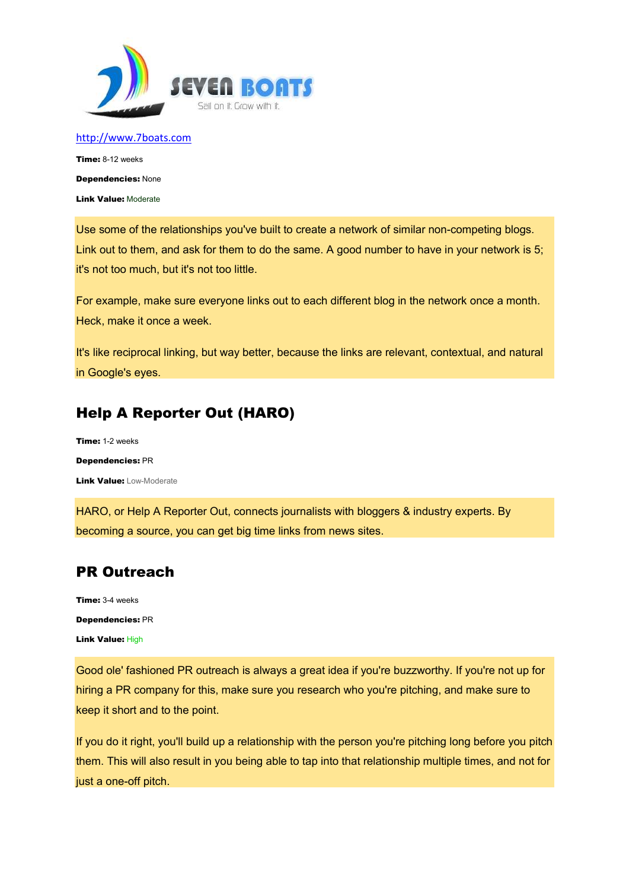http://www.7boats.com

**Time:** 8-12 weeks

**Dependencies:** None

**Link Value:** Moderate

Use some of the relationships you've built to create a network of similar non-competing blogs. Link out to them, and ask for them to do the same. A good number to have in your network is 5; it's not too much, but it's not too little.

For example, make sure everyone links out to each different blog in the network once a month. Heck, make it once a week.

It's like reciprocal linking, but way better, because the links are relevant, contextual, and natural in Google's eyes.

## Help A Reporter Out (HARO)

**Time:** 1-2 weeks

**Dependencies:** PR

**Link Value:** Low-Moderate

HARO, or Help A Reporter Out, connects journalists with bloggers & industry experts. By becoming a source, you can get big time links from news sites.

## PR Outreach

**Time:** 3-4 weeks

**Dependencies:** PR

**Link Value:** High

Good ole' fashioned PR outreach is always a great idea if you're buzzworthy. If you're not up for hiring a PR company for this, make sure you research who you're pitching, and make sure to keep it short and to the point.

If you do it right, you'll build up a relationship with the person you're pitching long before you pitch them. This will also result in you being able to tap into that relationship multiple times, and not for just a one-off pitch.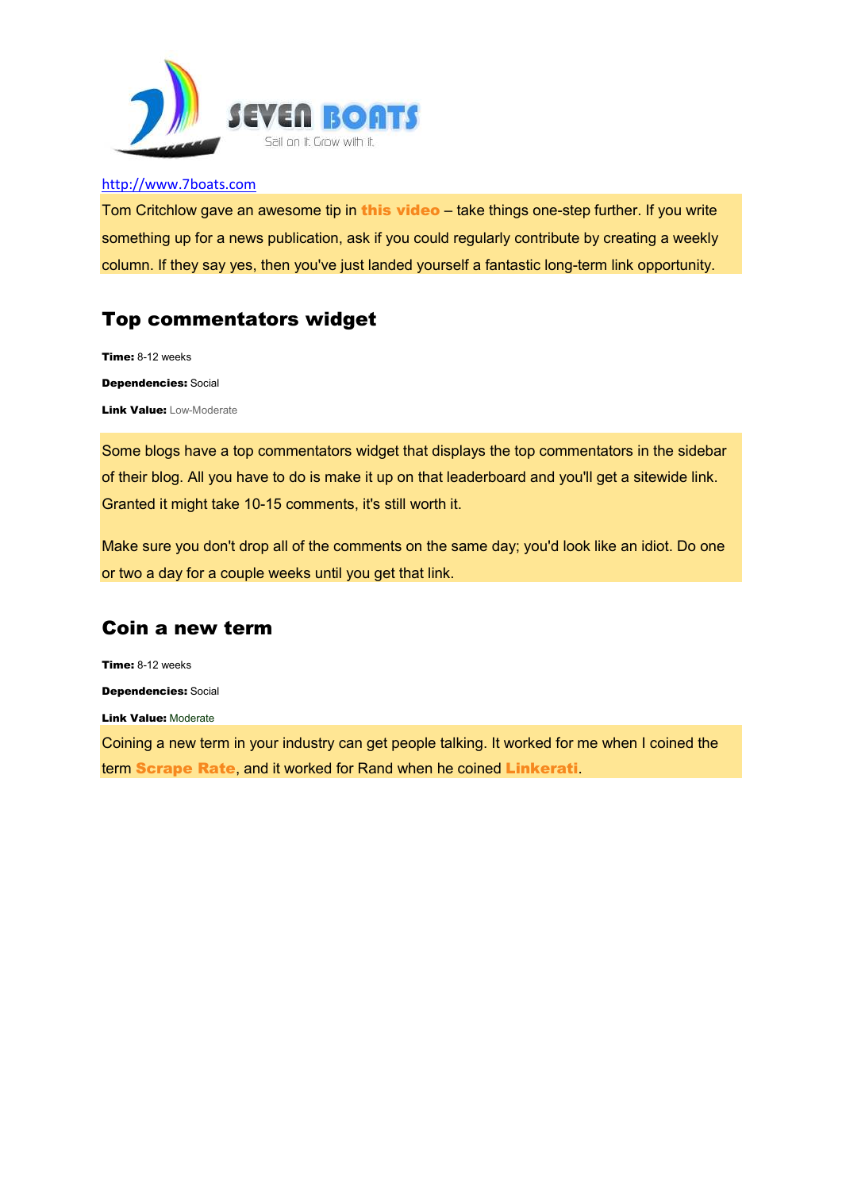http://www.7boats.com

Tom Critchlow gave an awesome tip in **this video** – take things one-step further. If you write something up for a news publication, ask if you could regularly contribute by creating a weekly column. If they say yes, then you've just landed yourself a fantastic long-term link opportunity.

## Top commentators widget

**Time:** 8-12 weeks

**Dependencies:** Social

**Link Value:** Low-Moderate

Some blogs have a top commentators widget that displays the top commentators in the sidebar of their blog. All you have to do is make it up on that leaderboard and you'll get a sitewide link. Granted it might take 10-15 comments, it's still worth it.

Make sure you don't drop all of the comments on the same day; you'd look like an idiot. Do one or two a day for a couple weeks until you get that link.

## Coin a new term

**Time:** 8-12 weeks

**Dependencies:** Social

**Link Value:** Moderate

Coining a new term in your industry can get people talking. It worked for me when I coined the term **Scrape Rate**, and it worked for Rand when he coined **Linkerati**.